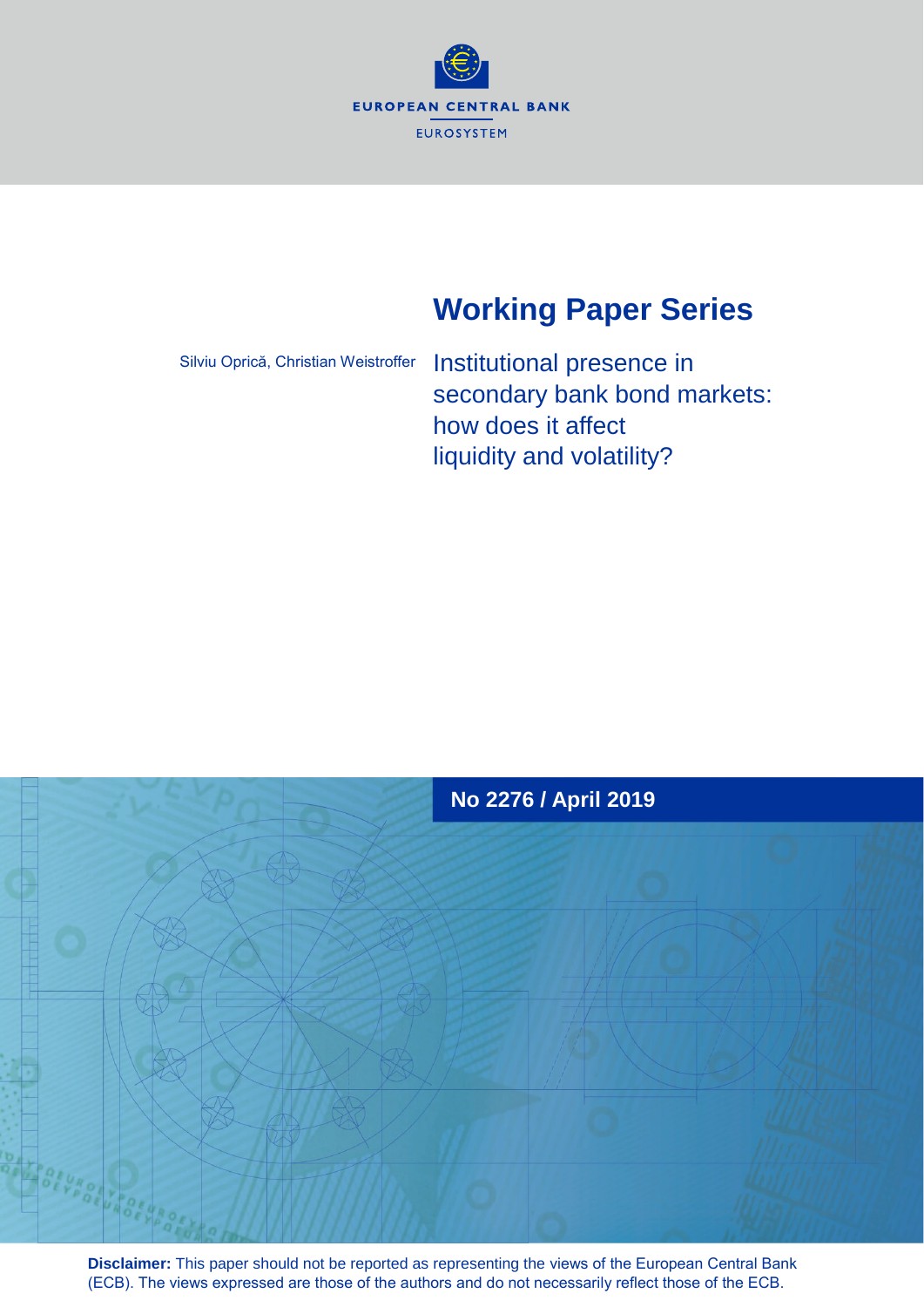EUROPEAN CENTRAL BANK

EUROSYSTEM

# Working Paper Series

Silviu Oprică, Christian Weistroffer

## Institutional presence in secondary bank bond markets: how does it affect liquidity and volatility?

**No 2276 / April 2019**

**Disclaimer:** This paper should not be reported as representing the views of the European Central Bank (ECB). The views expressed are those of the authors and do not necessarily reflect those of the ECB.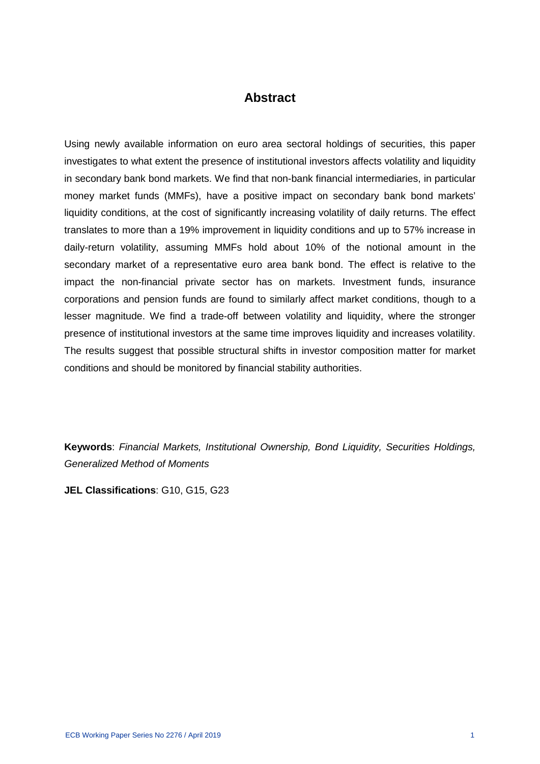## Abstract

Using newly available information on euro area sectoral holdings of securities, this paper investigates to what extent the presence of institutional investors affects volatility and liquidity in secondary bank bond markets. We find that non-bank financial intermediaries, in particular money market funds (MMFs), have a positive impact on secondary bank bond markets' liquidity conditions, at the cost of significantly increasing volatility of daily returns. The effect translates to more than a 19% improvement in liquidity conditions and up to 57% increase in daily-return volatility, assuming MMFs hold about 10% of the notional amount in the secondary market of a representative euro area bank bond. The effect is relative to the impact the non-financial private sector has on markets. Investment funds, insurance corporations and pension funds are found to similarly affect market conditions, though to a lesser magnitude. We find a trade-off between volatility and liquidity, where the stronger presence of institutional investors at the same time improves liquidity and increases volatility. The results suggest that possible structural shifts in investor composition matter for market conditions and should be monitored by financial stability authorities.

**Keywords**: *Financial Markets, Institutional Ownership, Bond Liquidity, Securities Holdings, Generalized Method of Moments*

**JEL Classifications**: G10, G15, G23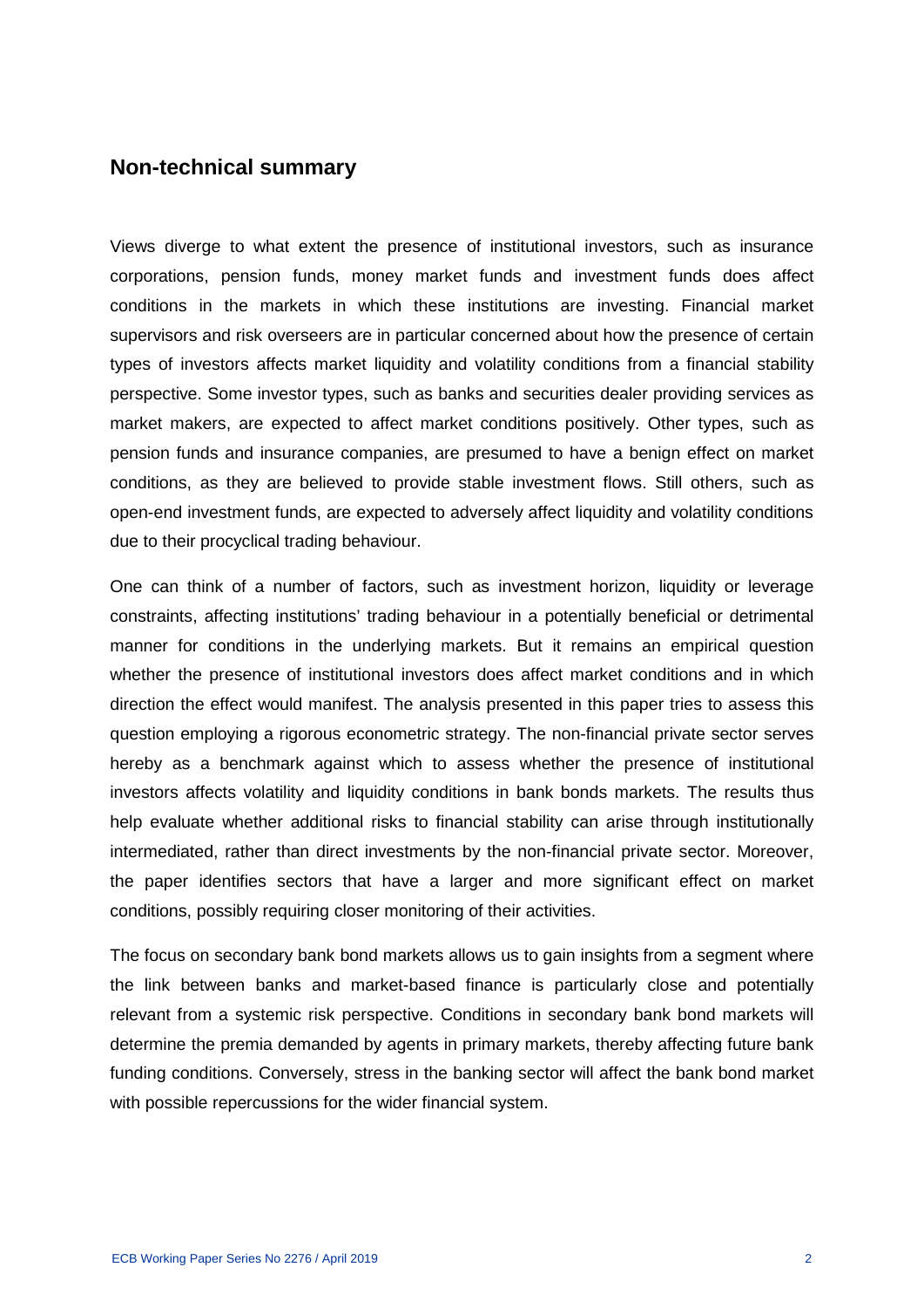## Non-technical summary

Views diverge to what extent the presence of institutional investors, such as insurance corporations, pension funds, money market funds and investment funds does affect conditions in the markets in which these institutions are investing. Financial market supervisors and risk overseers are in particular concerned about how the presence of certain types of investors affects market liquidity and volatility conditions from a financial stability perspective. Some investor types, such as banks and securities dealer providing services as market makers, are expected to affect market conditions positively. Other types, such as pension funds and insurance companies, are presumed to have a benign effect on market conditions, as they are believed to provide stable investment flows. Still others, such as open-end investment funds, are expected to adversely affect liquidity and volatility conditions due to their procyclical trading behaviour.

One can think of a number of factors, such as investment horizon, liquidity or leverage constraints, affecting institutions' trading behaviour in a potentially beneficial or detrimental manner for conditions in the underlying markets. But it remains an empirical question whether the presence of institutional investors does affect market conditions and in which direction the effect would manifest. The analysis presented in this paper tries to assess this question employing a rigorous econometric strategy. The non-financial private sector serves hereby as a benchmark against which to assess whether the presence of institutional investors affects volatility and liquidity conditions in bank bonds markets. The results thus help evaluate whether additional risks to financial stability can arise through institutionally intermediated, rather than direct investments by the non-financial private sector. Moreover, the paper identifies sectors that have a larger and more significant effect on market conditions, possibly requiring closer monitoring of their activities.

The focus on secondary bank bond markets allows us to gain insights from a segment where the link between banks and market-based finance is particularly close and potentially relevant from a systemic risk perspective. Conditions in secondary bank bond markets will determine the premia demanded by agents in primary markets, thereby affecting future bank funding conditions. Conversely, stress in the banking sector will affect the bank bond market with possible repercussions for the wider financial system.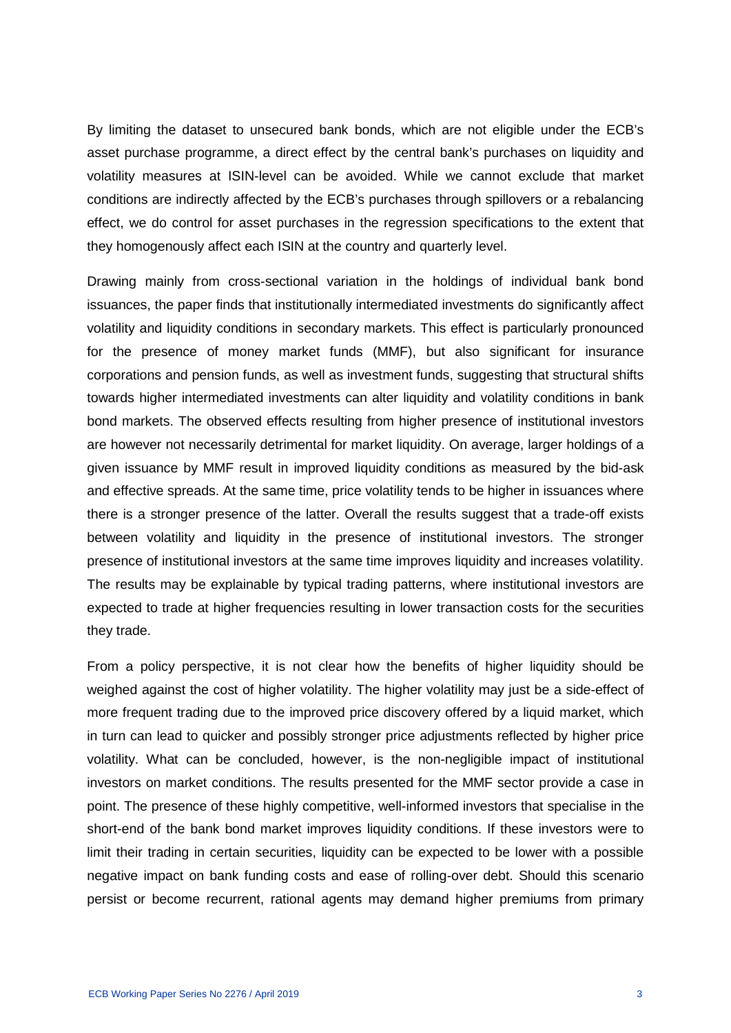By limiting the dataset to unsecured bank bonds, which are not eligible under the ECB's asset purchase programme, a direct effect by the central bank's purchases on liquidity and volatility measures at ISIN-level can be avoided. While we cannot exclude that market conditions are indirectly affected by the ECB's purchases through spillovers or a rebalancing effect, we do control for asset purchases in the regression specifications to the extent that they homogenously affect each ISIN at the country and quarterly level.

Drawing mainly from cross-sectional variation in the holdings of individual bank bond issuances, the paper finds that institutionally intermediated investments do significantly affect volatility and liquidity conditions in secondary markets. This effect is particularly pronounced for the presence of money market funds (MMF), but also significant for insurance corporations and pension funds, as well as investment funds, suggesting that structural shifts towards higher intermediated investments can alter liquidity and volatility conditions in bank bond markets. The observed effects resulting from higher presence of institutional investors are however not necessarily detrimental for market liquidity. On average, larger holdings of a given issuance by MMF result in improved liquidity conditions as measured by the bid-ask and effective spreads. At the same time, price volatility tends to be higher in issuances where there is a stronger presence of the latter. Overall the results suggest that a trade-off exists between volatility and liquidity in the presence of institutional investors. The stronger presence of institutional investors at the same time improves liquidity and increases volatility. The results may be explainable by typical trading patterns, where institutional investors are expected to trade at higher frequencies resulting in lower transaction costs for the securities they trade.

From a policy perspective, it is not clear how the benefits of higher liquidity should be weighed against the cost of higher volatility. The higher volatility may just be a side-effect of more frequent trading due to the improved price discovery offered by a liquid market, which in turn can lead to quicker and possibly stronger price adjustments reflected by higher price volatility. What can be concluded, however, is the non-negligible impact of institutional investors on market conditions. The results presented for the MMF sector provide a case in point. The presence of these highly competitive, well-informed investors that specialise in the short-end of the bank bond market improves liquidity conditions. If these investors were to limit their trading in certain securities, liquidity can be expected to be lower with a possible negative impact on bank funding costs and ease of rolling-over debt. Should this scenario persist or become recurrent, rational agents may demand higher premiums from primary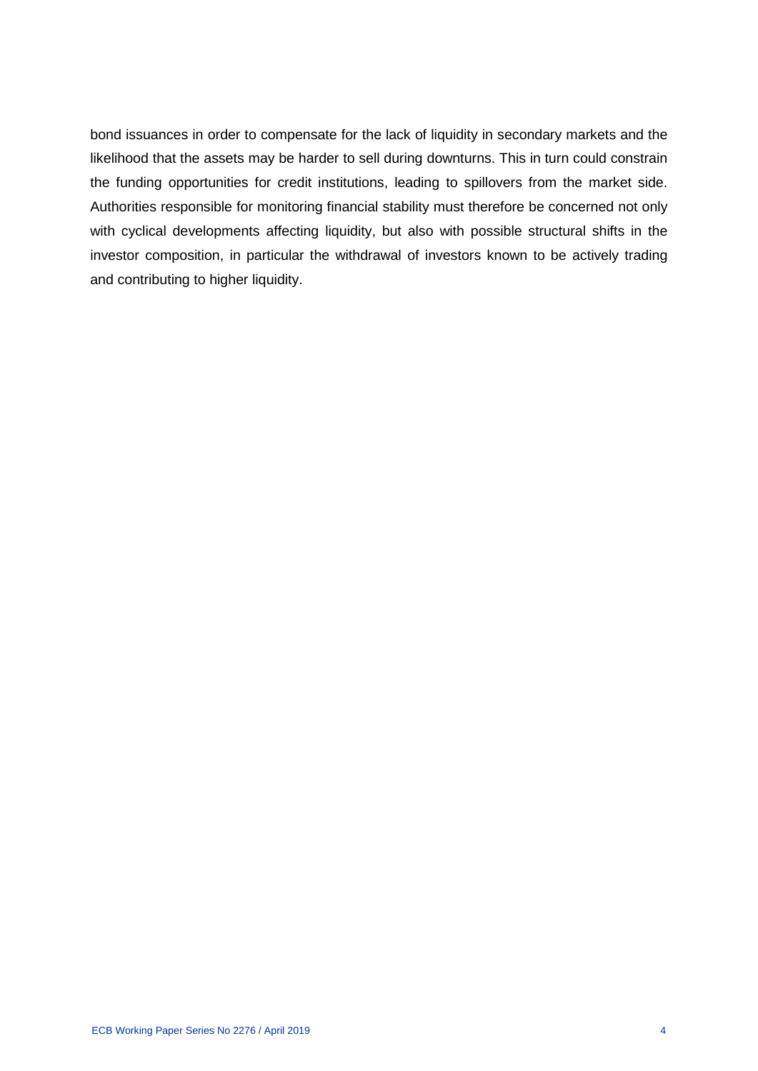bond issuances in order to compensate for the lack of liquidity in secondary markets and the likelihood that the assets may be harder to sell during downturns. This in turn could constrain the funding opportunities for credit institutions, leading to spillovers from the market side. Authorities responsible for monitoring financial stability must therefore be concerned not only with cyclical developments affecting liquidity, but also with possible structural shifts in the investor composition, in particular the withdrawal of investors known to be actively trading and contributing to higher liquidity.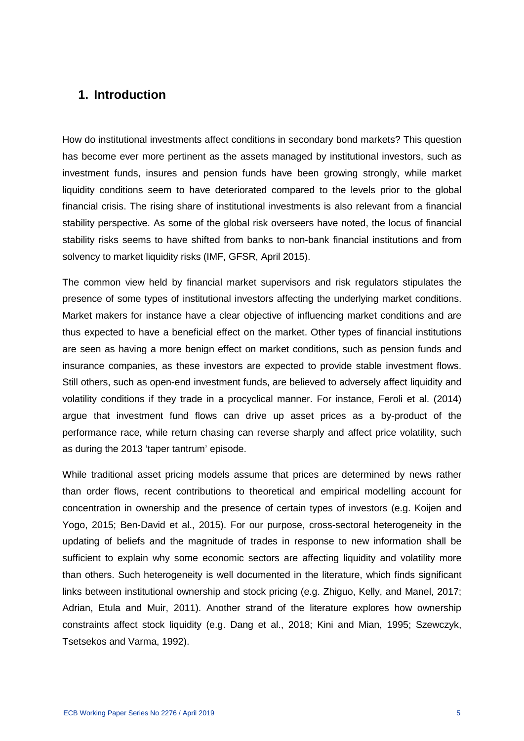## 1. Introduction

How do institutional investments affect conditions in secondary bond markets? This question has become ever more pertinent as the assets managed by institutional investors, such as investment funds, insures and pension funds have been growing strongly, while market liquidity conditions seem to have deteriorated compared to the levels prior to the global financial crisis. The rising share of institutional investments is also relevant from a financial stability perspective. As some of the global risk overseers have noted, the locus of financial stability risks seems to have shifted from banks to non-bank financial institutions and from solvency to market liquidity risks (IMF, GFSR, April 2015).

The common view held by financial market supervisors and risk regulators stipulates the presence of some types of institutional investors affecting the underlying market conditions. Market makers for instance have a clear objective of influencing market conditions and are thus expected to have a beneficial effect on the market. Other types of financial institutions are seen as having a more benign effect on market conditions, such as pension funds and insurance companies, as these investors are expected to provide stable investment flows. Still others, such as open-end investment funds, are believed to adversely affect liquidity and volatility conditions if they trade in a procyclical manner. For instance, Feroli et al. (2014) argue that investment fund flows can drive up asset prices as a by-product of the performance race, while return chasing can reverse sharply and affect price volatility, such as during the 2013 'taper tantrum' episode.

While traditional asset pricing models assume that prices are determined by news rather than order flows, recent contributions to theoretical and empirical modelling account for concentration in ownership and the presence of certain types of investors (e.g. Koijen and Yogo, 2015; Ben-David et al., 2015). For our purpose, cross-sectoral heterogeneity in the updating of beliefs and the magnitude of trades in response to new information shall be sufficient to explain why some economic sectors are affecting liquidity and volatility more than others. Such heterogeneity is well documented in the literature, which finds significant links between institutional ownership and stock pricing (e.g. Zhiguo, Kelly, and Manel, 2017; Adrian, Etula and Muir, 2011). Another strand of the literature explores how ownership constraints affect stock liquidity (e.g. Dang et al., 2018; Kini and Mian, 1995; Szewczyk, Tsetsekos and Varma, 1992).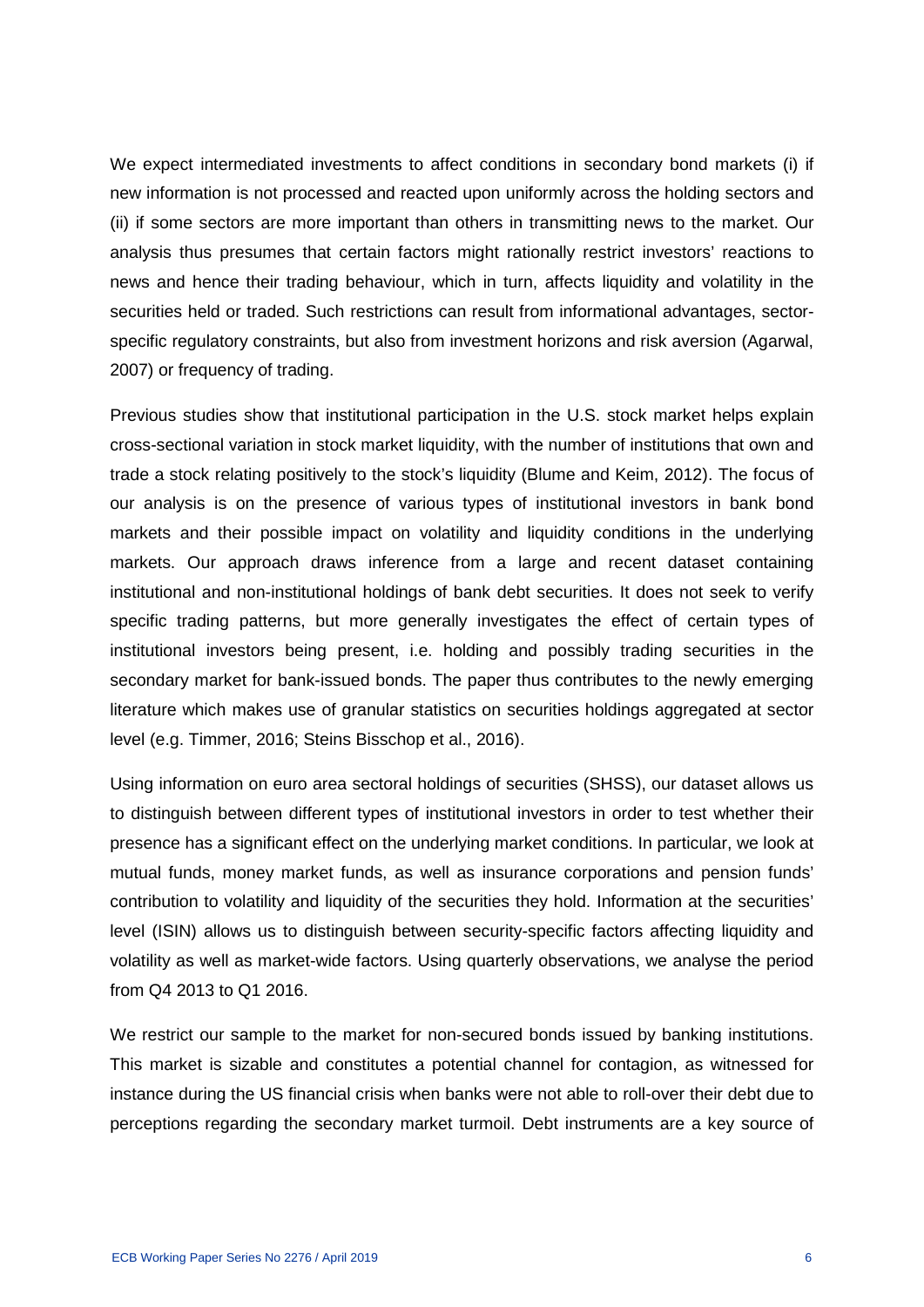We expect intermediated investments to affect conditions in secondary bond markets (i) if new information is not processed and reacted upon uniformly across the holding sectors and (ii) if some sectors are more important than others in transmitting news to the market. Our analysis thus presumes that certain factors might rationally restrict investors' reactions to news and hence their trading behaviour, which in turn, affects liquidity and volatility in the securities held or traded. Such restrictions can result from informational advantages, sector-specific regulatory constraints, but also from investment horizons and risk aversion (Agarwal, 2007) or frequency of trading.

Previous studies show that institutional participation in the U.S. stock market helps explain cross-sectional variation in stock market liquidity, with the number of institutions that own and trade a stock relating positively to the stock's liquidity (Blume and Keim, 2012). The focus of our analysis is on the presence of various types of institutional investors in bank bond markets and their possible impact on volatility and liquidity conditions in the underlying markets. Our approach draws inference from a large and recent dataset containing institutional and non-institutional holdings of bank debt securities. It does not seek to verify specific trading patterns, but more generally investigates the effect of certain types of institutional investors being present, i.e. holding and possibly trading securities in the secondary market for bank-issued bonds. The paper thus contributes to the newly emerging literature which makes use of granular statistics on securities holdings aggregated at sector level (e.g. Timmer, 2016; Steins Bisschop et al., 2016).

Using information on euro area sectoral holdings of securities (SHSS), our dataset allows us to distinguish between different types of institutional investors in order to test whether their presence has a significant effect on the underlying market conditions. In particular, we look at mutual funds, money market funds, as well as insurance corporations and pension funds' contribution to volatility and liquidity of the securities they hold. Information at the securities' level (ISIN) allows us to distinguish between security-specific factors affecting liquidity and volatility as well as market-wide factors. Using quarterly observations, we analyse the period from Q4 2013 to Q1 2016.

We restrict our sample to the market for non-secured bonds issued by banking institutions. This market is sizable and constitutes a potential channel for contagion, as witnessed for instance during the US financial crisis when banks were not able to roll-over their debt due to perceptions regarding the secondary market turmoil. Debt instruments are a key source of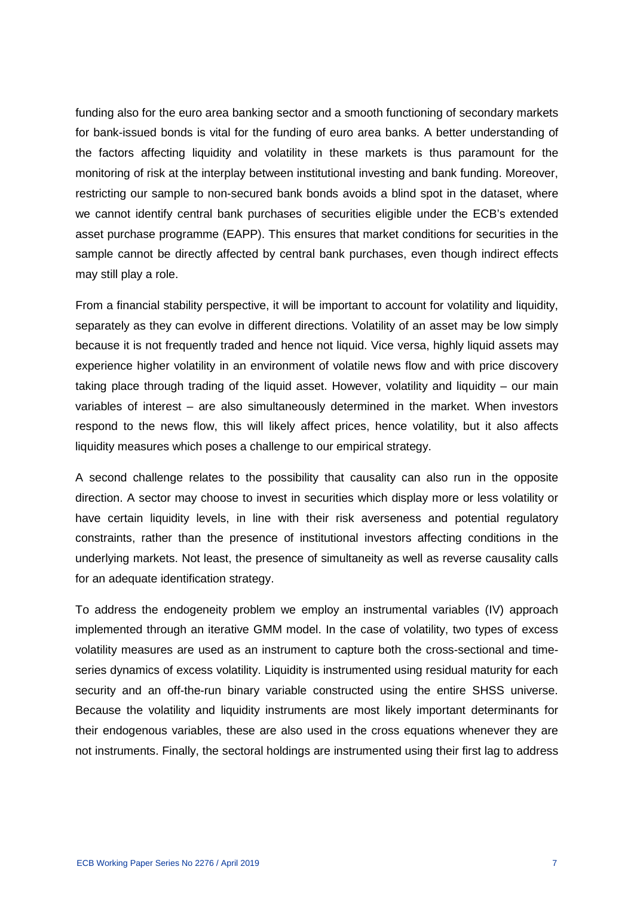funding also for the euro area banking sector and a smooth functioning of secondary markets for bank-issued bonds is vital for the funding of euro area banks. A better understanding of the factors affecting liquidity and volatility in these markets is thus paramount for the monitoring of risk at the interplay between institutional investing and bank funding. Moreover, restricting our sample to non-secured bank bonds avoids a blind spot in the dataset, where we cannot identify central bank purchases of securities eligible under the ECB's extended asset purchase programme (EAPP). This ensures that market conditions for securities in the sample cannot be directly affected by central bank purchases, even though indirect effects may still play a role.

From a financial stability perspective, it will be important to account for volatility and liquidity, separately as they can evolve in different directions. Volatility of an asset may be low simply because it is not frequently traded and hence not liquid. Vice versa, highly liquid assets may experience higher volatility in an environment of volatile news flow and with price discovery taking place through trading of the liquid asset. However, volatility and liquidity – our main variables of interest – are also simultaneously determined in the market. When investors respond to the news flow, this will likely affect prices, hence volatility, but it also affects liquidity measures which poses a challenge to our empirical strategy.

A second challenge relates to the possibility that causality can also run in the opposite direction. A sector may choose to invest in securities which display more or less volatility or have certain liquidity levels, in line with their risk averseness and potential regulatory constraints, rather than the presence of institutional investors affecting conditions in the underlying markets. Not least, the presence of simultaneity as well as reverse causality calls for an adequate identification strategy.

To address the endogeneity problem we employ an instrumental variables (IV) approach implemented through an iterative GMM model. In the case of volatility, two types of excess volatility measures are used as an instrument to capture both the cross-sectional and time-series dynamics of excess volatility. Liquidity is instrumented using residual maturity for each security and an off-the-run binary variable constructed using the entire SHSS universe. Because the volatility and liquidity instruments are most likely important determinants for their endogenous variables, these are also used in the cross equations whenever they are not instruments. Finally, the sectoral holdings are instrumented using their first lag to address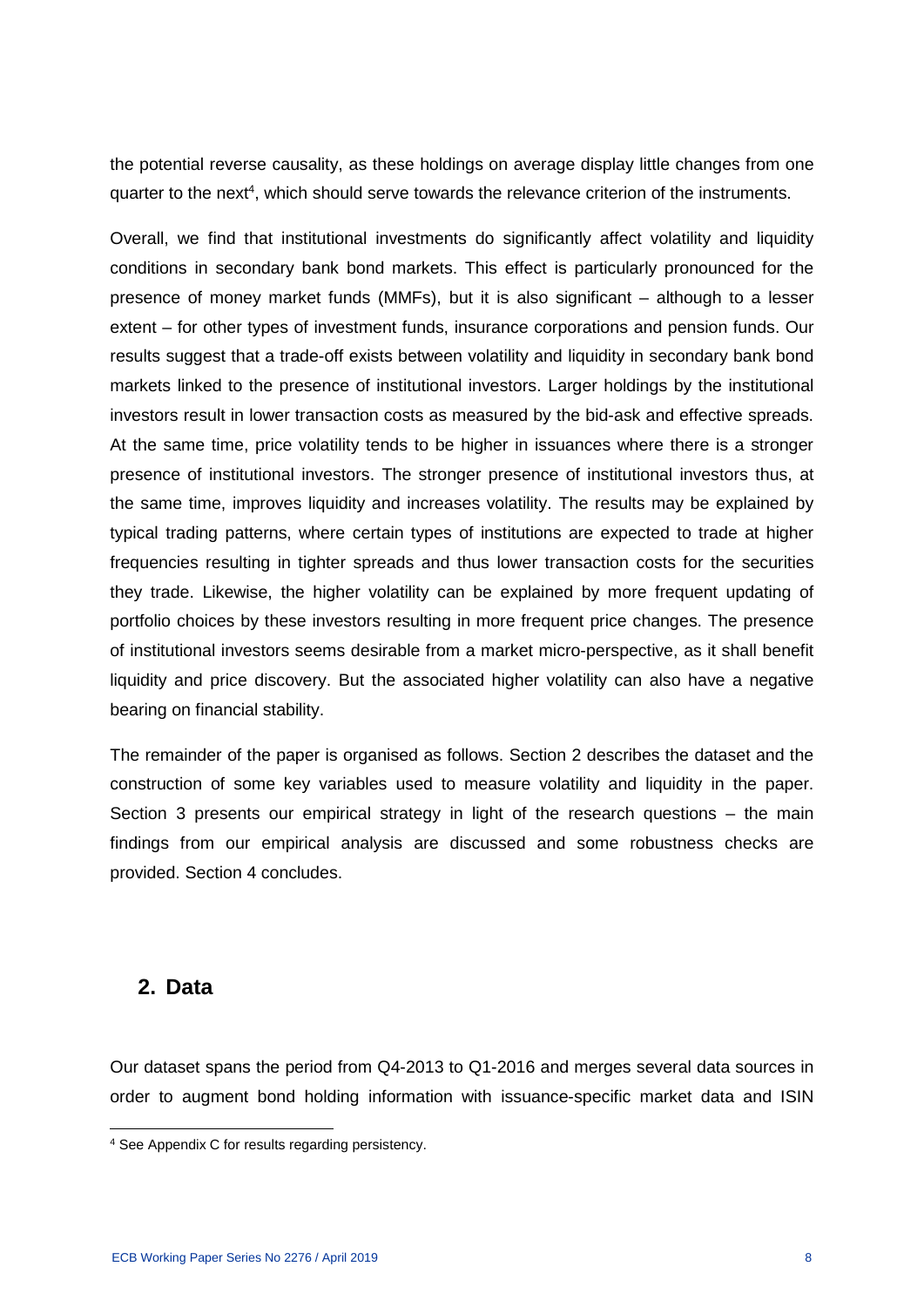the potential reverse causality, as these holdings on average display little changes from one quarter to the next[4], which should serve towards the relevance criterion of the instruments.

Overall, we find that institutional investments do significantly affect volatility and liquidity conditions in secondary bank bond markets. This effect is particularly pronounced for the presence of money market funds (MMFs), but it is also significant – although to a lesser extent – for other types of investment funds, insurance corporations and pension funds. Our results suggest that a trade-off exists between volatility and liquidity in secondary bank bond markets linked to the presence of institutional investors. Larger holdings by the institutional investors result in lower transaction costs as measured by the bid-ask and effective spreads. At the same time, price volatility tends to be higher in issuances where there is a stronger presence of institutional investors. The stronger presence of institutional investors thus, at the same time, improves liquidity and increases volatility. The results may be explained by typical trading patterns, where certain types of institutions are expected to trade at higher frequencies resulting in tighter spreads and thus lower transaction costs for the securities they trade. Likewise, the higher volatility can be explained by more frequent updating of portfolio choices by these investors resulting in more frequent price changes. The presence of institutional investors seems desirable from a market micro-perspective, as it shall benefit liquidity and price discovery. But the associated higher volatility can also have a negative bearing on financial stability.

The remainder of the paper is organised as follows. Section 2 describes the dataset and the construction of some key variables used to measure volatility and liquidity in the paper. Section 3 presents our empirical strategy in light of the research questions – the main findings from our empirical analysis are discussed and some robustness checks are provided. Section 4 concludes.

## 2. Data

Our dataset spans the period from Q4-2013 to Q1-2016 and merges several data sources in order to augment bond holding information with issuance-specific market data and ISIN

[4] See Appendix C for results regarding persistency.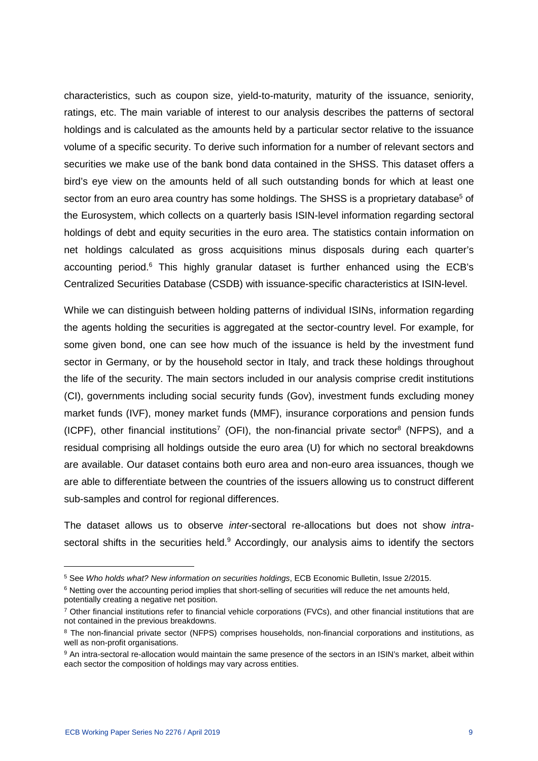characteristics, such as coupon size, yield-to-maturity, maturity of the issuance, seniority, ratings, etc. The main variable of interest to our analysis describes the patterns of sectoral holdings and is calculated as the amounts held by a particular sector relative to the issuance volume of a specific security. To derive such information for a number of relevant sectors and securities we make use of the bank bond data contained in the SHSS. This dataset offers a bird's eye view on the amounts held of all such outstanding bonds for which at least one sector from an euro area country has some holdings. The SHSS is a proprietary database[5] of the Eurosystem, which collects on a quarterly basis ISIN-level information regarding sectoral holdings of debt and equity securities in the euro area. The statistics contain information on net holdings calculated as gross acquisitions minus disposals during each quarter's accounting period.[6] This highly granular dataset is further enhanced using the ECB's Centralized Securities Database (CSDB) with issuance-specific characteristics at ISIN-level.

While we can distinguish between holding patterns of individual ISINs, information regarding the agents holding the securities is aggregated at the sector-country level. For example, for some given bond, one can see how much of the issuance is held by the investment fund sector in Germany, or by the household sector in Italy, and track these holdings throughout the life of the security. The main sectors included in our analysis comprise credit institutions (CI), governments including social security funds (Gov), investment funds excluding money market funds (IVF), money market funds (MMF), insurance corporations and pension funds (ICPF), other financial institutions[7] (OFI), the non-financial private sector[8] (NFPS), and a residual comprising all holdings outside the euro area (U) for which no sectoral breakdowns are available. Our dataset contains both euro area and non-euro area issuances, though we are able to differentiate between the countries of the issuers allowing us to construct different sub-samples and control for regional differences.

The dataset allows us to observe *inter*-sectoral re-allocations but does not show *intra*-sectoral shifts in the securities held.[9] Accordingly, our analysis aims to identify the sectors

---

[5] See *Who holds what? New information on securities holdings*, ECB Economic Bulletin, Issue 2/2015.

[6] Netting over the accounting period implies that short-selling of securities will reduce the net amounts held, potentially creating a negative net position.

[7] Other financial institutions refer to financial vehicle corporations (FVCs), and other financial institutions that are not contained in the previous breakdowns.

[8] The non-financial private sector (NFPS) comprises households, non-financial corporations and institutions, as well as non-profit organisations.

[9] An intra-sectoral re-allocation would maintain the same presence of the sectors in an ISIN's market, albeit within each sector the composition of holdings may vary across entities.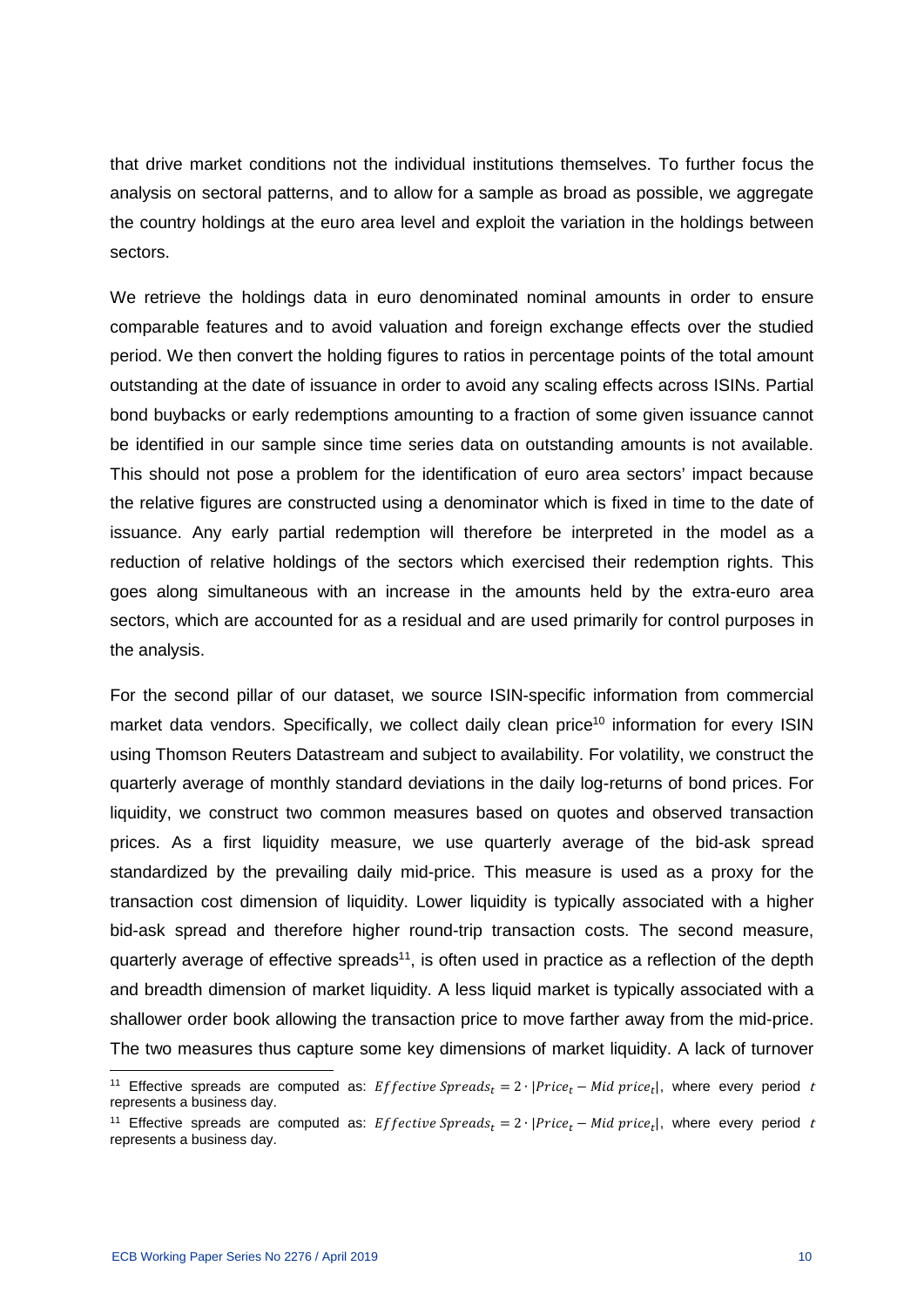that drive market conditions not the individual institutions themselves. To further focus the analysis on sectoral patterns, and to allow for a sample as broad as possible, we aggregate the country holdings at the euro area level and exploit the variation in the holdings between sectors.

We retrieve the holdings data in euro denominated nominal amounts in order to ensure comparable features and to avoid valuation and foreign exchange effects over the studied period. We then convert the holding figures to ratios in percentage points of the total amount outstanding at the date of issuance in order to avoid any scaling effects across ISINs. Partial bond buybacks or early redemptions amounting to a fraction of some given issuance cannot be identified in our sample since time series data on outstanding amounts is not available. This should not pose a problem for the identification of euro area sectors' impact because the relative figures are constructed using a denominator which is fixed in time to the date of issuance. Any early partial redemption will therefore be interpreted in the model as a reduction of relative holdings of the sectors which exercised their redemption rights. This goes along simultaneous with an increase in the amounts held by the extra-euro area sectors, which are accounted for as a residual and are used primarily for control purposes in the analysis.

For the second pillar of our dataset, we source ISIN-specific information from commercial market data vendors. Specifically, we collect daily clean price[10] information for every ISIN using Thomson Reuters Datastream and subject to availability. For volatility, we construct the quarterly average of monthly standard deviations in the daily log-returns of bond prices. For liquidity, we construct two common measures based on quotes and observed transaction prices. As a first liquidity measure, we use quarterly average of the bid-ask spread standardized by the prevailing daily mid-price. This measure is used as a proxy for the transaction cost dimension of liquidity. Lower liquidity is typically associated with a higher bid-ask spread and therefore higher round-trip transaction costs. The second measure, quarterly average of effective spreads[11], is often used in practice as a reflection of the depth and breadth dimension of market liquidity. A less liquid market is typically associated with a shallower order book allowing the transaction price to move farther away from the mid-price. The two measures thus capture some key dimensions of market liquidity. A lack of turnover

[11] Effective spreads are computed as: $Effective\ Spreads_t = 2 \cdot |Price_t - Mid\ price_t|$, where every period $t$ represents a business day.

[11] Effective spreads are computed as: $Effective\ Spreads_t = 2 \cdot |Price_t - Mid\ price_t|$, where every period $t$ represents a business day.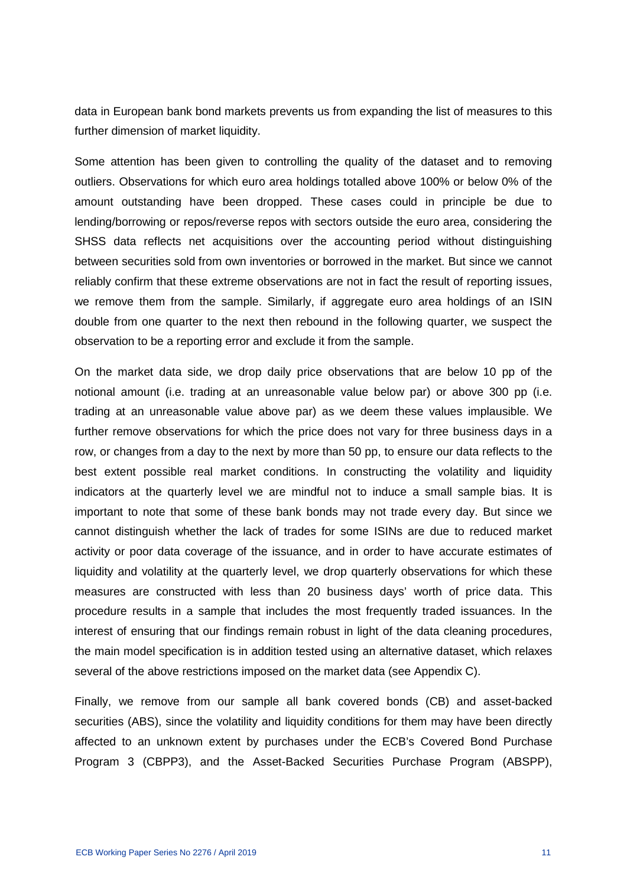data in European bank bond markets prevents us from expanding the list of measures to this further dimension of market liquidity.

Some attention has been given to controlling the quality of the dataset and to removing outliers. Observations for which euro area holdings totalled above 100% or below 0% of the amount outstanding have been dropped. These cases could in principle be due to lending/borrowing or repos/reverse repos with sectors outside the euro area, considering the SHSS data reflects net acquisitions over the accounting period without distinguishing between securities sold from own inventories or borrowed in the market. But since we cannot reliably confirm that these extreme observations are not in fact the result of reporting issues, we remove them from the sample. Similarly, if aggregate euro area holdings of an ISIN double from one quarter to the next then rebound in the following quarter, we suspect the observation to be a reporting error and exclude it from the sample.

On the market data side, we drop daily price observations that are below 10 pp of the notional amount (i.e. trading at an unreasonable value below par) or above 300 pp (i.e. trading at an unreasonable value above par) as we deem these values implausible. We further remove observations for which the price does not vary for three business days in a row, or changes from a day to the next by more than 50 pp, to ensure our data reflects to the best extent possible real market conditions. In constructing the volatility and liquidity indicators at the quarterly level we are mindful not to induce a small sample bias. It is important to note that some of these bank bonds may not trade every day. But since we cannot distinguish whether the lack of trades for some ISINs are due to reduced market activity or poor data coverage of the issuance, and in order to have accurate estimates of liquidity and volatility at the quarterly level, we drop quarterly observations for which these measures are constructed with less than 20 business days' worth of price data. This procedure results in a sample that includes the most frequently traded issuances. In the interest of ensuring that our findings remain robust in light of the data cleaning procedures, the main model specification is in addition tested using an alternative dataset, which relaxes several of the above restrictions imposed on the market data (see Appendix C).

Finally, we remove from our sample all bank covered bonds (CB) and asset-backed securities (ABS), since the volatility and liquidity conditions for them may have been directly affected to an unknown extent by purchases under the ECB's Covered Bond Purchase Program 3 (CBPP3), and the Asset-Backed Securities Purchase Program (ABSPP),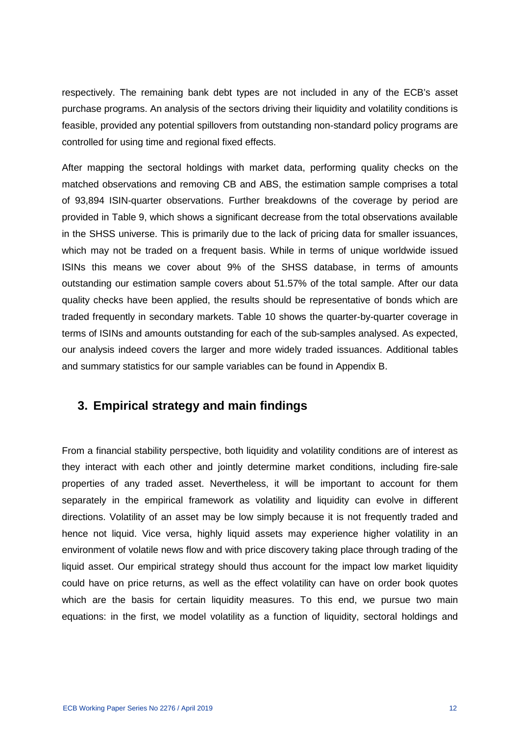respectively. The remaining bank debt types are not included in any of the ECB's asset purchase programs. An analysis of the sectors driving their liquidity and volatility conditions is feasible, provided any potential spillovers from outstanding non-standard policy programs are controlled for using time and regional fixed effects.

After mapping the sectoral holdings with market data, performing quality checks on the matched observations and removing CB and ABS, the estimation sample comprises a total of 93,894 ISIN-quarter observations. Further breakdowns of the coverage by period are provided in Table 9, which shows a significant decrease from the total observations available in the SHSS universe. This is primarily due to the lack of pricing data for smaller issuances, which may not be traded on a frequent basis. While in terms of unique worldwide issued ISINs this means we cover about 9% of the SHSS database, in terms of amounts outstanding our estimation sample covers about 51.57% of the total sample. After our data quality checks have been applied, the results should be representative of bonds which are traded frequently in secondary markets. Table 10 shows the quarter-by-quarter coverage in terms of ISINs and amounts outstanding for each of the sub-samples analysed. As expected, our analysis indeed covers the larger and more widely traded issuances. Additional tables and summary statistics for our sample variables can be found in Appendix B.

## 3. Empirical strategy and main findings

From a financial stability perspective, both liquidity and volatility conditions are of interest as they interact with each other and jointly determine market conditions, including fire-sale properties of any traded asset. Nevertheless, it will be important to account for them separately in the empirical framework as volatility and liquidity can evolve in different directions. Volatility of an asset may be low simply because it is not frequently traded and hence not liquid. Vice versa, highly liquid assets may experience higher volatility in an environment of volatile news flow and with price discovery taking place through trading of the liquid asset. Our empirical strategy should thus account for the impact low market liquidity could have on price returns, as well as the effect volatility can have on order book quotes which are the basis for certain liquidity measures. To this end, we pursue two main equations: in the first, we model volatility as a function of liquidity, sectoral holdings and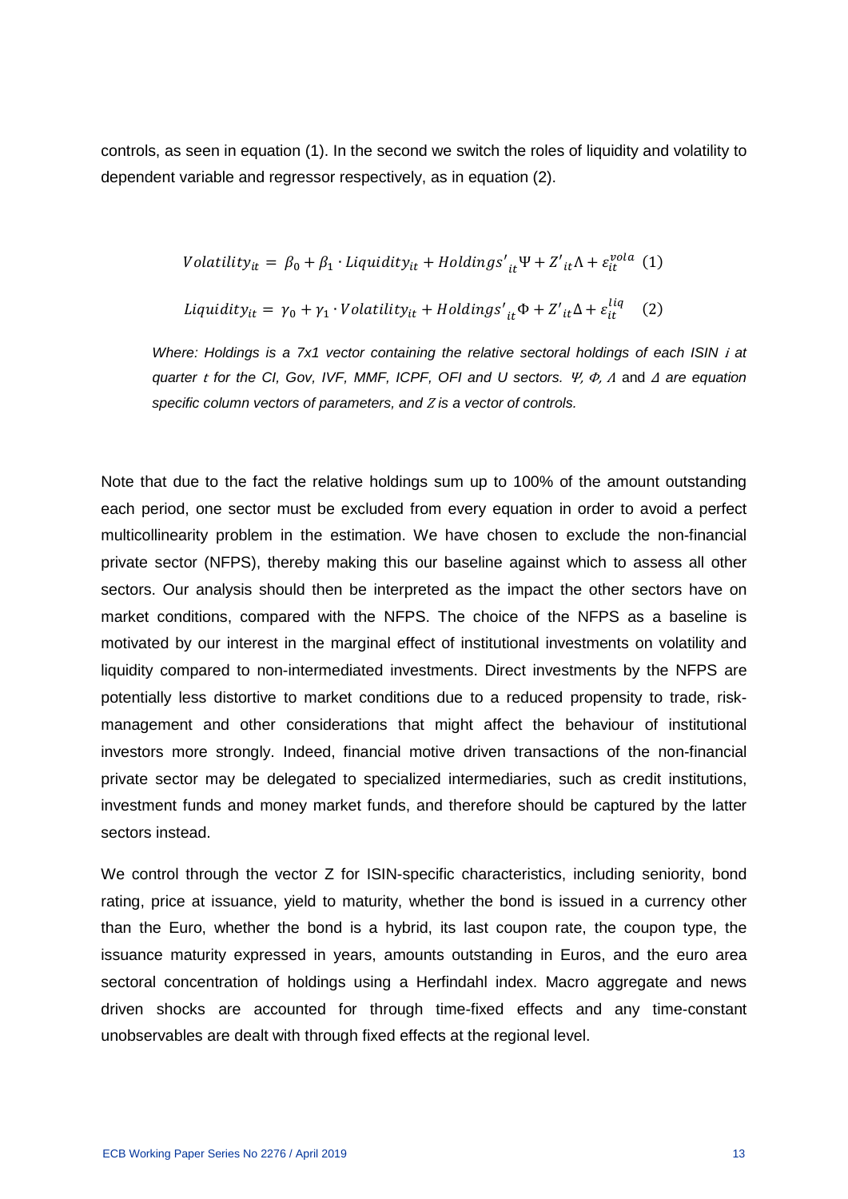controls, as seen in equation (1). In the second we switch the roles of liquidity and volatility to dependent variable and regressor respectively, as in equation (2).

$$Volatility_{it} = \beta_0 + \beta_1 \cdot Liquidity_{it} + Holdings'_{it}\Psi + Z'_{it}\Lambda + \varepsilon_{it}^{vola} \quad (1)$$

$$Liquidity_{it} = \gamma_0 + \gamma_1 \cdot Volatility_{it} + Holdings'_{it}\Phi + Z'_{it}\Delta + \varepsilon_{it}^{liq} \quad (2)$$

*Where: Holdings is a 7x1 vector containing the relative sectoral holdings of each ISIN $i$ at quarter $t$ for the CI, Gov, IVF, MMF, ICPF, OFI and U sectors. $\Psi$, $\Phi$, $\Lambda$* and *$\Delta$ are equation specific column vectors of parameters, and $Z$ is a vector of controls.*

Note that due to the fact the relative holdings sum up to 100% of the amount outstanding each period, one sector must be excluded from every equation in order to avoid a perfect multicollinearity problem in the estimation. We have chosen to exclude the non-financial private sector (NFPS), thereby making this our baseline against which to assess all other sectors. Our analysis should then be interpreted as the impact the other sectors have on market conditions, compared with the NFPS. The choice of the NFPS as a baseline is motivated by our interest in the marginal effect of institutional investments on volatility and liquidity compared to non-intermediated investments. Direct investments by the NFPS are potentially less distortive to market conditions due to a reduced propensity to trade, risk-management and other considerations that might affect the behaviour of institutional investors more strongly. Indeed, financial motive driven transactions of the non-financial private sector may be delegated to specialized intermediaries, such as credit institutions, investment funds and money market funds, and therefore should be captured by the latter sectors instead.

We control through the vector Z for ISIN-specific characteristics, including seniority, bond rating, price at issuance, yield to maturity, whether the bond is issued in a currency other than the Euro, whether the bond is a hybrid, its last coupon rate, the coupon type, the issuance maturity expressed in years, amounts outstanding in Euros, and the euro area sectoral concentration of holdings using a Herfindahl index. Macro aggregate and news driven shocks are accounted for through time-fixed effects and any time-constant unobservables are dealt with through fixed effects at the regional level.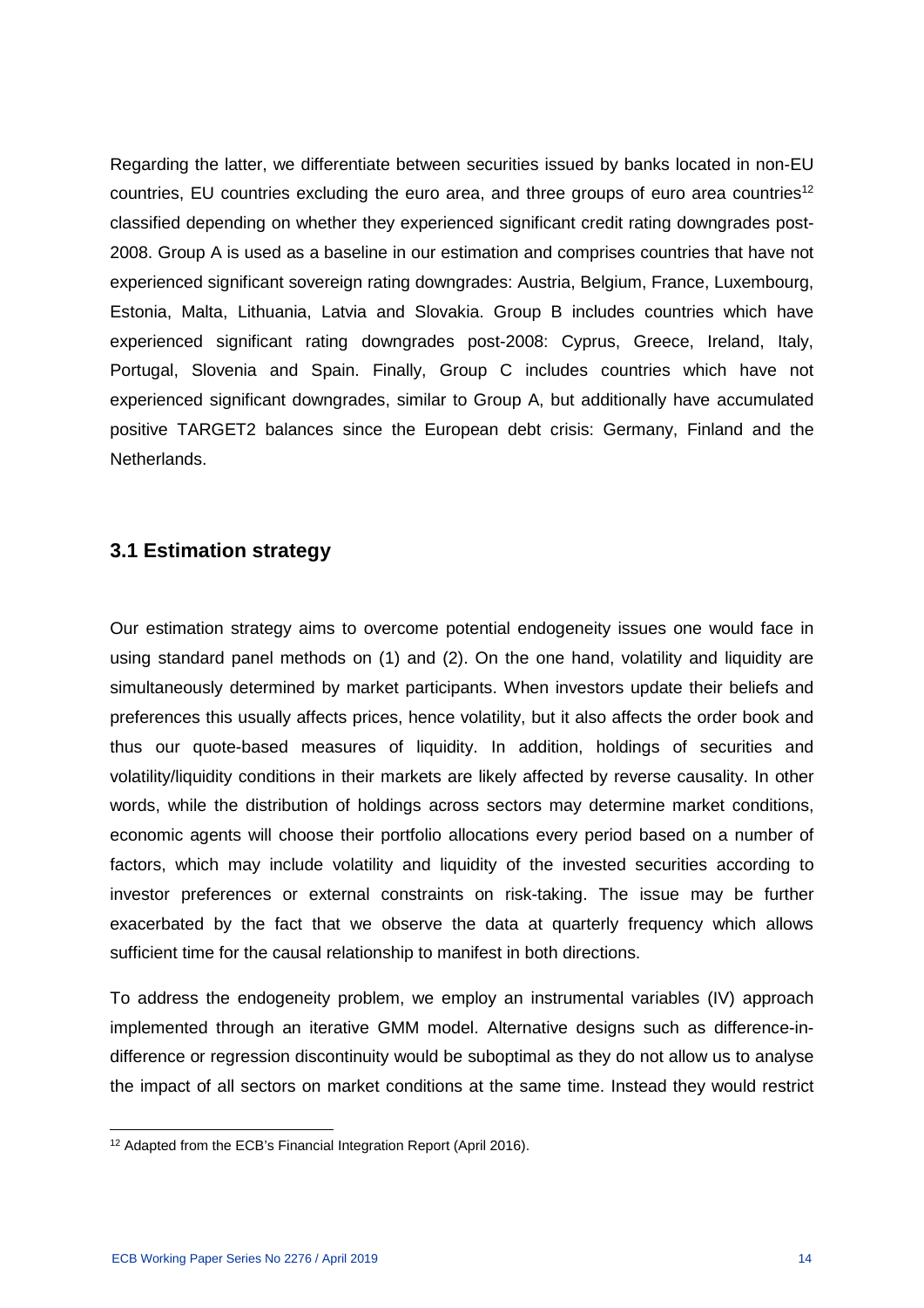Regarding the latter, we differentiate between securities issued by banks located in non-EU countries, EU countries excluding the euro area, and three groups of euro area countries[12] classified depending on whether they experienced significant credit rating downgrades post-2008. Group A is used as a baseline in our estimation and comprises countries that have not experienced significant sovereign rating downgrades: Austria, Belgium, France, Luxembourg, Estonia, Malta, Lithuania, Latvia and Slovakia. Group B includes countries which have experienced significant rating downgrades post-2008: Cyprus, Greece, Ireland, Italy, Portugal, Slovenia and Spain. Finally, Group C includes countries which have not experienced significant downgrades, similar to Group A, but additionally have accumulated positive TARGET2 balances since the European debt crisis: Germany, Finland and the Netherlands.

## 3.1 Estimation strategy

Our estimation strategy aims to overcome potential endogeneity issues one would face in using standard panel methods on (1) and (2). On the one hand, volatility and liquidity are simultaneously determined by market participants. When investors update their beliefs and preferences this usually affects prices, hence volatility, but it also affects the order book and thus our quote-based measures of liquidity. In addition, holdings of securities and volatility/liquidity conditions in their markets are likely affected by reverse causality. In other words, while the distribution of holdings across sectors may determine market conditions, economic agents will choose their portfolio allocations every period based on a number of factors, which may include volatility and liquidity of the invested securities according to investor preferences or external constraints on risk-taking. The issue may be further exacerbated by the fact that we observe the data at quarterly frequency which allows sufficient time for the causal relationship to manifest in both directions.

To address the endogeneity problem, we employ an instrumental variables (IV) approach implemented through an iterative GMM model. Alternative designs such as difference-in-difference or regression discontinuity would be suboptimal as they do not allow us to analyse the impact of all sectors on market conditions at the same time. Instead they would restrict

[12] Adapted from the ECB's Financial Integration Report (April 2016).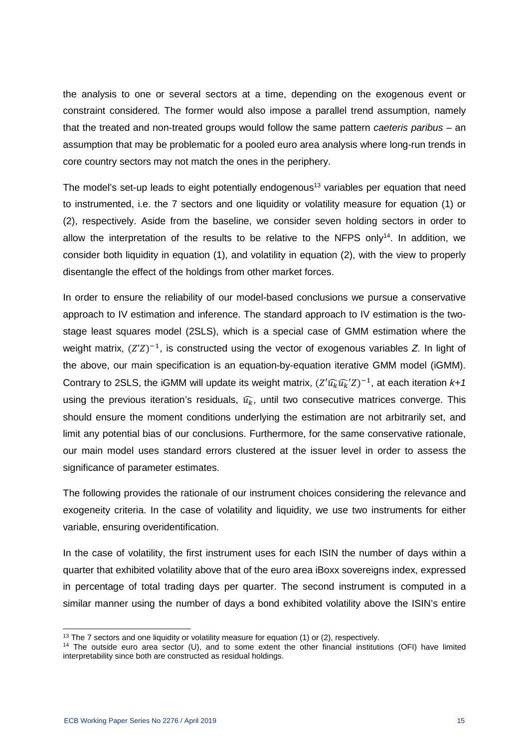the analysis to one or several sectors at a time, depending on the exogenous event or constraint considered. The former would also impose a parallel trend assumption, namely that the treated and non-treated groups would follow the same pattern *caeteris paribus* – an assumption that may be problematic for a pooled euro area analysis where long-run trends in core country sectors may not match the ones in the periphery.

The model's set-up leads to eight potentially endogenous[13] variables per equation that need to instrumented, i.e. the 7 sectors and one liquidity or volatility measure for equation (1) or (2), respectively. Aside from the baseline, we consider seven holding sectors in order to allow the interpretation of the results to be relative to the NFPS only[14]. In addition, we consider both liquidity in equation (1), and volatility in equation (2), with the view to properly disentangle the effect of the holdings from other market forces.

In order to ensure the reliability of our model-based conclusions we pursue a conservative approach to IV estimation and inference. The standard approach to IV estimation is the two-stage least squares model (2SLS), which is a special case of GMM estimation where the weight matrix, $(Z'Z)^{-1}$, is constructed using the vector of exogenous variables *Z.* In light of the above, our main specification is an equation-by-equation iterative GMM model (iGMM). Contrary to 2SLS, the iGMM will update its weight matrix, $(Z'\widehat{u_k}\widehat{u_k}'Z)^{-1}$, at each iteration *k+1* using the previous iteration's residuals, $\widehat{u_k}$, until two consecutive matrices converge. This should ensure the moment conditions underlying the estimation are not arbitrarily set, and limit any potential bias of our conclusions. Furthermore, for the same conservative rationale, our main model uses standard errors clustered at the issuer level in order to assess the significance of parameter estimates.

The following provides the rationale of our instrument choices considering the relevance and exogeneity criteria. In the case of volatility and liquidity, we use two instruments for either variable, ensuring overidentification.

In the case of volatility, the first instrument uses for each ISIN the number of days within a quarter that exhibited volatility above that of the euro area iBoxx sovereigns index, expressed in percentage of total trading days per quarter. The second instrument is computed in a similar manner using the number of days a bond exhibited volatility above the ISIN's entire

---

[13] The 7 sectors and one liquidity or volatility measure for equation (1) or (2), respectively.

[14] The outside euro area sector (U), and to some extent the other financial institutions (OFI) have limited interpretability since both are constructed as residual holdings.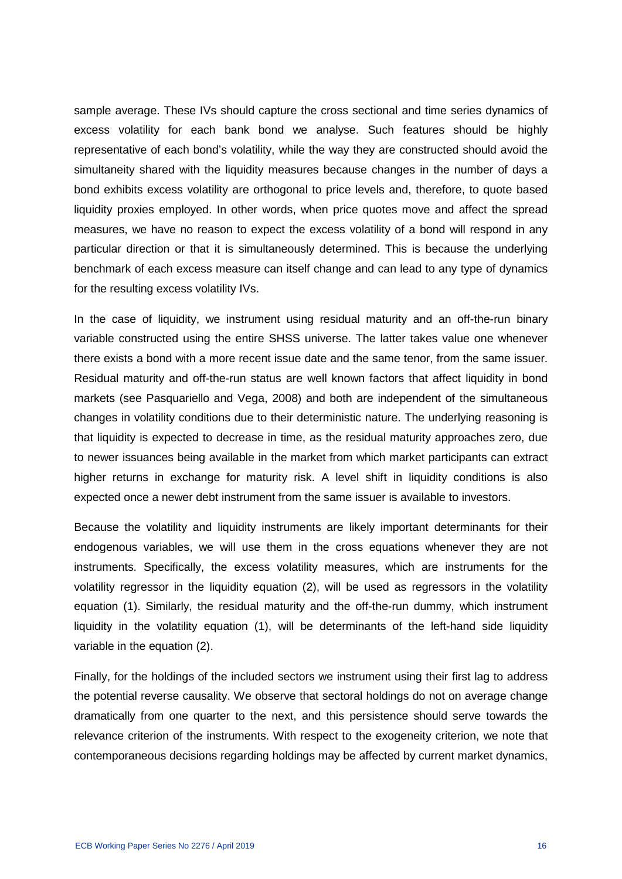sample average. These IVs should capture the cross sectional and time series dynamics of excess volatility for each bank bond we analyse. Such features should be highly representative of each bond's volatility, while the way they are constructed should avoid the simultaneity shared with the liquidity measures because changes in the number of days a bond exhibits excess volatility are orthogonal to price levels and, therefore, to quote based liquidity proxies employed. In other words, when price quotes move and affect the spread measures, we have no reason to expect the excess volatility of a bond will respond in any particular direction or that it is simultaneously determined. This is because the underlying benchmark of each excess measure can itself change and can lead to any type of dynamics for the resulting excess volatility IVs.

In the case of liquidity, we instrument using residual maturity and an off-the-run binary variable constructed using the entire SHSS universe. The latter takes value one whenever there exists a bond with a more recent issue date and the same tenor, from the same issuer. Residual maturity and off-the-run status are well known factors that affect liquidity in bond markets (see Pasquariello and Vega, 2008) and both are independent of the simultaneous changes in volatility conditions due to their deterministic nature. The underlying reasoning is that liquidity is expected to decrease in time, as the residual maturity approaches zero, due to newer issuances being available in the market from which market participants can extract higher returns in exchange for maturity risk. A level shift in liquidity conditions is also expected once a newer debt instrument from the same issuer is available to investors.

Because the volatility and liquidity instruments are likely important determinants for their endogenous variables, we will use them in the cross equations whenever they are not instruments. Specifically, the excess volatility measures, which are instruments for the volatility regressor in the liquidity equation (2), will be used as regressors in the volatility equation (1). Similarly, the residual maturity and the off-the-run dummy, which instrument liquidity in the volatility equation (1), will be determinants of the left-hand side liquidity variable in the equation (2).

Finally, for the holdings of the included sectors we instrument using their first lag to address the potential reverse causality. We observe that sectoral holdings do not on average change dramatically from one quarter to the next, and this persistence should serve towards the relevance criterion of the instruments. With respect to the exogeneity criterion, we note that contemporaneous decisions regarding holdings may be affected by current market dynamics,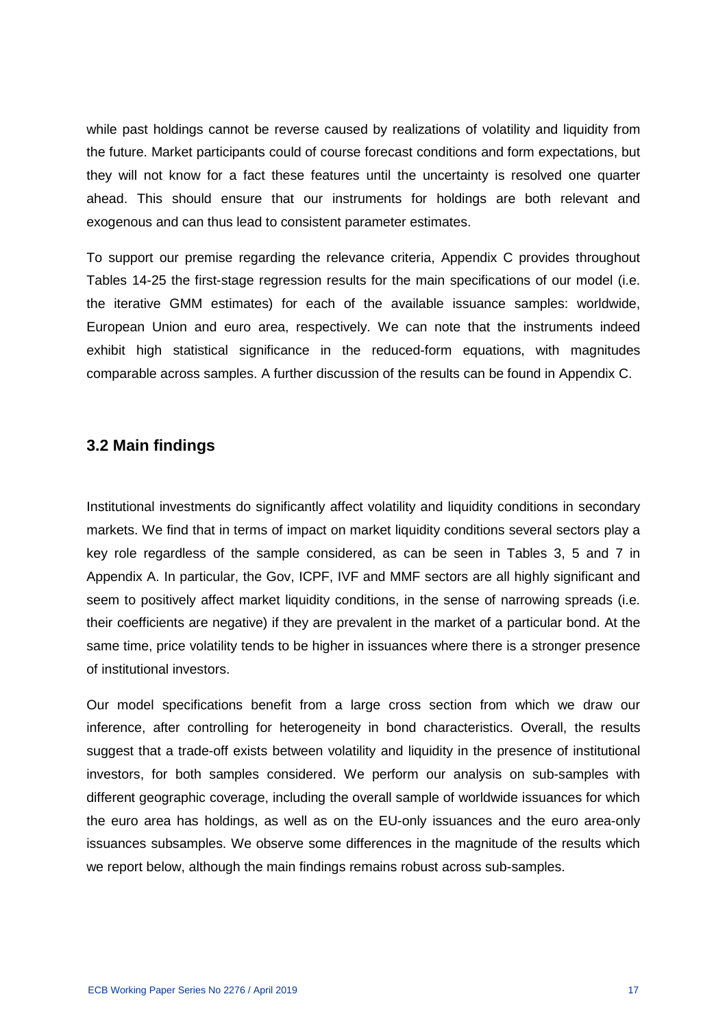while past holdings cannot be reverse caused by realizations of volatility and liquidity from the future. Market participants could of course forecast conditions and form expectations, but they will not know for a fact these features until the uncertainty is resolved one quarter ahead. This should ensure that our instruments for holdings are both relevant and exogenous and can thus lead to consistent parameter estimates.

To support our premise regarding the relevance criteria, Appendix C provides throughout Tables 14-25 the first-stage regression results for the main specifications of our model (i.e. the iterative GMM estimates) for each of the available issuance samples: worldwide, European Union and euro area, respectively. We can note that the instruments indeed exhibit high statistical significance in the reduced-form equations, with magnitudes comparable across samples. A further discussion of the results can be found in Appendix C.

## 3.2 Main findings

Institutional investments do significantly affect volatility and liquidity conditions in secondary markets. We find that in terms of impact on market liquidity conditions several sectors play a key role regardless of the sample considered, as can be seen in Tables 3, 5 and 7 in Appendix A. In particular, the Gov, ICPF, IVF and MMF sectors are all highly significant and seem to positively affect market liquidity conditions, in the sense of narrowing spreads (i.e. their coefficients are negative) if they are prevalent in the market of a particular bond. At the same time, price volatility tends to be higher in issuances where there is a stronger presence of institutional investors.

Our model specifications benefit from a large cross section from which we draw our inference, after controlling for heterogeneity in bond characteristics. Overall, the results suggest that a trade-off exists between volatility and liquidity in the presence of institutional investors, for both samples considered. We perform our analysis on sub-samples with different geographic coverage, including the overall sample of worldwide issuances for which the euro area has holdings, as well as on the EU-only issuances and the euro area-only issuances subsamples. We observe some differences in the magnitude of the results which we report below, although the main findings remains robust across sub-samples.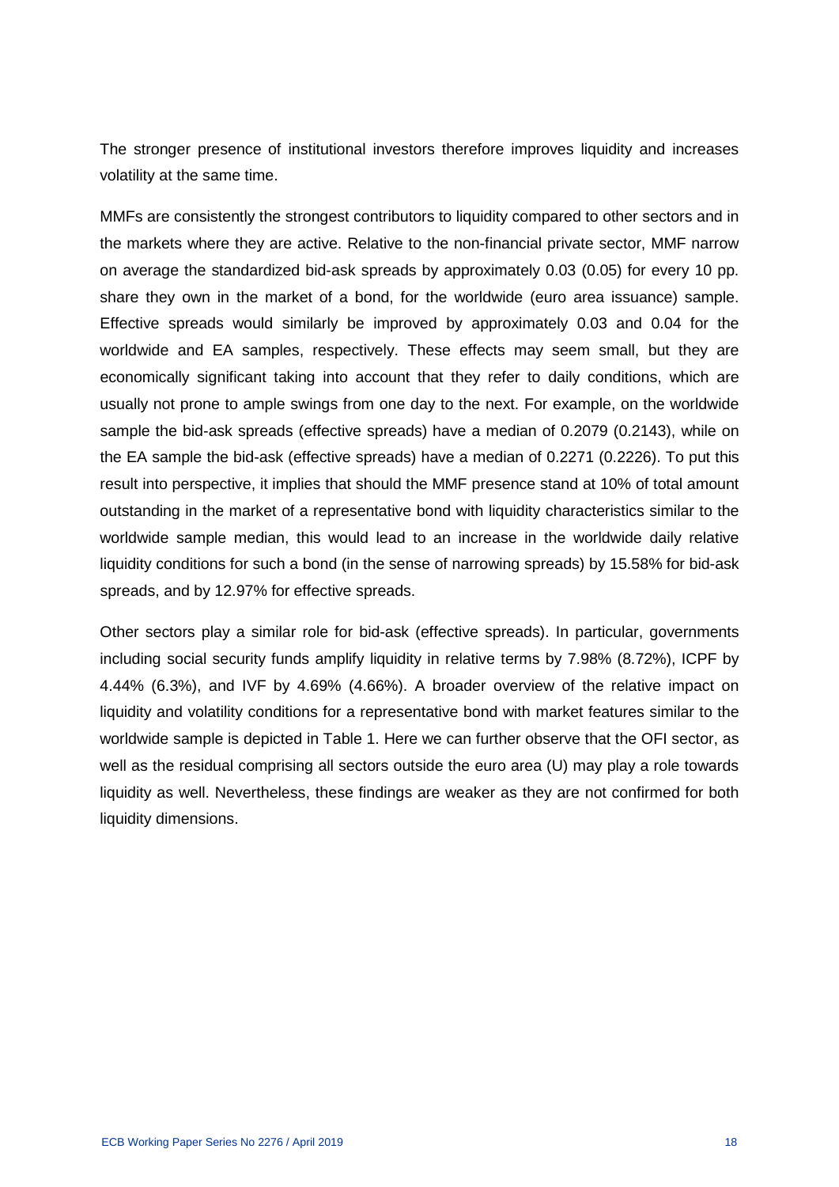The stronger presence of institutional investors therefore improves liquidity and increases volatility at the same time.

MMFs are consistently the strongest contributors to liquidity compared to other sectors and in the markets where they are active. Relative to the non-financial private sector, MMF narrow on average the standardized bid-ask spreads by approximately 0.03 (0.05) for every 10 pp. share they own in the market of a bond, for the worldwide (euro area issuance) sample. Effective spreads would similarly be improved by approximately 0.03 and 0.04 for the worldwide and EA samples, respectively. These effects may seem small, but they are economically significant taking into account that they refer to daily conditions, which are usually not prone to ample swings from one day to the next. For example, on the worldwide sample the bid-ask spreads (effective spreads) have a median of 0.2079 (0.2143), while on the EA sample the bid-ask (effective spreads) have a median of 0.2271 (0.2226). To put this result into perspective, it implies that should the MMF presence stand at 10% of total amount outstanding in the market of a representative bond with liquidity characteristics similar to the worldwide sample median, this would lead to an increase in the worldwide daily relative liquidity conditions for such a bond (in the sense of narrowing spreads) by 15.58% for bid-ask spreads, and by 12.97% for effective spreads.

Other sectors play a similar role for bid-ask (effective spreads). In particular, governments including social security funds amplify liquidity in relative terms by 7.98% (8.72%), ICPF by 4.44% (6.3%), and IVF by 4.69% (4.66%). A broader overview of the relative impact on liquidity and volatility conditions for a representative bond with market features similar to the worldwide sample is depicted in Table 1. Here we can further observe that the OFI sector, as well as the residual comprising all sectors outside the euro area (U) may play a role towards liquidity as well. Nevertheless, these findings are weaker as they are not confirmed for both liquidity dimensions.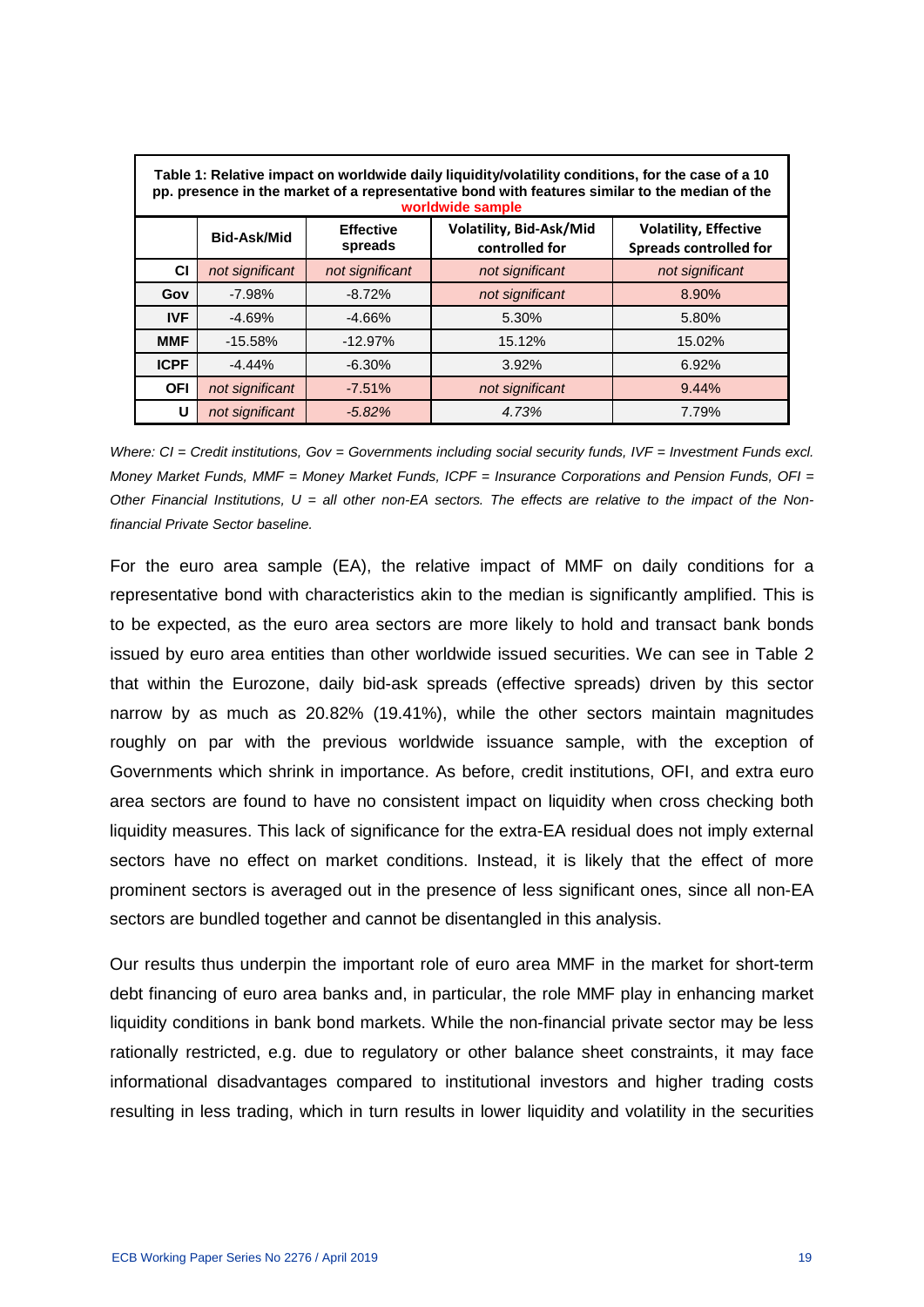**Table 1: Relative impact on worldwide daily liquidity/volatility conditions, for the case of a 10 pp. presence in the market of a representative bond with features similar to the median of the worldwide sample**

| | Bid-Ask/Mid | Effective spreads | Volatility, Bid-Ask/Mid controlled for | Volatility, Effective Spreads controlled for |
|---|---|---|---|---|
| **CI** | *not significant* | *not significant* | *not significant* | *not significant* |
| **Gov** | -7.98% | -8.72% | *not significant* | 8.90% |
| **IVF** | -4.69% | -4.66% | 5.30% | 5.80% |
| **MMF** | -15.58% | -12.97% | 15.12% | 15.02% |
| **ICPF** | -4.44% | -6.30% | 3.92% | 6.92% |
| **OFI** | *not significant* | -7.51% | *not significant* | 9.44% |
| **U** | *not significant* | *-5.82%* | *4.73%* | 7.79% |

*Where: CI = Credit institutions, Gov = Governments including social security funds, IVF = Investment Funds excl. Money Market Funds, MMF = Money Market Funds, ICPF = Insurance Corporations and Pension Funds, OFI = Other Financial Institutions, U = all other non-EA sectors. The effects are relative to the impact of the Non-financial Private Sector baseline.*

For the euro area sample (EA), the relative impact of MMF on daily conditions for a representative bond with characteristics akin to the median is significantly amplified. This is to be expected, as the euro area sectors are more likely to hold and transact bank bonds issued by euro area entities than other worldwide issued securities. We can see in Table 2 that within the Eurozone, daily bid-ask spreads (effective spreads) driven by this sector narrow by as much as 20.82% (19.41%), while the other sectors maintain magnitudes roughly on par with the previous worldwide issuance sample, with the exception of Governments which shrink in importance. As before, credit institutions, OFI, and extra euro area sectors are found to have no consistent impact on liquidity when cross checking both liquidity measures. This lack of significance for the extra-EA residual does not imply external sectors have no effect on market conditions. Instead, it is likely that the effect of more prominent sectors is averaged out in the presence of less significant ones, since all non-EA sectors are bundled together and cannot be disentangled in this analysis.

Our results thus underpin the important role of euro area MMF in the market for short-term debt financing of euro area banks and, in particular, the role MMF play in enhancing market liquidity conditions in bank bond markets. While the non-financial private sector may be less rationally restricted, e.g. due to regulatory or other balance sheet constraints, it may face informational disadvantages compared to institutional investors and higher trading costs resulting in less trading, which in turn results in lower liquidity and volatility in the securities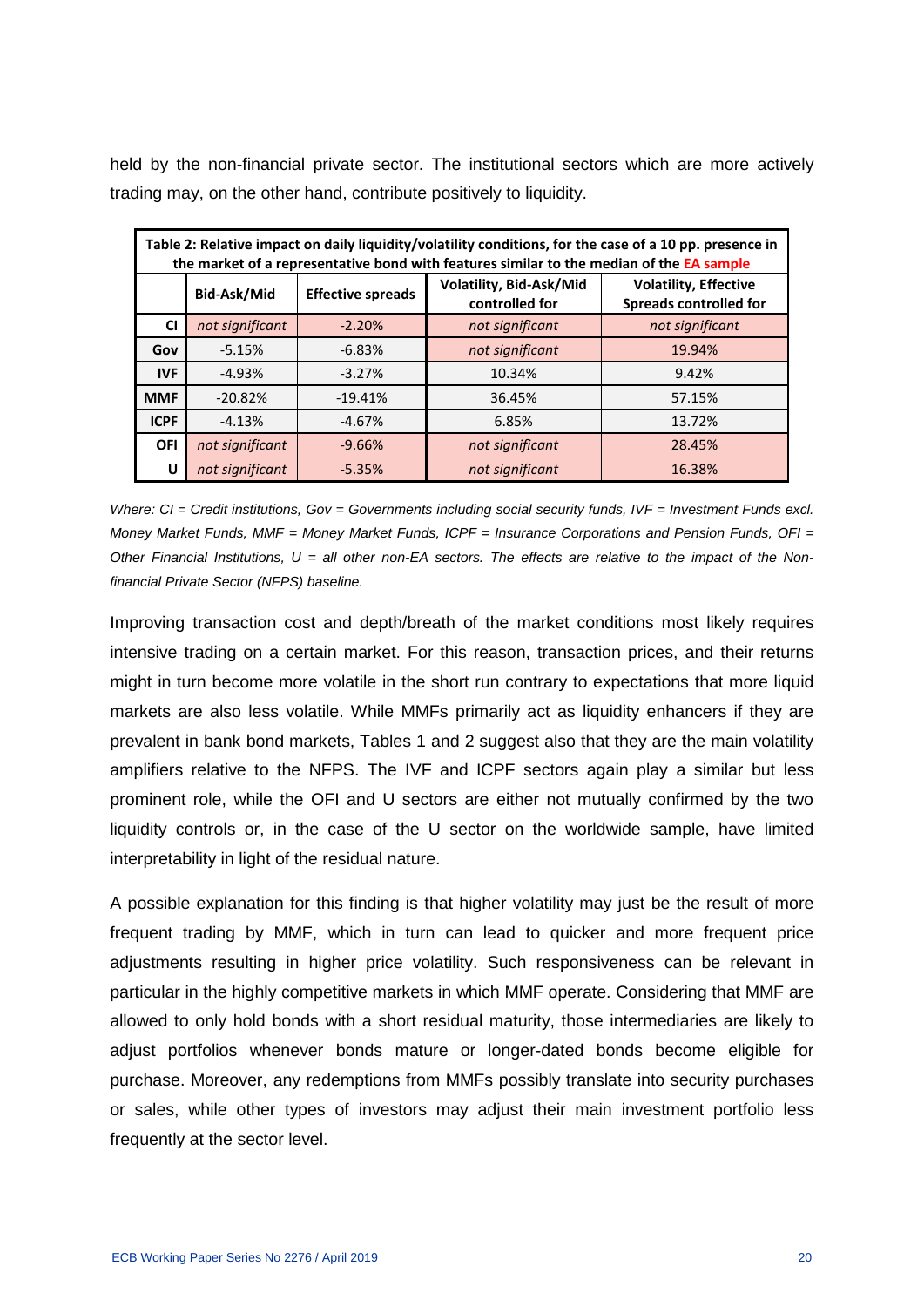held by the non-financial private sector. The institutional sectors which are more actively trading may, on the other hand, contribute positively to liquidity.

**Table 2: Relative impact on daily liquidity/volatility conditions, for the case of a 10 pp. presence in the market of a representative bond with features similar to the median of the EA sample**

| | Bid-Ask/Mid | Effective spreads | Volatility, Bid-Ask/Mid controlled for | Volatility, Effective Spreads controlled for |
|---|---|---|---|---|
| CI | *not significant* | -2.20% | *not significant* | *not significant* |
| Gov | -5.15% | -6.83% | *not significant* | 19.94% |
| IVF | -4.93% | -3.27% | 10.34% | 9.42% |
| MMF | -20.82% | -19.41% | 36.45% | 57.15% |
| ICPF | -4.13% | -4.67% | 6.85% | 13.72% |
| OFI | *not significant* | -9.66% | *not significant* | 28.45% |
| U | *not significant* | -5.35% | *not significant* | 16.38% |

*Where: CI = Credit institutions, Gov = Governments including social security funds, IVF = Investment Funds excl. Money Market Funds, MMF = Money Market Funds, ICPF = Insurance Corporations and Pension Funds, OFI = Other Financial Institutions, U = all other non-EA sectors. The effects are relative to the impact of the Non-financial Private Sector (NFPS) baseline.*

Improving transaction cost and depth/breath of the market conditions most likely requires intensive trading on a certain market. For this reason, transaction prices, and their returns might in turn become more volatile in the short run contrary to expectations that more liquid markets are also less volatile. While MMFs primarily act as liquidity enhancers if they are prevalent in bank bond markets, Tables 1 and 2 suggest also that they are the main volatility amplifiers relative to the NFPS. The IVF and ICPF sectors again play a similar but less prominent role, while the OFI and U sectors are either not mutually confirmed by the two liquidity controls or, in the case of the U sector on the worldwide sample, have limited interpretability in light of the residual nature.

A possible explanation for this finding is that higher volatility may just be the result of more frequent trading by MMF, which in turn can lead to quicker and more frequent price adjustments resulting in higher price volatility. Such responsiveness can be relevant in particular in the highly competitive markets in which MMF operate. Considering that MMF are allowed to only hold bonds with a short residual maturity, those intermediaries are likely to adjust portfolios whenever bonds mature or longer-dated bonds become eligible for purchase. Moreover, any redemptions from MMFs possibly translate into security purchases or sales, while other types of investors may adjust their main investment portfolio less frequently at the sector level.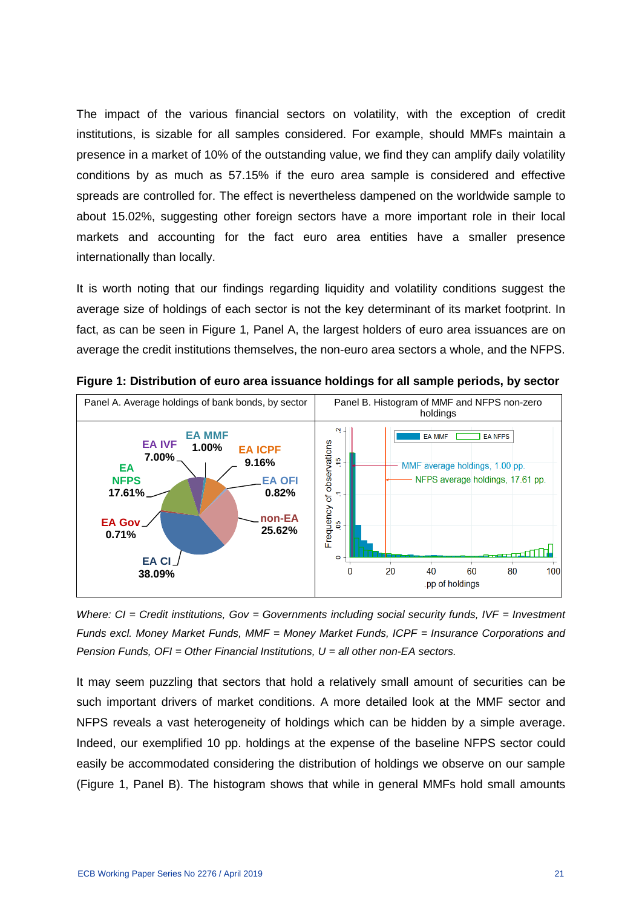The impact of the various financial sectors on volatility, with the exception of credit institutions, is sizable for all samples considered. For example, should MMFs maintain a presence in a market of 10% of the outstanding value, we find they can amplify daily volatility conditions by as much as 57.15% if the euro area sample is considered and effective spreads are controlled for. The effect is nevertheless dampened on the worldwide sample to about 15.02%, suggesting other foreign sectors have a more important role in their local markets and accounting for the fact euro area entities have a smaller presence internationally than locally.

It is worth noting that our findings regarding liquidity and volatility conditions suggest the average size of holdings of each sector is not the key determinant of its market footprint. In fact, as can be seen in Figure 1, Panel A, the largest holders of euro area issuances are on average the credit institutions themselves, the non-euro area sectors a whole, and the NFPS.

**Figure 1: Distribution of euro area issuance holdings for all sample periods, by sector**

Panel A. Average holdings of bank bonds, by sector

EA MMF 1.00%
EA IVF 7.00%
EA ICPF 9.16%
EA NFPS 17.61%
EA OFI 0.82%
EA Gov 0.71%
non-EA 25.62%
EA CI 38.09%

Panel B. Histogram of MMF and NFPS non-zero holdings

EA MMF
EA NFPS
MMF average holdings, 1.00 pp.
NFPS average holdings, 17.61 pp.
Frequency of observations
0
.05
.1
.15
.2
0
20
40
60
80
100
.pp of holdings

*Where: CI = Credit institutions, Gov = Governments including social security funds, IVF = Investment Funds excl. Money Market Funds, MMF = Money Market Funds, ICPF = Insurance Corporations and Pension Funds, OFI = Other Financial Institutions, U = all other non-EA sectors.*

It may seem puzzling that sectors that hold a relatively small amount of securities can be such important drivers of market conditions. A more detailed look at the MMF sector and NFPS reveals a vast heterogeneity of holdings which can be hidden by a simple average. Indeed, our exemplified 10 pp. holdings at the expense of the baseline NFPS sector could easily be accommodated considering the distribution of holdings we observe on our sample (Figure 1, Panel B). The histogram shows that while in general MMFs hold small amounts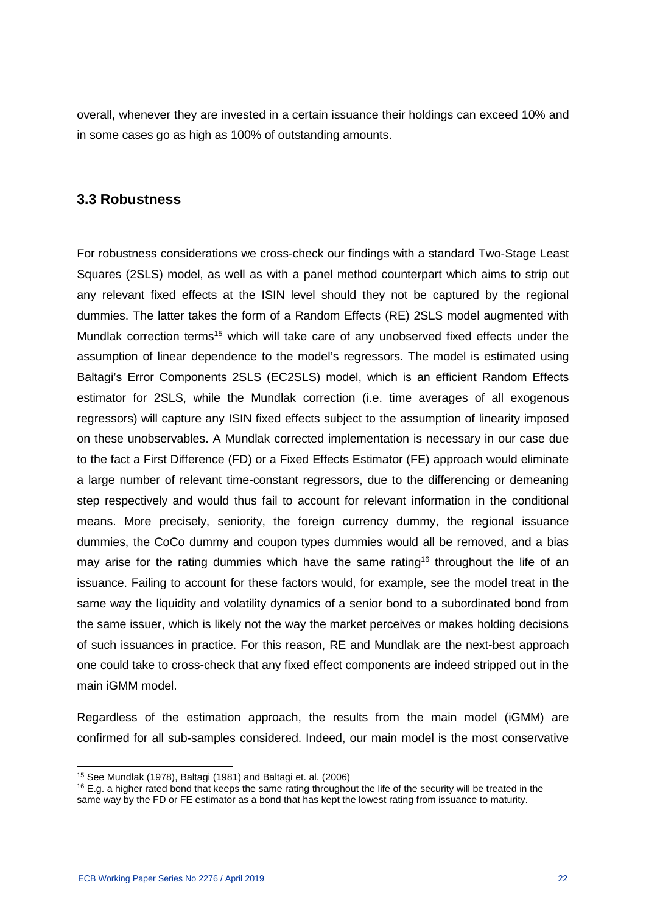overall, whenever they are invested in a certain issuance their holdings can exceed 10% and in some cases go as high as 100% of outstanding amounts.

### 3.3 Robustness

For robustness considerations we cross-check our findings with a standard Two-Stage Least Squares (2SLS) model, as well as with a panel method counterpart which aims to strip out any relevant fixed effects at the ISIN level should they not be captured by the regional dummies. The latter takes the form of a Random Effects (RE) 2SLS model augmented with Mundlak correction terms[15] which will take care of any unobserved fixed effects under the assumption of linear dependence to the model's regressors. The model is estimated using Baltagi's Error Components 2SLS (EC2SLS) model, which is an efficient Random Effects estimator for 2SLS, while the Mundlak correction (i.e. time averages of all exogenous regressors) will capture any ISIN fixed effects subject to the assumption of linearity imposed on these unobservables. A Mundlak corrected implementation is necessary in our case due to the fact a First Difference (FD) or a Fixed Effects Estimator (FE) approach would eliminate a large number of relevant time-constant regressors, due to the differencing or demeaning step respectively and would thus fail to account for relevant information in the conditional means. More precisely, seniority, the foreign currency dummy, the regional issuance dummies, the CoCo dummy and coupon types dummies would all be removed, and a bias may arise for the rating dummies which have the same rating[16] throughout the life of an issuance. Failing to account for these factors would, for example, see the model treat in the same way the liquidity and volatility dynamics of a senior bond to a subordinated bond from the same issuer, which is likely not the way the market perceives or makes holding decisions of such issuances in practice. For this reason, RE and Mundlak are the next-best approach one could take to cross-check that any fixed effect components are indeed stripped out in the main iGMM model.

Regardless of the estimation approach, the results from the main model (iGMM) are confirmed for all sub-samples considered. Indeed, our main model is the most conservative

---

[15] See Mundlak (1978), Baltagi (1981) and Baltagi et. al. (2006)

[16] E.g. a higher rated bond that keeps the same rating throughout the life of the security will be treated in the same way by the FD or FE estimator as a bond that has kept the lowest rating from issuance to maturity.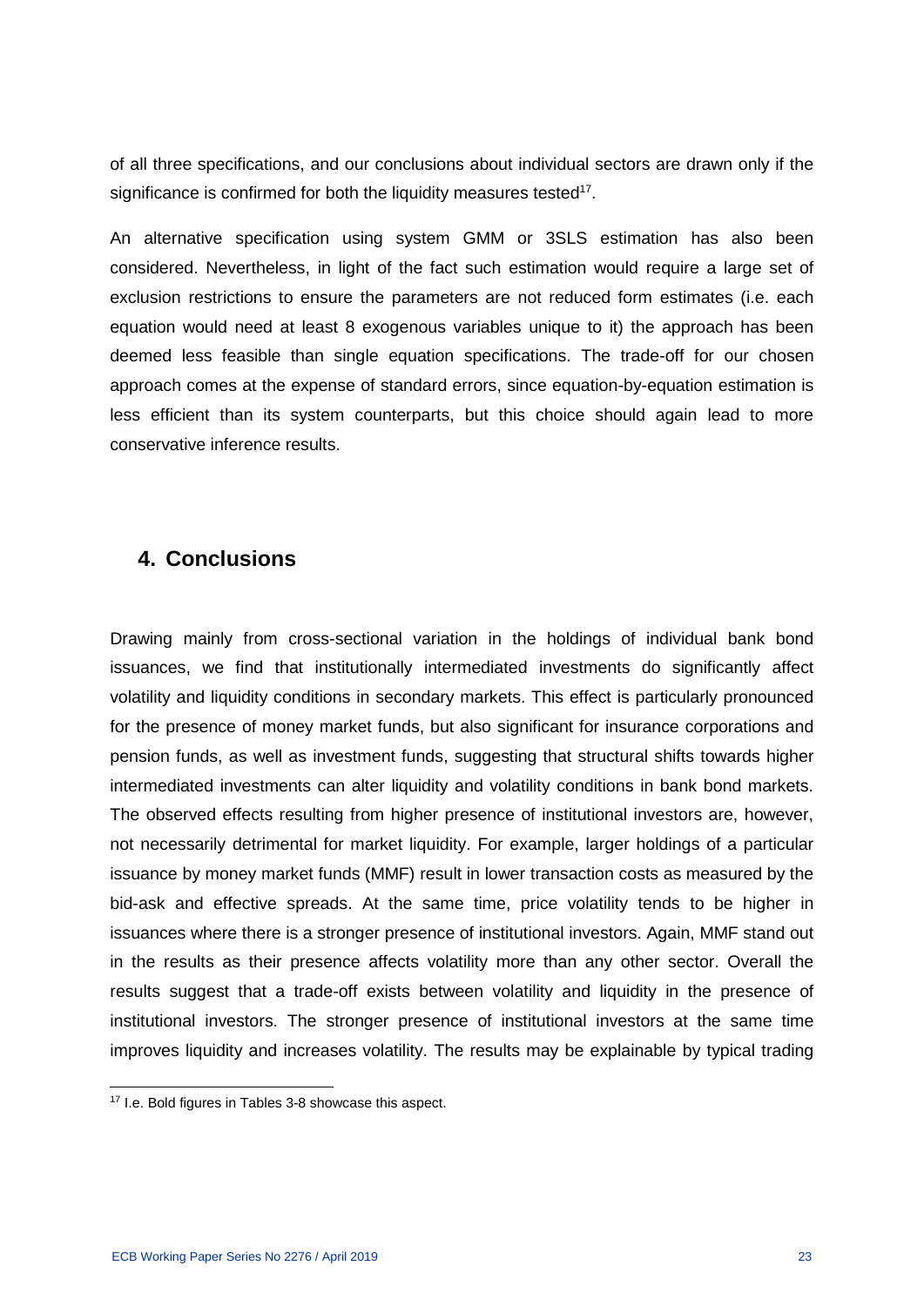of all three specifications, and our conclusions about individual sectors are drawn only if the significance is confirmed for both the liquidity measures tested[17].

An alternative specification using system GMM or 3SLS estimation has also been considered. Nevertheless, in light of the fact such estimation would require a large set of exclusion restrictions to ensure the parameters are not reduced form estimates (i.e. each equation would need at least 8 exogenous variables unique to it) the approach has been deemed less feasible than single equation specifications. The trade-off for our chosen approach comes at the expense of standard errors, since equation-by-equation estimation is less efficient than its system counterparts, but this choice should again lead to more conservative inference results.

## 4. Conclusions

Drawing mainly from cross-sectional variation in the holdings of individual bank bond issuances, we find that institutionally intermediated investments do significantly affect volatility and liquidity conditions in secondary markets. This effect is particularly pronounced for the presence of money market funds, but also significant for insurance corporations and pension funds, as well as investment funds, suggesting that structural shifts towards higher intermediated investments can alter liquidity and volatility conditions in bank bond markets. The observed effects resulting from higher presence of institutional investors are, however, not necessarily detrimental for market liquidity. For example, larger holdings of a particular issuance by money market funds (MMF) result in lower transaction costs as measured by the bid-ask and effective spreads. At the same time, price volatility tends to be higher in issuances where there is a stronger presence of institutional investors. Again, MMF stand out in the results as their presence affects volatility more than any other sector. Overall the results suggest that a trade-off exists between volatility and liquidity in the presence of institutional investors. The stronger presence of institutional investors at the same time improves liquidity and increases volatility. The results may be explainable by typical trading

[17] I.e. Bold figures in Tables 3-8 showcase this aspect.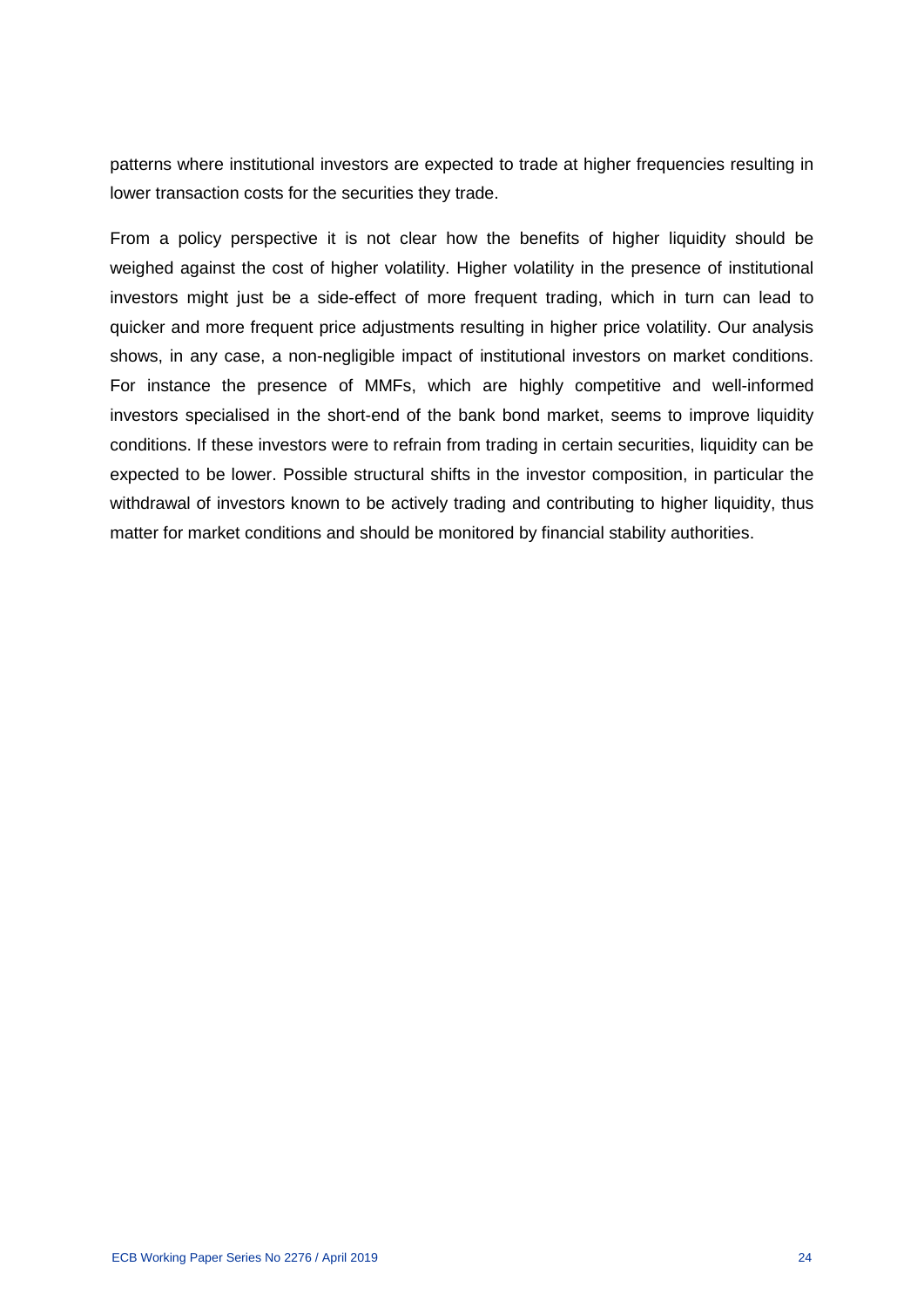patterns where institutional investors are expected to trade at higher frequencies resulting in lower transaction costs for the securities they trade.

From a policy perspective it is not clear how the benefits of higher liquidity should be weighed against the cost of higher volatility. Higher volatility in the presence of institutional investors might just be a side-effect of more frequent trading, which in turn can lead to quicker and more frequent price adjustments resulting in higher price volatility. Our analysis shows, in any case, a non-negligible impact of institutional investors on market conditions. For instance the presence of MMFs, which are highly competitive and well-informed investors specialised in the short-end of the bank bond market, seems to improve liquidity conditions. If these investors were to refrain from trading in certain securities, liquidity can be expected to be lower. Possible structural shifts in the investor composition, in particular the withdrawal of investors known to be actively trading and contributing to higher liquidity, thus matter for market conditions and should be monitored by financial stability authorities.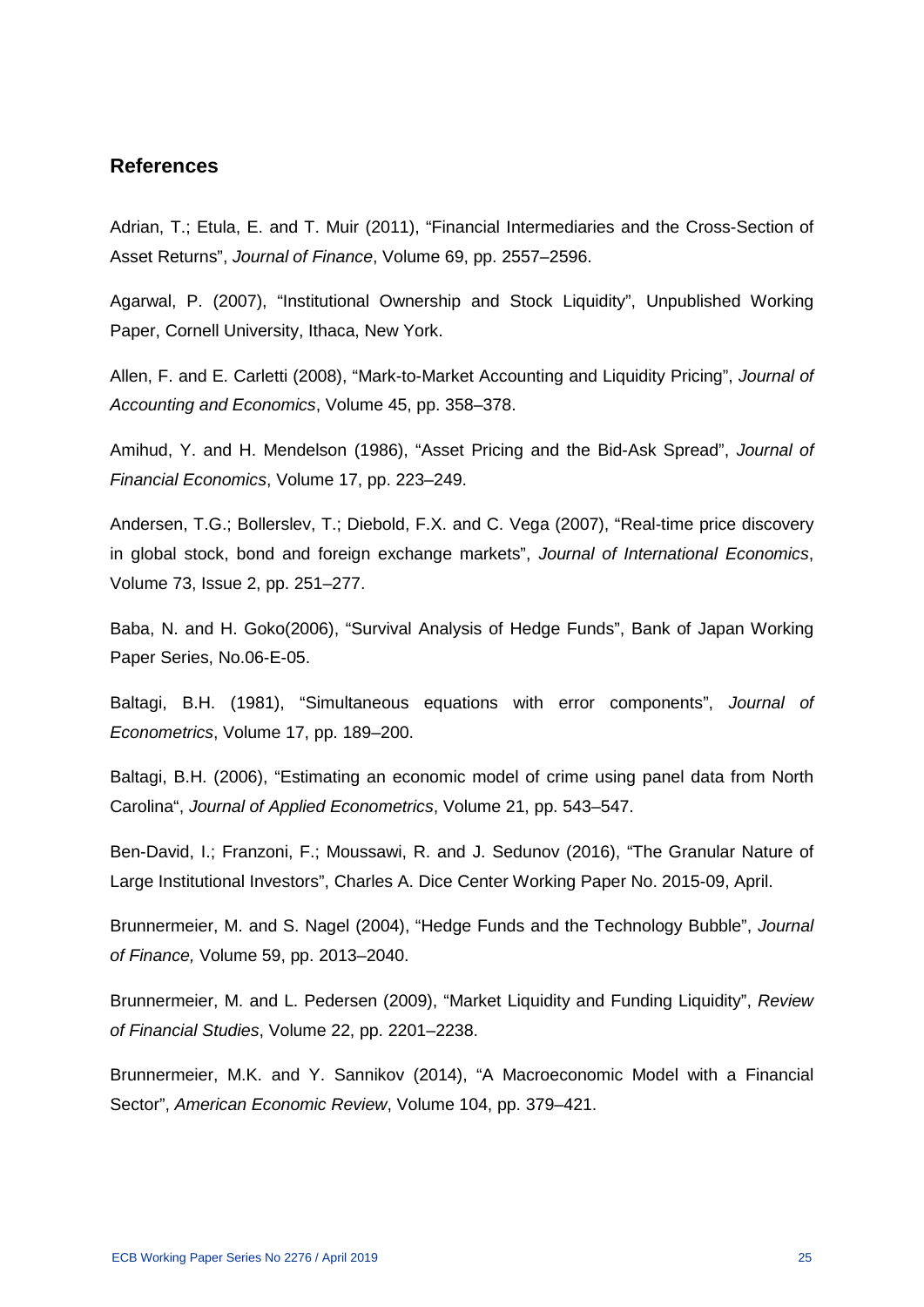## References

Adrian, T.; Etula, E. and T. Muir (2011), "Financial Intermediaries and the Cross-Section of Asset Returns", *Journal of Finance*, Volume 69, pp. 2557–2596.

Agarwal, P. (2007), "Institutional Ownership and Stock Liquidity", Unpublished Working Paper, Cornell University, Ithaca, New York.

Allen, F. and E. Carletti (2008), "Mark-to-Market Accounting and Liquidity Pricing", *Journal of Accounting and Economics*, Volume 45, pp. 358–378.

Amihud, Y. and H. Mendelson (1986), "Asset Pricing and the Bid-Ask Spread", *Journal of Financial Economics*, Volume 17, pp. 223–249.

Andersen, T.G.; Bollerslev, T.; Diebold, F.X. and C. Vega (2007), "Real-time price discovery in global stock, bond and foreign exchange markets", *Journal of International Economics*, Volume 73, Issue 2, pp. 251–277.

Baba, N. and H. Goko(2006), "Survival Analysis of Hedge Funds", Bank of Japan Working Paper Series, No.06-E-05.

Baltagi, B.H. (1981), "Simultaneous equations with error components", *Journal of Econometrics*, Volume 17, pp. 189–200.

Baltagi, B.H. (2006), "Estimating an economic model of crime using panel data from North Carolina", *Journal of Applied Econometrics*, Volume 21, pp. 543–547.

Ben-David, I.; Franzoni, F.; Moussawi, R. and J. Sedunov (2016), "The Granular Nature of Large Institutional Investors", Charles A. Dice Center Working Paper No. 2015-09, April.

Brunnermeier, M. and S. Nagel (2004), "Hedge Funds and the Technology Bubble", *Journal of Finance,* Volume 59, pp. 2013–2040.

Brunnermeier, M. and L. Pedersen (2009), "Market Liquidity and Funding Liquidity", *Review of Financial Studies*, Volume 22, pp. 2201–2238.

Brunnermeier, M.K. and Y. Sannikov (2014), "A Macroeconomic Model with a Financial Sector", *American Economic Review*, Volume 104, pp. 379–421.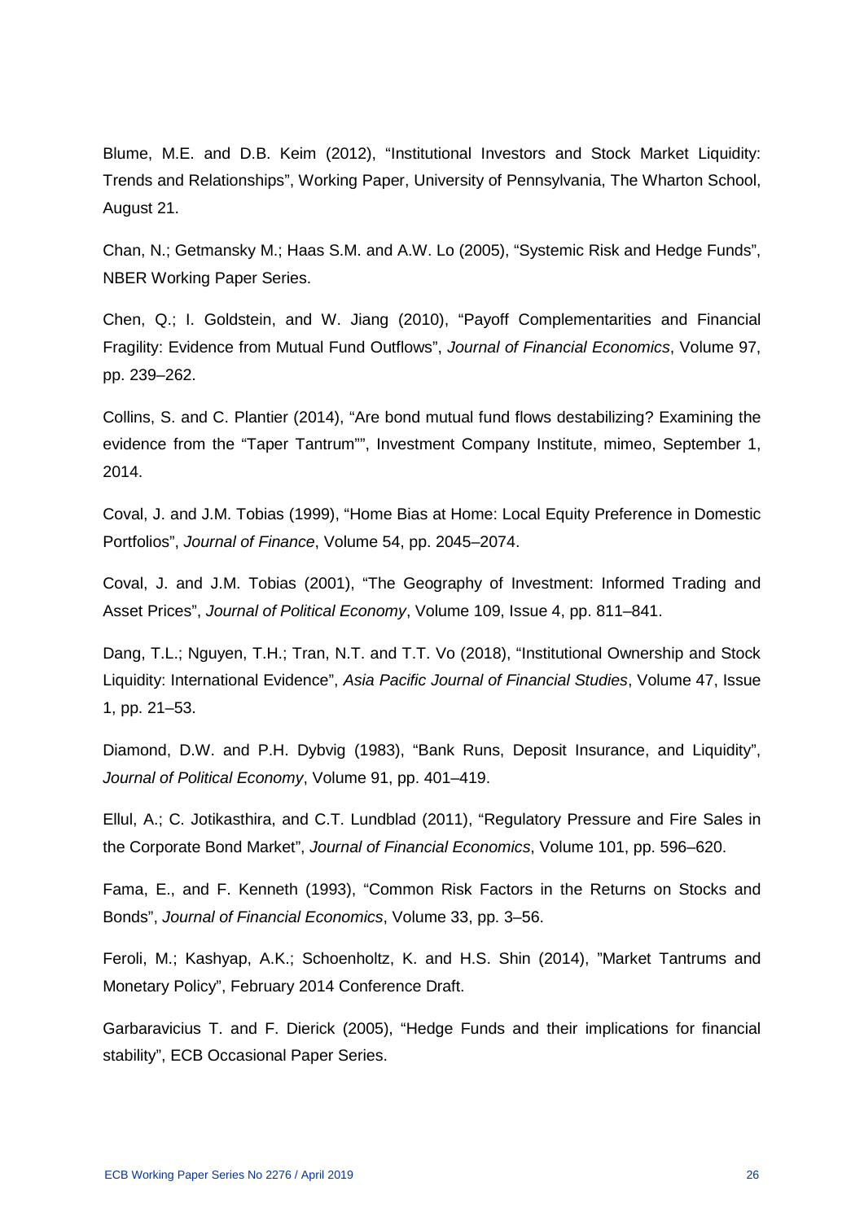Blume, M.E. and D.B. Keim (2012), "Institutional Investors and Stock Market Liquidity: Trends and Relationships", Working Paper, University of Pennsylvania, The Wharton School, August 21.

Chan, N.; Getmansky M.; Haas S.M. and A.W. Lo (2005), "Systemic Risk and Hedge Funds", NBER Working Paper Series.

Chen, Q.; I. Goldstein, and W. Jiang (2010), "Payoff Complementarities and Financial Fragility: Evidence from Mutual Fund Outflows", *Journal of Financial Economics*, Volume 97, pp. 239–262.

Collins, S. and C. Plantier (2014), "Are bond mutual fund flows destabilizing? Examining the evidence from the "Taper Tantrum"", Investment Company Institute, mimeo, September 1, 2014.

Coval, J. and J.M. Tobias (1999), "Home Bias at Home: Local Equity Preference in Domestic Portfolios", *Journal of Finance*, Volume 54, pp. 2045–2074.

Coval, J. and J.M. Tobias (2001), "The Geography of Investment: Informed Trading and Asset Prices", *Journal of Political Economy*, Volume 109, Issue 4, pp. 811–841.

Dang, T.L.; Nguyen, T.H.; Tran, N.T. and T.T. Vo (2018), "Institutional Ownership and Stock Liquidity: International Evidence", *Asia Pacific Journal of Financial Studies*, Volume 47, Issue 1, pp. 21–53.

Diamond, D.W. and P.H. Dybvig (1983), "Bank Runs, Deposit Insurance, and Liquidity", *Journal of Political Economy*, Volume 91, pp. 401–419.

Ellul, A.; C. Jotikasthira, and C.T. Lundblad (2011), "Regulatory Pressure and Fire Sales in the Corporate Bond Market", *Journal of Financial Economics*, Volume 101, pp. 596–620.

Fama, E., and F. Kenneth (1993), "Common Risk Factors in the Returns on Stocks and Bonds", *Journal of Financial Economics*, Volume 33, pp. 3–56.

Feroli, M.; Kashyap, A.K.; Schoenholtz, K. and H.S. Shin (2014), "Market Tantrums and Monetary Policy", February 2014 Conference Draft.

Garbaravicius T. and F. Dierick (2005), "Hedge Funds and their implications for financial stability", ECB Occasional Paper Series.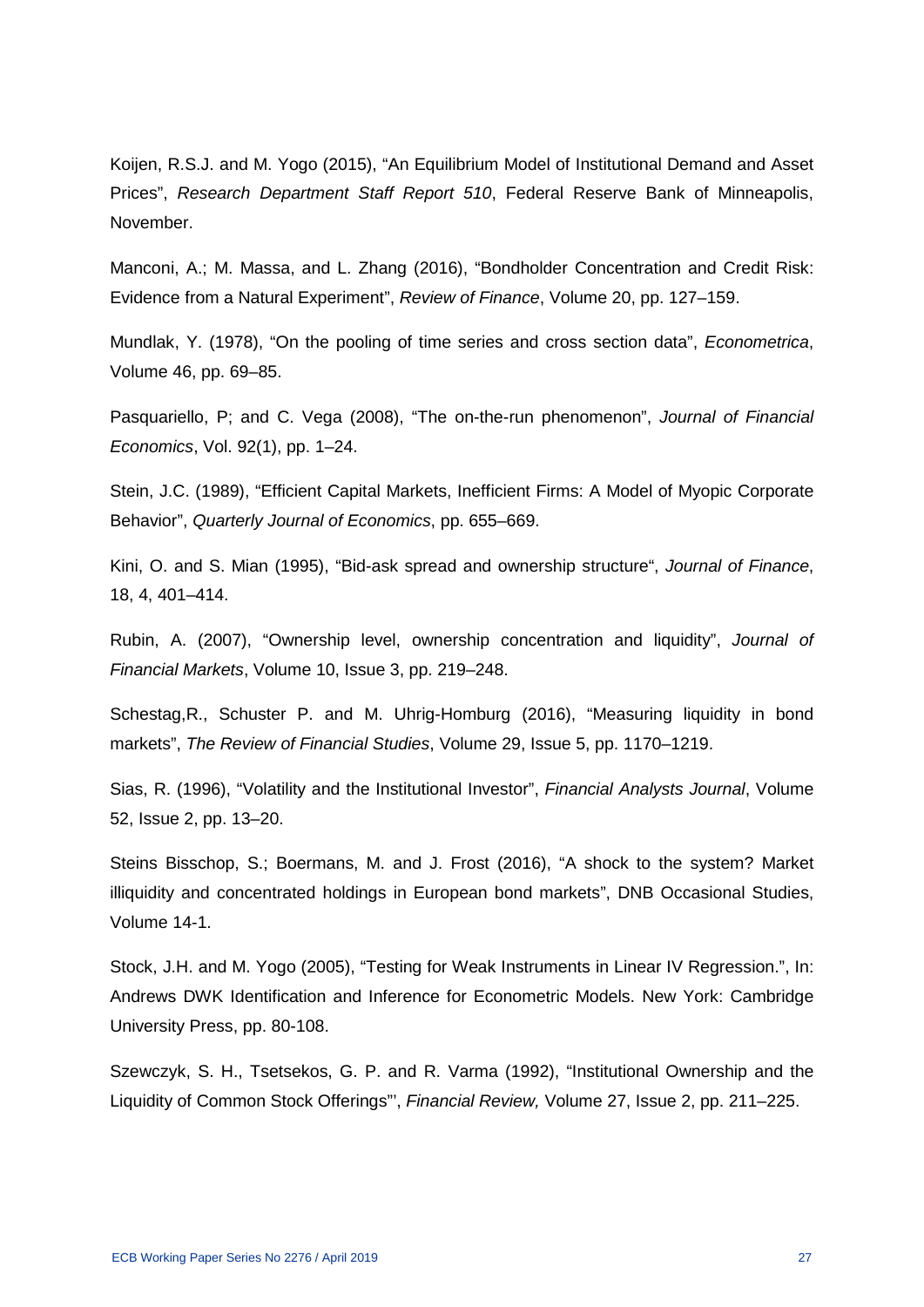Koijen, R.S.J. and M. Yogo (2015), "An Equilibrium Model of Institutional Demand and Asset Prices", *Research Department Staff Report 510*, Federal Reserve Bank of Minneapolis, November.

Manconi, A.; M. Massa, and L. Zhang (2016), "Bondholder Concentration and Credit Risk: Evidence from a Natural Experiment", *Review of Finance*, Volume 20, pp. 127–159.

Mundlak, Y. (1978), "On the pooling of time series and cross section data", *Econometrica*, Volume 46, pp. 69–85.

Pasquariello, P; and C. Vega (2008), "The on-the-run phenomenon", *Journal of Financial Economics*, Vol. 92(1), pp. 1–24.

Stein, J.C. (1989), "Efficient Capital Markets, Inefficient Firms: A Model of Myopic Corporate Behavior", *Quarterly Journal of Economics*, pp. 655–669.

Kini, O. and S. Mian (1995), "Bid-ask spread and ownership structure", *Journal of Finance*, 18, 4, 401–414.

Rubin, A. (2007), "Ownership level, ownership concentration and liquidity", *Journal of Financial Markets*, Volume 10, Issue 3, pp. 219–248.

Schestag,R., Schuster P. and M. Uhrig-Homburg (2016), "Measuring liquidity in bond markets", *The Review of Financial Studies*, Volume 29, Issue 5, pp. 1170–1219.

Sias, R. (1996), "Volatility and the Institutional Investor", *Financial Analysts Journal*, Volume 52, Issue 2, pp. 13–20.

Steins Bisschop, S.; Boermans, M. and J. Frost (2016), "A shock to the system? Market illiquidity and concentrated holdings in European bond markets", DNB Occasional Studies, Volume 14-1.

Stock, J.H. and M. Yogo (2005), "Testing for Weak Instruments in Linear IV Regression.", In: Andrews DWK Identification and Inference for Econometric Models. New York: Cambridge University Press, pp. 80-108.

Szewczyk, S. H., Tsetsekos, G. P. and R. Varma (1992), "Institutional Ownership and the Liquidity of Common Stock Offerings"', *Financial Review,* Volume 27, Issue 2, pp. 211–225.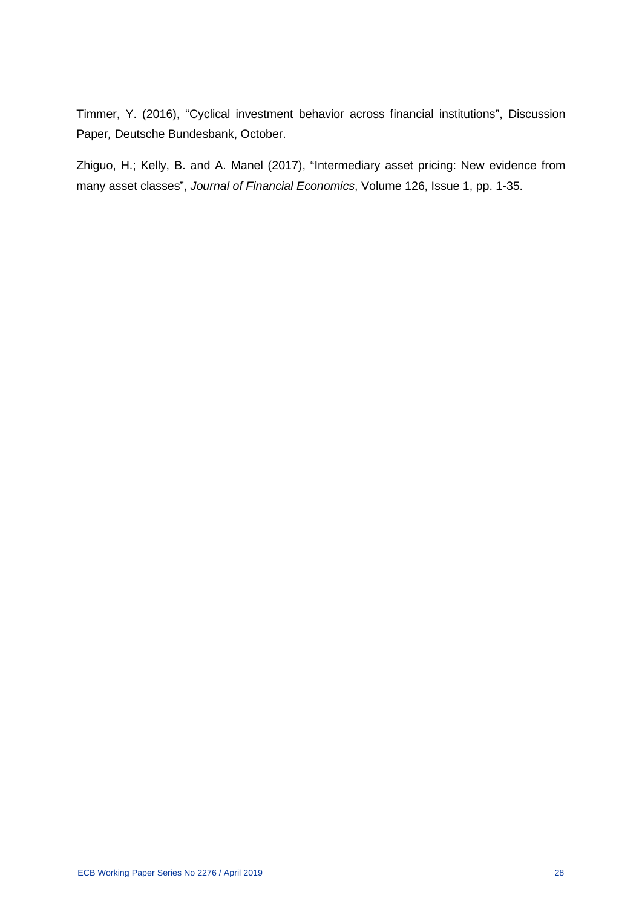Timmer, Y. (2016), “Cyclical investment behavior across financial institutions”, Discussion Paper, Deutsche Bundesbank, October.

Zhiguo, H.; Kelly, B. and A. Manel (2017), “Intermediary asset pricing: New evidence from many asset classes”, *Journal of Financial Economics*, Volume 126, Issue 1, pp. 1-35.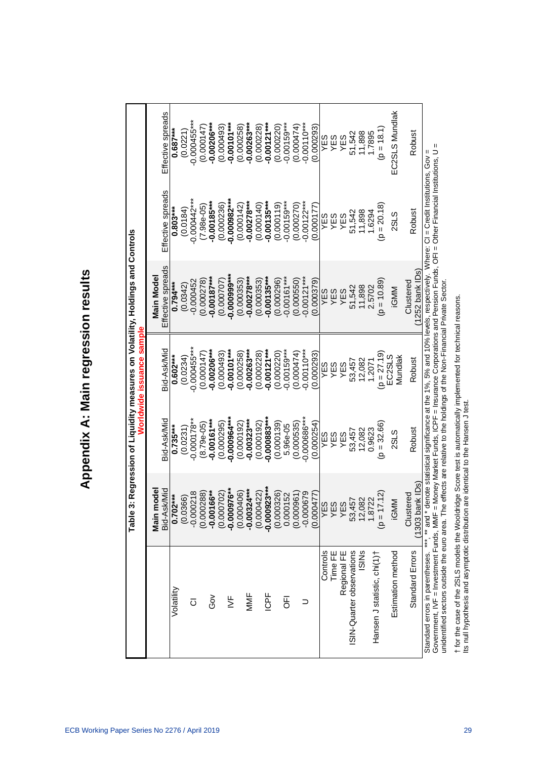# Appendix A: Main regression results

**Table 3: Regression of Liquidity measures on Volatility, Holdings and Controls**

**Worldwide issuance sample**

| | Main model | | | Main Model | | |
|---|---|---|---|---|---|---|
| | Bid-Ask/Mid | Bid-Ask/Mid | Bid-Ask/Mid | Effective spreads | Effective spreads | Effective spreads |
| Volatility | **0.702*** ** | **0.735*** ** | **0.602*** ** | **0.794*** ** | **0.803*** ** | **0.687*** ** |
| | (0.0366) | (0.0231) | (0.0234) | (0.0342) | (0.0184) | (0.0221) |
| CI | -0.000218 | -0.000178** | -0.000455*** | -0.000452 | -0.000442*** | -0.000455*** |
| | (0.000288) | (8.79e-05) | (0.000147) | (0.000278) | (7.98e-05) | (0.000147) |
| Gov | **-0.00166** ** | **-0.00161*** ** | **-0.00206*** ** | **-0.00187*** ** | **-0.00185*** ** | **-0.00206*** ** |
| | (0.000702) | (0.000295) | (0.000493) | (0.000707) | (0.000236) | (0.000493) |
| IVF | **-0.000976** ** | **-0.000964*** ** | **-0.00101*** ** | **-0.000999*** ** | **-0.000982*** ** | **-0.00101*** ** |
| | (0.000406) | (0.000192) | (0.000258) | (0.000353) | (0.000142) | (0.000258) |
| MMF | **-0.00324*** ** | **-0.00323*** ** | **-0.00263*** ** | **-0.00278*** ** | **-0.00278*** ** | **-0.00263*** ** |
| | (0.000422) | (0.000192) | (0.000228) | (0.000353) | (0.000140) | (0.000228) |
| ICPF | **-0.000923*** ** | **-0.000883*** ** | **-0.00121*** ** | **-0.00135*** ** | **-0.00135*** ** | **-0.00121*** ** |
| | (0.000326) | (0.000139) | (0.000220) | (0.000296) | (0.000119) | (0.000220) |
| OFI | 0.000152 | 5.96e-05 | -0.00159*** | -0.00161*** | -0.00159*** | -0.00159*** |
| | (0.000961) | (0.000535) | (0.000474) | (0.000550) | (0.000270) | (0.000474) |
| U | -0.000679 | -0.000686*** | -0.00110*** | -0.00121*** | -0.00122*** | -0.00110*** |
| | (0.000477) | (0.000254) | (0.000293) | (0.000379) | (0.000177) | (0.000293) |
| Controls | YES | YES | YES | YES | YES | YES |
| Time FE | YES | YES | YES | YES | YES | YES |
| Regional FE | YES | YES | YES | YES | YES | YES |
| ISIN-Quarter observations | 53,457 | 53,457 | 53,457 | 51,542 | 51,542 | 51,542 |
| ISINs | 12,082 | 12,082 | 12,082 | 11,898 | 11,898 | 11,898 |
| Hansen J statistic, chi(1)† | 1.8722 | 0.9623 | 1.2071 | 2.5702 | 1.6294 | 1.7895 |
| | (p = 17.12) | (p = 32.66) | (p = 27.19) | (p = 10.89) | (p = 20.18) | (p = 18.1) |
| Estimation method | iGMM | 2SLS | EC2SLS Mundlak | iGMM | 2SLS | EC2SLS Mundlak |
| Standard Errors | Clustered (1303 bank IDs) | Robust | Robust | Clustered (1252 bank IDs) | Robust | Robust |

Standard errors in parentheses. ***, ** and * denote statistical significance at the 1%, 5% and 10% levels, respectively. Where: CI = Credit Institutions, Gov = Government, IVF = Investment Funds, MMF = Money Market Funds, ICPF = Insurance Corporations and Pension Funds, OFI = Other Financial Institutions, U = unidentified sectors outside the euro area. The effects are relative to the holdings of the Non-Financial Private Sector.

† for the case of the 2SLS models the Wooldridge Score test is automatically implemented for technical reasons. Its null hypothesis and asymptotic distribution are identical to the Hansen J test.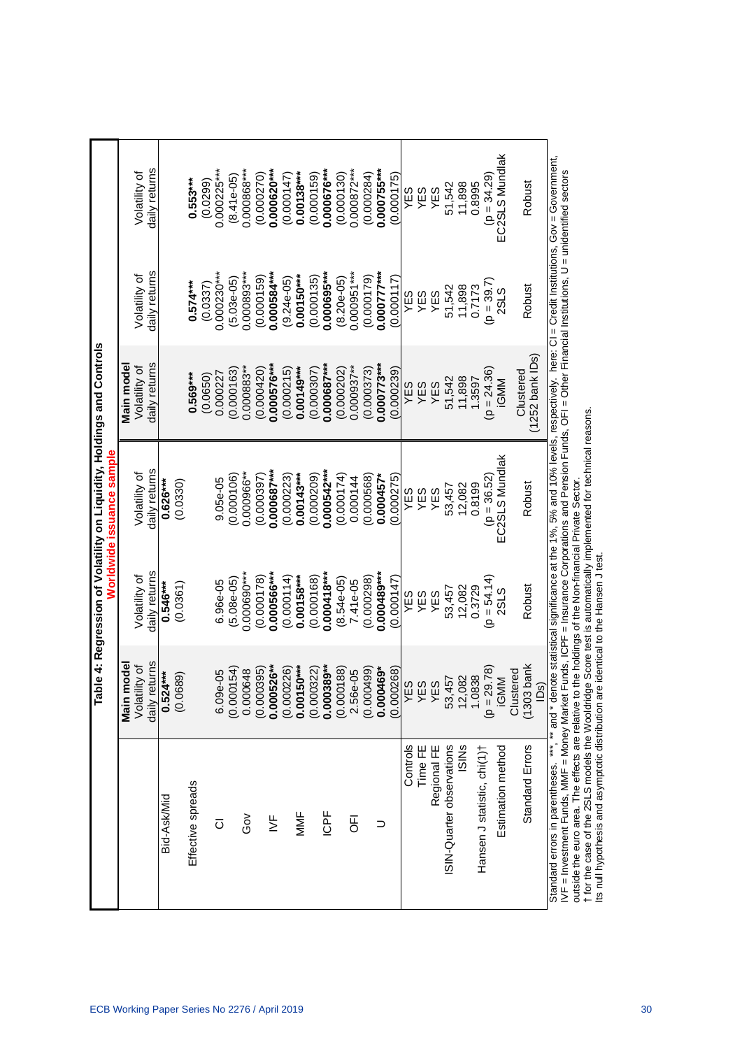**Table 4: Regression of Volatility on Liquidity, Holdings and Controls**

**Worldwide issuance sample**

| | Main model<br>Volatility of daily returns | Volatility of daily returns | Volatility of daily returns | Main model<br>Volatility of daily returns | Volatility of daily returns | Volatility of daily returns |
|---|---|---|---|---|---|---|
| Bid-Ask/Mid | **0.524\*\*\*** | **0.546\*\*\*** | **0.626\*\*\*** | | | |
| | (0.0689) | (0.0361) | (0.0330) | | | |
| Effective spreads | | | | **0.569\*\*\*** | **0.574\*\*\*** | **0.553\*\*\*** |
| | | | | (0.0650) | (0.0337) | (0.0299) |
| CI | 6.09e-05 | 6.96e-05 | 9.05e-05 | 0.000227 | 0.000230\*\*\* | 0.000225\*\*\* |
| | (0.000154) | (5.08e-05) | (0.000106) | (0.000163) | (5.03e-05) | (8.41e-05) |
| Gov | 0.000648 | 0.000690\*\*\* | 0.000966\*\* | 0.000883\*\* | 0.000893\*\*\* | 0.000868\*\*\* |
| | (0.000395) | (0.000178) | (0.000397) | (0.000420) | (0.000159) | (0.000270) |
| IVF | **0.000526\*\*** | **0.000566\*\*\*** | **0.000687\*\*\*** | **0.000576\*\*\*** | **0.000584\*\*\*** | **0.000620\*\*\*** |
| | (0.000226) | (0.000114) | (0.000223) | (0.000215) | (9.24e-05) | (0.000147) |
| MMF | **0.00150\*\*\*** | **0.00158\*\*\*** | **0.00143\*\*\*** | **0.00149\*\*\*** | **0.00150\*\*\*** | **0.00138\*\*\*** |
| | (0.000322) | (0.000168) | (0.000209) | (0.000307) | (0.000135) | (0.000159) |
| ICPF | **0.000389\*\*** | **0.000418\*\*\*** | **0.000542\*\*\*** | **0.000687\*\*\*** | **0.000695\*\*\*** | **0.000676\*\*\*** |
| | (0.000188) | (8.54e-05) | (0.000174) | (0.000202) | (8.20e-05) | (0.000130) |
| OFI | 2.56e-05 | 7.41e-05 | 0.000144 | 0.000937\*\* | 0.000951\*\*\* | 0.000872\*\*\* |
| | (0.000499) | (0.000298) | (0.000568) | (0.000373) | (0.000179) | (0.000284) |
| U | **0.000469\*** | **0.000489\*\*\*** | **0.000457\*** | **0.000773\*\*\*** | **0.000777\*\*\*** | **0.000755\*\*\*** |
| | (0.000268) | (0.000147) | (0.000275) | (0.000239) | (0.000117) | (0.000175) |
| Controls | YES | YES | YES | YES | YES | YES |
| Time FE | YES | YES | YES | YES | YES | YES |
| Regional FE | YES | YES | YES | YES | YES | YES |
| ISIN-Quarter observations | 53,457 | 53,457 | 53,457 | 51,542 | 51,542 | 51,542 |
| ISINs | 12,082 | 12,082 | 12,082 | 11,898 | 11,898 | 11,898 |
| Hansen J statistic, chi(1)† | 1.0838 | 0.3729 | 0.8199 | 1.3597 | 0.7173 | 0.8995 |
| | (p = 29.78) | (p = 54.14) | (p = 36.52) | (p = 24.36) | (p = 39.7) | (p = 34.29) |
| Estimation method | iGMM | 2SLS | EC2SLS Mundlak | iGMM | 2SLS | EC2SLS Mundlak |
| Standard Errors | Clustered (1303 bank IDs) | Robust | Robust | Clustered (1252 bank IDs) | Robust | Robust |

Standard errors in parentheses. \*\*\*, \*\* and \* denote statistical significance at the 1%, 5% and 10% levels, respectively. here: CI = Credit Institutions, Gov = Government, IVF = Investment Funds, MMF = Money Market Funds, ICPF = Insurance Corporations and Pension Funds, OFI = Other Financial Institutions, U = unidentified sectors outside the euro area. The effects are relative to the holdings of the Non-financial Private Sector.
† for the case of the 2SLS models the Wooldridge Score test is automatically implemented for technical reasons.
Its null hypothesis and asymptotic distribution are identical to the Hansen J test.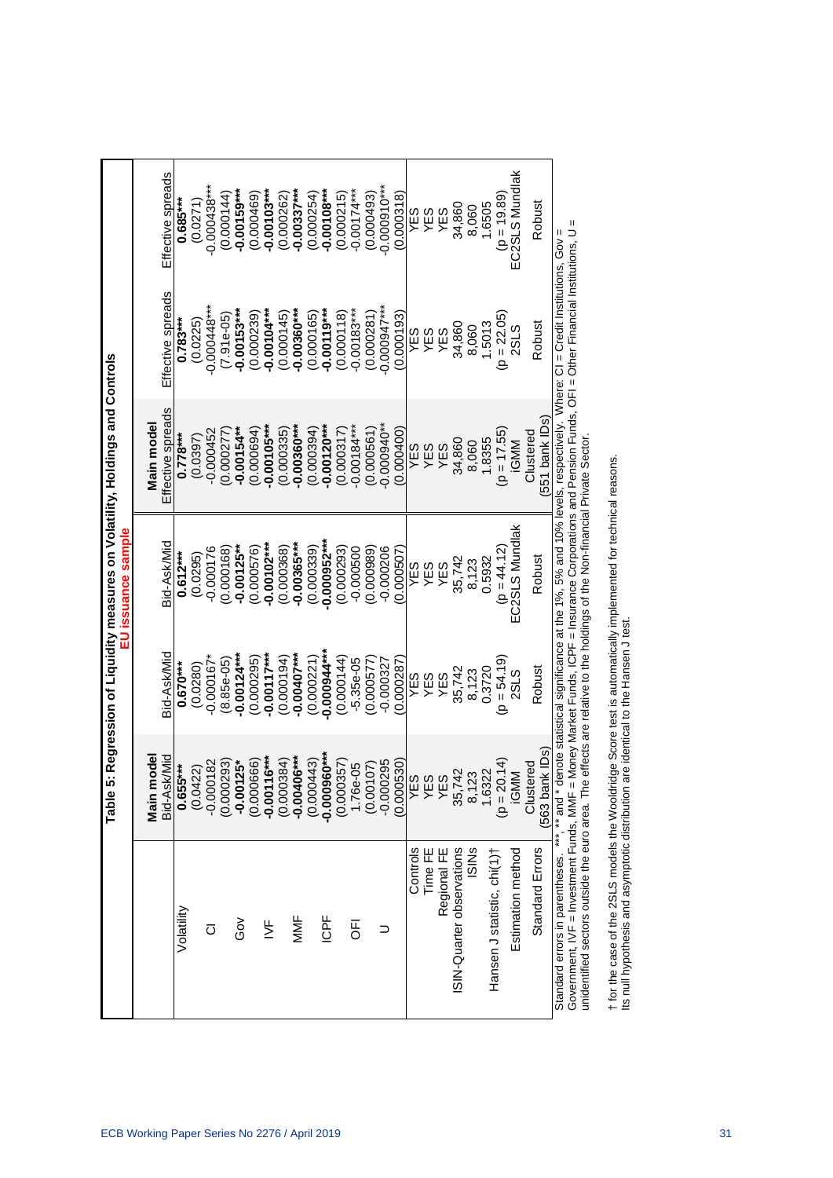**Table 5: Regression of Liquidity measures on Volatility, Holdings and Controls**

**EU issuance sample**

| | Main model Bid-Ask/Mid | Bid-Ask/Mid | Bid-Ask/Mid | Main model Effective spreads | Effective spreads | Effective spreads |
|---|---|---|---|---|---|---|
| Volatility | **0.655*****<br>(0.0422) | **0.670*****<br>(0.0280) | **0.612*****<br>(0.0295) | **0.778*****<br>(0.0397) | **0.783*****<br>(0.0225) | **0.685*****<br>(0.0271) |
| CI | -0.000182<br>(0.000293) | -0.000167*<br>(8.85e-05) | -0.000176<br>(0.000168) | -0.000452<br>(0.000277) | -0.000448***<br>(7.91e-05) | -0.000438***<br>(0.000144) |
| Gov | **-0.00125***<br>(0.000666) | **-0.00124*****<br>(0.000295) | **-0.00125****<br>(0.000576) | **-0.00154****<br>(0.000694) | **-0.00153*****<br>(0.000239) | **-0.00159*****<br>(0.000469) |
| IVF | **-0.00116*****<br>(0.000384) | **-0.00117*****<br>(0.000194) | **-0.00102*****<br>(0.000368) | **-0.00105*****<br>(0.000335) | **-0.00104*****<br>(0.000145) | **-0.00103*****<br>(0.000262) |
| MMF | **-0.00406*****<br>(0.000443) | **-0.00407*****<br>(0.000221) | **-0.00365*****<br>(0.000339) | **-0.00360*****<br>(0.000394) | **-0.00360*****<br>(0.000165) | **-0.00337*****<br>(0.000254) |
| ICPF | **-0.000960*****<br>(0.000357) | **-0.000944*****<br>(0.000144) | **-0.000952*****<br>(0.000293) | **-0.00120*****<br>(0.000317) | **-0.00119*****<br>(0.000118) | **-0.00108*****<br>(0.000215) |
| OFI | 1.76e-05<br>(0.00107) | -5.35e-05<br>(0.000577) | -0.000500<br>(0.000989) | -0.00184***<br>(0.000561) | -0.00183***<br>(0.000281) | -0.00174***<br>(0.000493) |
| U | -0.000295<br>(0.000530) | -0.000327<br>(0.000287) | -0.000206<br>(0.000507) | -0.000940**<br>(0.000400) | -0.000947***<br>(0.000193) | -0.000910***<br>(0.000318) |
| Controls | YES | YES | YES | YES | YES | YES |
| Time FE | YES | YES | YES | YES | YES | YES |
| Regional FE | YES | YES | YES | YES | YES | YES |
| ISIN-Quarter observations | 35,742 | 35,742 | 35,742 | 34,860 | 34,860 | 34,860 |
| ISINs | 8,123 | 8,123 | 8,123 | 8,060 | 8,060 | 8,060 |
| Hansen J statistic, chi(1)† | 1.6322<br>(p = 20.14) | 0.3720<br>(p = 54.19) | 0.5932<br>(p = 44.12) | 1.8355<br>(p = 17.55) | 1.5013<br>(p = 22.05) | 1.6505<br>(p = 19.89) |
| Estimation method | iGMM | 2SLS | EC2SLS Mundlak | iGMM | 2SLS | EC2SLS Mundlak |
| Standard Errors | Clustered<br>(563 bank IDs) | Robust | Robust | Clustered<br>(551 bank IDs) | Robust | Robust |

Standard errors in parentheses. ***, ** and * denote statistical significance at the 1%, 5% and 10% levels, respectively. Where: CI = Credit Institutions, Gov = Government, IVF = Investment Funds, MMF = Money Market Funds, ICPF = Insurance Corporations and Pension Funds, OFI = Other Financial Institutions, U = unidentified sectors outside the euro area. The effects are relative to the holdings of the Non-financial Private Sector.

† for the case of the 2SLS models the Wooldridge Score test is automatically implemented for technical reasons. Its null hypothesis and asymptotic distribution are identical to the Hansen J test.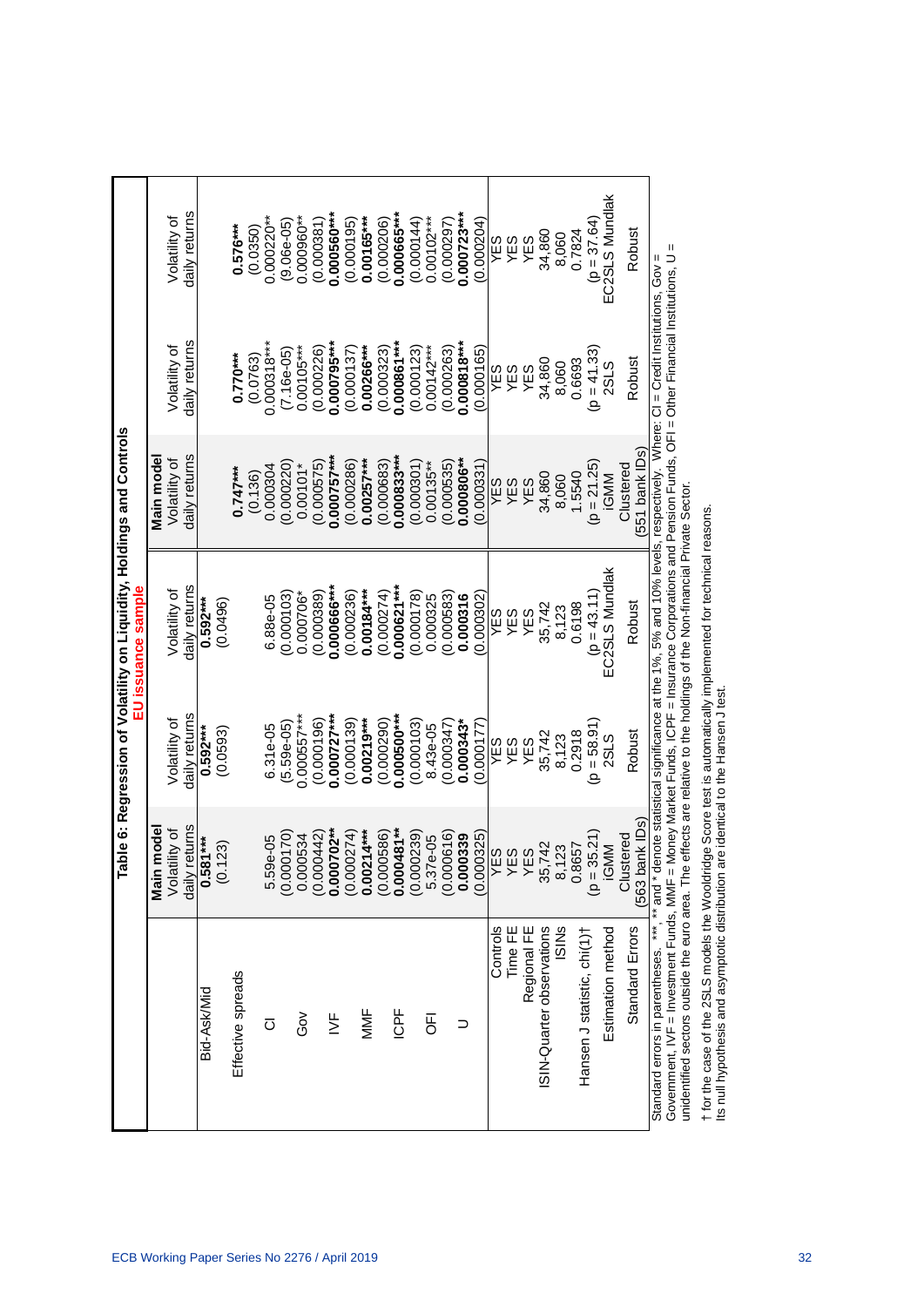**Table 6: Regression of Volatility on Liquidity, Holdings and Controls**

| | EU issuance sample | | | Main model | | |
|---|---|---|---|---|---|---|
| | Main model Volatility of daily returns | Volatility of daily returns | Volatility of daily returns | Volatility of daily returns | Volatility of daily returns | Volatility of daily returns |
| Bid-Ask/Mid | **0.581\*\*\*** | **0.592\*\*\*** | **0.592\*\*\*** | | | |
| | (0.123) | (0.0593) | (0.0496) | | | |
| Effective spreads | | | | **0.747\*\*\*** | **0.770\*\*\*** | **0.576\*\*\*** |
| | | | | (0.136) | (0.0763) | (0.0350) |
| CI | 5.59e-05 | 6.31e-05 | 6.88e-05 | 0.000304 | 0.000318\*\*\* | 0.000220\*\* |
| | (0.000170) | (5.59e-05) | (0.000103) | (0.000220) | (7.16e-05) | (9.06e-05) |
| Gov | 0.000534 | 0.000557\*\*\* | 0.000706\* | 0.00101\* | 0.00105\*\*\* | 0.000960\*\* |
| | (0.000442) | (0.000196) | (0.000389) | (0.000575) | (0.000226) | (0.000381) |
| IVF | **0.000702\*\*** | **0.000727\*\*\*** | **0.000666\*\*\*** | **0.000757\*\*\*** | **0.000795\*\*\*** | **0.000560\*\*\*** |
| | (0.000274) | (0.000139) | (0.000236) | (0.000286) | (0.000137) | (0.000195) |
| MMF | **0.00214\*\*\*** | **0.00219\*\*\*** | **0.00184\*\*\*** | **0.00257\*\*\*** | **0.00266\*\*\*** | **0.00165\*\*\*** |
| | (0.000586) | (0.000290) | (0.000274) | (0.000683) | (0.000323) | (0.000206) |
| ICPF | **0.000481\*\*** | **0.000500\*\*\*** | **0.000621\*\*\*** | **0.000833\*\*\*** | **0.000861\*\*\*** | **0.000665\*\*\*** |
| | (0.000239) | (0.000103) | (0.000178) | (0.000301) | (0.000123) | (0.000144) |
| OFI | 5.37e-05 | 8.43e-05 | 0.000325 | 0.00135\*\* | 0.00142\*\*\* | 0.00102\*\*\* |
| | (0.000616) | (0.000347) | (0.000583) | (0.000535) | (0.000263) | (0.000297) |
| U | **0.000339** | **0.000343\*** | **0.000316** | **0.000806\*\*** | **0.000818\*\*\*** | **0.000723\*\*\*** |
| | (0.000325) | (0.000177) | (0.000302) | (0.000331) | (0.000165) | (0.000204) |
| Controls | YES | YES | YES | YES | YES | YES |
| Time FE | YES | YES | YES | YES | YES | YES |
| Regional FE | YES | YES | YES | YES | YES | YES |
| ISIN-Quarter observations | 35,742 | 35,742 | 35,742 | 34,860 | 34,860 | 34,860 |
| ISINs | 8,123 | 8,123 | 8,123 | 8,060 | 8,060 | 8,060 |
| Hansen J statistic, chi(1)† | 0.8657 | 0.2918 | 0.6198 | 1.5540 | 0.6693 | 0.7824 |
| | (p = 35.21) | (p = 58.91) | (p = 43.11) | (p = 21.25) | (p = 41.33) | (p = 37.64) |
| Estimation method | iGMM | 2SLS | EC2SLS Mundlak | iGMM | 2SLS | EC2SLS Mundlak |
| Standard Errors | Clustered (563 bank IDs) | Robust | Robust | Clustered (551 bank IDs) | Robust | Robust |

Standard errors in parentheses. \*\*\*, \*\* and \* denote statistical significance at the 1%, 5% and 10% levels, respectively. Where: CI = Credit Institutions, Gov = Government, IVF = Investment Funds, MMF = Money Market Funds, ICPF = Insurance Corporations and Pension Funds, OFI = Other Financial Institutions, U = unidentified sectors outside the euro area. The effects are relative to the holdings of the Non-financial Private Sector.

† for the case of the 2SLS models the Wooldridge Score test is automatically implemented for technical reasons. Its null hypothesis and asymptotic distribution are identical to the Hansen J test.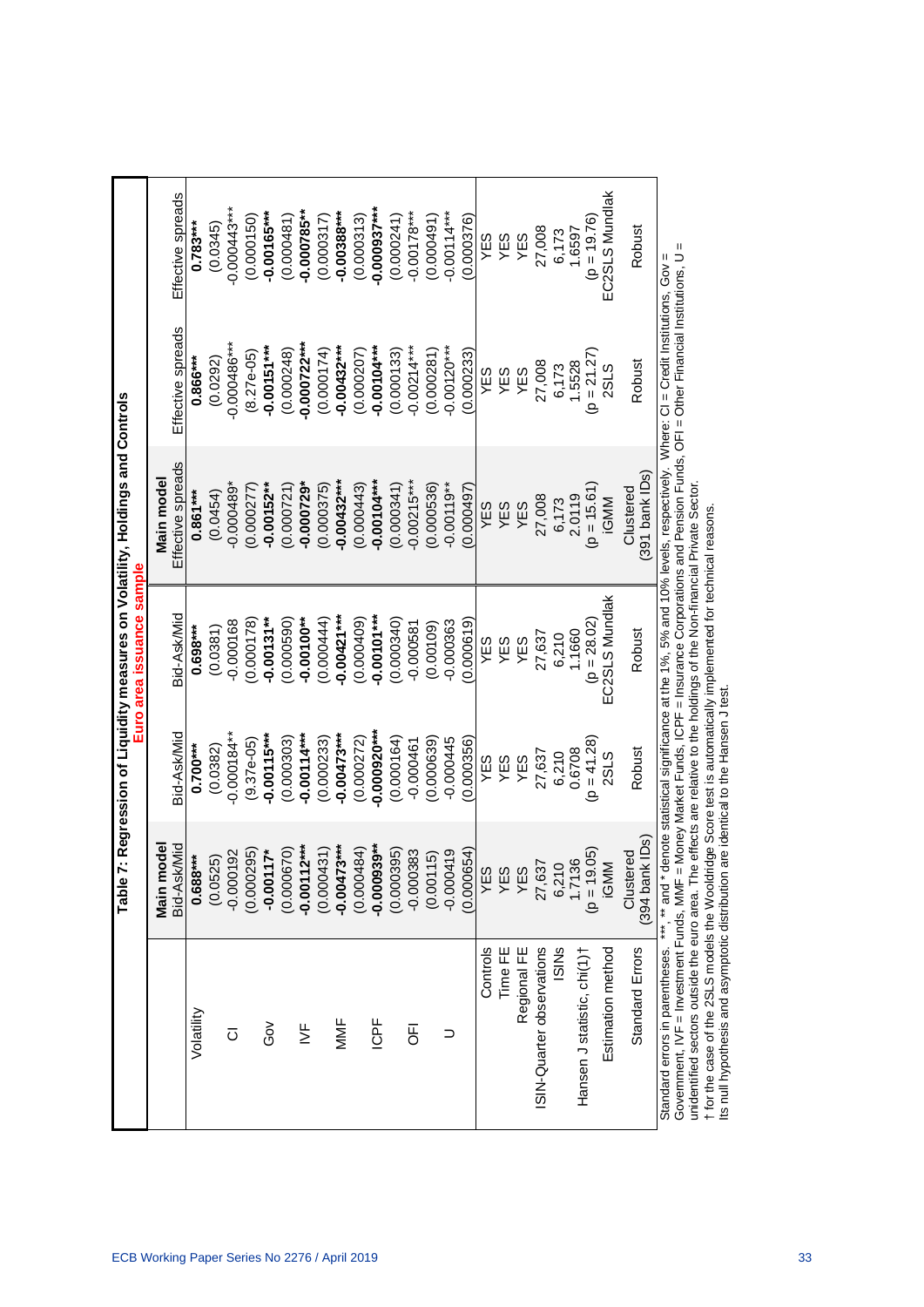**Table 7: Regression of Liquidity measures on Volatility, Holdings and Controls**

**Euro area issuance sample**

| | Main model Bid-Ask/Mid | Bid-Ask/Mid | Bid-Ask/Mid | Main model Effective spreads | Effective spreads | Effective spreads |
|---|---|---|---|---|---|---|
| Volatility | **0.688***** | **0.700***** | **0.698***** | **0.861***** | **0.866***** | **0.783***** |
| | (0.0525) | (0.0382) | (0.0381) | (0.0454) | (0.0292) | (0.0345) |
| CI | -0.000192 | -0.000184** | -0.000168 | -0.000489* | -0.000486*** | -0.000443*** |
| | (0.000295) | (9.37e-05) | (0.000178) | (0.000277) | (8.27e-05) | (0.000150) |
| Gov | **-0.00117*** | **-0.00115***** | **-0.00131**** | **-0.00152**** | **-0.00151***** | **-0.00165***** |
| | (0.000670) | (0.000303) | (0.000590) | (0.000721) | (0.000248) | (0.000481) |
| IVF | **-0.00112***** | **-0.00114***** | **-0.00100**** | **-0.000729*** | **-0.000722***** | **-0.000785**** |
| | (0.000431) | (0.000233) | (0.000444) | (0.000375) | (0.000174) | (0.000317) |
| MMF | **-0.00473***** | **-0.00473***** | **-0.00421***** | **-0.00432***** | **-0.00432***** | **-0.00388***** |
| | (0.000484) | (0.000272) | (0.000409) | (0.000443) | (0.000207) | (0.000313) |
| ICPF | **-0.000939**** | **-0.000920***** | **-0.00101***** | **-0.00104***** | **-0.00104***** | **-0.000937***** |
| | (0.000395) | (0.000164) | (0.000340) | (0.000341) | (0.000133) | (0.000241) |
| OFI | -0.000383 | -0.000461 | -0.000581 | -0.00215*** | -0.00214*** | -0.00178*** |
| | (0.00115) | (0.000639) | (0.00109) | (0.000536) | (0.000281) | (0.000491) |
| U | -0.000419 | -0.000445 | -0.000363 | -0.00119** | -0.00120*** | -0.00114*** |
| | (0.000654) | (0.000356) | (0.000619) | (0.000497) | (0.000233) | (0.000376) |
| Controls | YES | YES | YES | YES | YES | YES |
| Time FE | YES | YES | YES | YES | YES | YES |
| Regional FE | YES | YES | YES | YES | YES | YES |
| ISIN-Quarter observations | 27,637 | 27,637 | 27,637 | 27,008 | 27,008 | 27,008 |
| ISINs | 6,210 | 6,210 | 6,210 | 6,173 | 6,173 | 6,173 |
| Hansen J statistic, chi(1)† | 1.7136 | 0.6708 | 1.1660 | 2.0119 | 1.5528 | 1.6597 |
| | (p = 19.05) | (p = 41.28) | (p = 28.02) | (p = 15.61) | (p = 21.27) | (p = 19.76) |
| Estimation method | iGMM | 2SLS | EC2SLS Mundlak | iGMM | 2SLS | EC2SLS Mundlak |
| Standard Errors | Clustered (394 bank IDs) | Robust | Robust | Clustered (391 bank IDs) | Robust | Robust |

Standard errors in parentheses. ***, ** and * denote statistical significance at the 1%, 5% and 10% levels, respectively. Where: CI = Credit Institutions, Gov = Government, IVF = Investment Funds, MMF = Money Market Funds, ICPF = Insurance Corporations and Pension Funds, OFI = Other Financial Institutions, U = unidentified sectors outside the euro area. The effects are relative to the holdings of the Non-financial Private Sector.
† for the case of the 2SLS models the Wooldridge Score test is automatically implemented for technical reasons.
Its null hypothesis and asymptotic distribution are identical to the Hansen J test.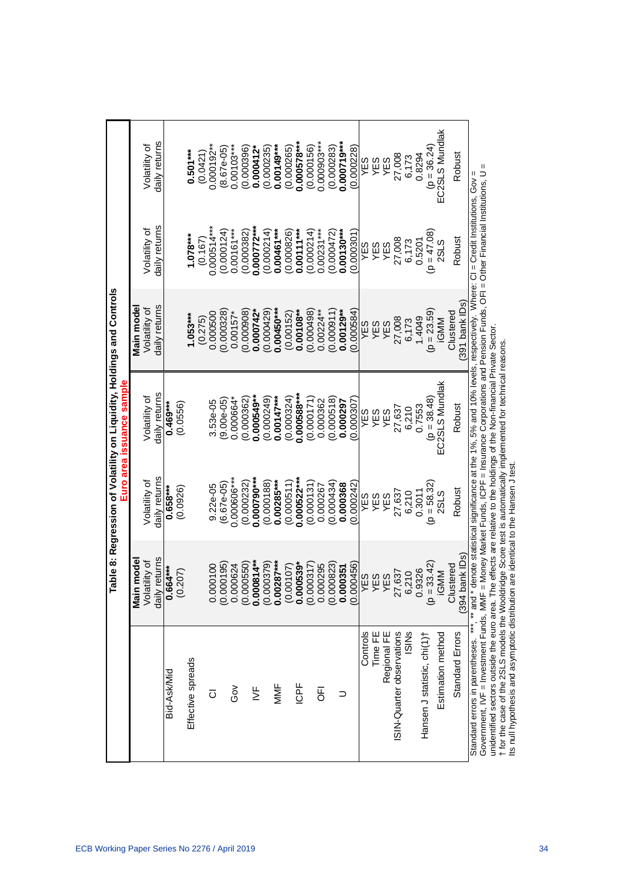## Table 8: Regression of Volatility on Liquidity, Holdings and Controls

Euro area issuance sample

| | Main model<br>Volatility of daily returns | Volatility of daily returns | Volatility of daily returns | Main model<br>Volatility of daily returns | Volatility of daily returns | Volatility of daily returns |
|---|---|---|---|---|---|---|
| Bid-Ask/Mid | **0.664\*\*\*** | **0.658\*\*\*** | **0.469\*\*\*** | | | |
| | (0.207) | (0.0926) | (0.0556) | | | |
| Effective spreads | | | | **1.053\*\*\*** | **1.078\*\*\*** | **0.501\*\*\*** |
| | | | | (0.275) | (0.167) | (0.0421) |
| CI | 0.000100 | 9.22e-05 | 3.53e-05 | 0.000500 | 0.000514\*\*\* | 0.000192\*\* |
| | (0.000195) | (6.67e-05) | (9.00e-05) | (0.000328) | (0.000124) | (8.67e-05) |
| Gov | 0.000624 | 0.000606\*\*\* | 0.000664\* | 0.00157\* | 0.00161\*\*\* | 0.00103\*\*\* |
| | (0.000550) | (0.000232) | (0.000362) | (0.000908) | (0.000382) | (0.000396) |
| IVF | **0.000814\*\*** | **0.000790\*\*\*** | **0.000549\*\*** | **0.000742\*** | **0.000772\*\*\*** | **0.000412\*** |
| | (0.000379) | (0.000188) | (0.000249) | (0.000429) | (0.000214) | (0.000235) |
| MMF | **0.00287\*\*\*** | **0.00285\*\*\*** | **0.00147\*\*\*** | **0.00450\*\*\*** | **0.00461\*\*\*** | **0.00149\*\*\*** |
| | (0.00107) | (0.000511) | (0.000324) | (0.00152) | (0.000826) | (0.000265) |
| ICPF | **0.000539\*** | **0.000522\*\*\*** | **0.000588\*\*\*** | **0.00108\*\*** | **0.00111\*\*\*** | **0.000578\*\*\*** |
| | (0.000317) | (0.000131) | (0.000171) | (0.000498) | (0.000214) | (0.000156) |
| OFI | 0.000295 | 0.000267 | 0.000362 | 0.00224\*\* | 0.00231\*\*\* | 0.000903\*\*\* |
| | (0.000823) | (0.000434) | (0.000518) | (0.000911) | (0.000472) | (0.000283) |
| U | **0.000351** | **0.000368** | **0.000297** | **0.00129\*\*** | **0.00130\*\*\*** | **0.000719\*\*\*** |
| | (0.000456) | (0.000242) | (0.000307) | (0.000584) | (0.000301) | (0.000228) |
| Controls | YES | YES | YES | YES | YES | YES |
| Time FE | YES | YES | YES | YES | YES | YES |
| Regional FE | YES | YES | YES | YES | YES | YES |
| ISIN-Quarter observations | 27,637 | 27,637 | 27,637 | 27,008 | 27,008 | 27,008 |
| ISINs | 6,210 | 6,210 | 6,210 | 6,173 | 6,173 | 6,173 |
| Hansen J statistic, chi(1)† | 0.9326 | 0.3011 | 0.7553 | 1.4049 | 0.5201 | 0.8294 |
| | (p = 33.42) | (p = 58.32) | (p = 38.48) | (p = 23.59) | (p = 47.08) | (p = 36.24) |
| Estimation method | iGMM | 2SLS | EC2SLS Mundlak | iGMM | 2SLS | EC2SLS Mundlak |
| Standard Errors | Clustered (394 bank IDs) | Robust | Robust | Clustered (391 bank IDs) | Robust | Robust |

Standard errors in parentheses. \*\*\*, \*\* and \* denote statistical significance at the 1%, 5% and 10% levels, respectively. Where: CI = Credit Institutions, Gov = Government, IVF = Investment Funds, MMF = Money Market Funds, ICPF = Insurance Corporations and Pension Funds, OFI = Other Financial Institutions, U = unidentified sectors outside the euro area. The effects are relative to the holdings of the Non-financial Private Sector.
† for the case of the 2SLS models the Wooldridge Score test is automatically implemented for technical reasons.
Its null hypothesis and asymptotic distribution are identical to the Hansen J test.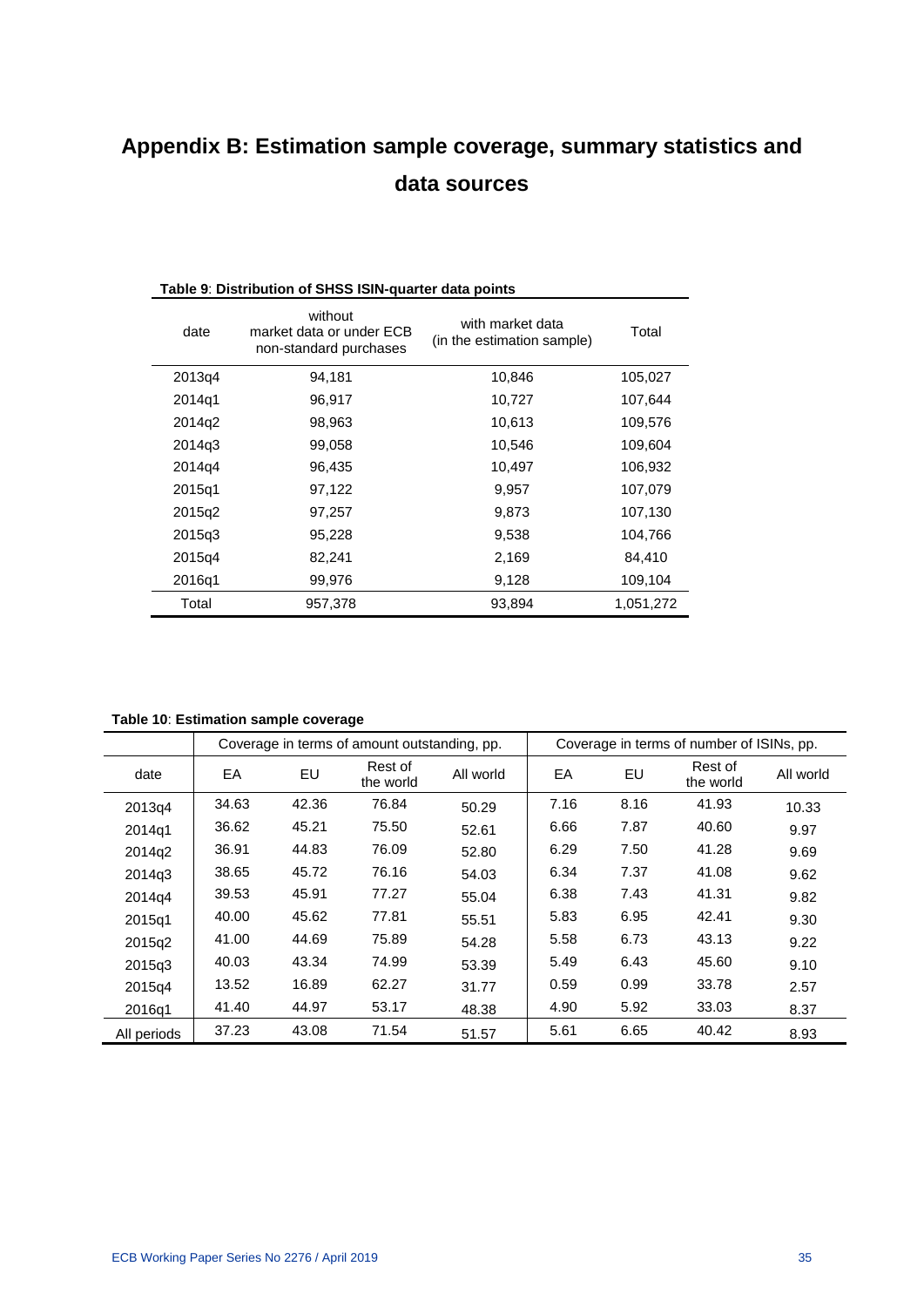# Appendix B: Estimation sample coverage, summary statistics and data sources

**Table 9**: **Distribution of SHSS ISIN-quarter data points**

| date | without market data or under ECB non-standard purchases | with market data (in the estimation sample) | Total |
|---|---|---|---|
| 2013q4 | 94,181 | 10,846 | 105,027 |
| 2014q1 | 96,917 | 10,727 | 107,644 |
| 2014q2 | 98,963 | 10,613 | 109,576 |
| 2014q3 | 99,058 | 10,546 | 109,604 |
| 2014q4 | 96,435 | 10,497 | 106,932 |
| 2015q1 | 97,122 | 9,957 | 107,079 |
| 2015q2 | 97,257 | 9,873 | 107,130 |
| 2015q3 | 95,228 | 9,538 | 104,766 |
| 2015q4 | 82,241 | 2,169 | 84,410 |
| 2016q1 | 99,976 | 9,128 | 109,104 |
| Total | 957,378 | 93,894 | 1,051,272 |

**Table 10**: **Estimation sample coverage**

| | Coverage in terms of amount outstanding, pp. | | | | Coverage in terms of number of ISINs, pp. | | | |
|---|---|---|---|---|---|---|---|---|
| date | EA | EU | Rest of the world | All world | EA | EU | Rest of the world | All world |
| 2013q4 | 34.63 | 42.36 | 76.84 | 50.29 | 7.16 | 8.16 | 41.93 | 10.33 |
| 2014q1 | 36.62 | 45.21 | 75.50 | 52.61 | 6.66 | 7.87 | 40.60 | 9.97 |
| 2014q2 | 36.91 | 44.83 | 76.09 | 52.80 | 6.29 | 7.50 | 41.28 | 9.69 |
| 2014q3 | 38.65 | 45.72 | 76.16 | 54.03 | 6.34 | 7.37 | 41.08 | 9.62 |
| 2014q4 | 39.53 | 45.91 | 77.27 | 55.04 | 6.38 | 7.43 | 41.31 | 9.82 |
| 2015q1 | 40.00 | 45.62 | 77.81 | 55.51 | 5.83 | 6.95 | 42.41 | 9.30 |
| 2015q2 | 41.00 | 44.69 | 75.89 | 54.28 | 5.58 | 6.73 | 43.13 | 9.22 |
| 2015q3 | 40.03 | 43.34 | 74.99 | 53.39 | 5.49 | 6.43 | 45.60 | 9.10 |
| 2015q4 | 13.52 | 16.89 | 62.27 | 31.77 | 0.59 | 0.99 | 33.78 | 2.57 |
| 2016q1 | 41.40 | 44.97 | 53.17 | 48.38 | 4.90 | 5.92 | 33.03 | 8.37 |
| All periods | 37.23 | 43.08 | 71.54 | 51.57 | 5.61 | 6.65 | 40.42 | 8.93 |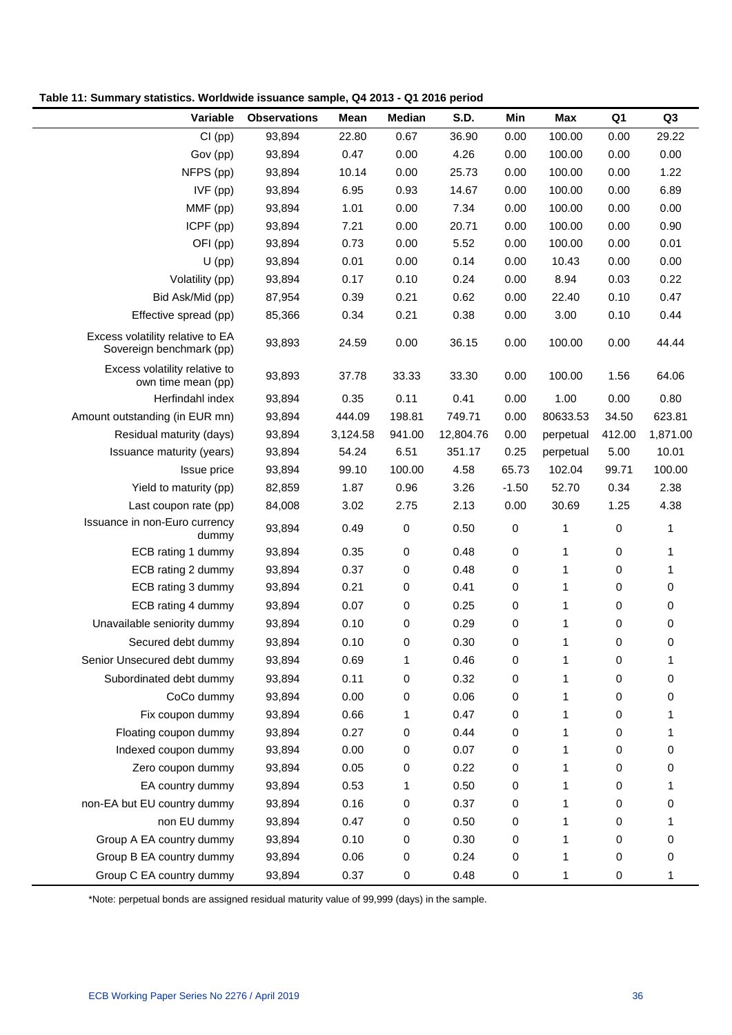**Table 11: Summary statistics. Worldwide issuance sample, Q4 2013 - Q1 2016 period**

| Variable | Observations | Mean | Median | S.D. | Min | Max | Q1 | Q3 |
|---|---|---|---|---|---|---|---|---|
| CI (pp) | 93,894 | 22.80 | 0.67 | 36.90 | 0.00 | 100.00 | 0.00 | 29.22 |
| Gov (pp) | 93,894 | 0.47 | 0.00 | 4.26 | 0.00 | 100.00 | 0.00 | 0.00 |
| NFPS (pp) | 93,894 | 10.14 | 0.00 | 25.73 | 0.00 | 100.00 | 0.00 | 1.22 |
| IVF (pp) | 93,894 | 6.95 | 0.93 | 14.67 | 0.00 | 100.00 | 0.00 | 6.89 |
| MMF (pp) | 93,894 | 1.01 | 0.00 | 7.34 | 0.00 | 100.00 | 0.00 | 0.00 |
| ICPF (pp) | 93,894 | 7.21 | 0.00 | 20.71 | 0.00 | 100.00 | 0.00 | 0.90 |
| OFI (pp) | 93,894 | 0.73 | 0.00 | 5.52 | 0.00 | 100.00 | 0.00 | 0.01 |
| U (pp) | 93,894 | 0.01 | 0.00 | 0.14 | 0.00 | 10.43 | 0.00 | 0.00 |
| Volatility (pp) | 93,894 | 0.17 | 0.10 | 0.24 | 0.00 | 8.94 | 0.03 | 0.22 |
| Bid Ask/Mid (pp) | 87,954 | 0.39 | 0.21 | 0.62 | 0.00 | 22.40 | 0.10 | 0.47 |
| Effective spread (pp) | 85,366 | 0.34 | 0.21 | 0.38 | 0.00 | 3.00 | 0.10 | 0.44 |
| Excess volatility relative to EA Sovereign benchmark (pp) | 93,893 | 24.59 | 0.00 | 36.15 | 0.00 | 100.00 | 0.00 | 44.44 |
| Excess volatility relative to own time mean (pp) | 93,893 | 37.78 | 33.33 | 33.30 | 0.00 | 100.00 | 1.56 | 64.06 |
| Herfindahl index | 93,894 | 0.35 | 0.11 | 0.41 | 0.00 | 1.00 | 0.00 | 0.80 |
| Amount outstanding (in EUR mn) | 93,894 | 444.09 | 198.81 | 749.71 | 0.00 | 80633.53 | 34.50 | 623.81 |
| Residual maturity (days) | 93,894 | 3,124.58 | 941.00 | 12,804.76 | 0.00 | perpetual | 412.00 | 1,871.00 |
| Issuance maturity (years) | 93,894 | 54.24 | 6.51 | 351.17 | 0.25 | perpetual | 5.00 | 10.01 |
| Issue price | 93,894 | 99.10 | 100.00 | 4.58 | 65.73 | 102.04 | 99.71 | 100.00 |
| Yield to maturity (pp) | 82,859 | 1.87 | 0.96 | 3.26 | -1.50 | 52.70 | 0.34 | 2.38 |
| Last coupon rate (pp) | 84,008 | 3.02 | 2.75 | 2.13 | 0.00 | 30.69 | 1.25 | 4.38 |
| Issuance in non-Euro currency dummy | 93,894 | 0.49 | 0 | 0.50 | 0 | 1 | 0 | 1 |
| ECB rating 1 dummy | 93,894 | 0.35 | 0 | 0.48 | 0 | 1 | 0 | 1 |
| ECB rating 2 dummy | 93,894 | 0.37 | 0 | 0.48 | 0 | 1 | 0 | 1 |
| ECB rating 3 dummy | 93,894 | 0.21 | 0 | 0.41 | 0 | 1 | 0 | 0 |
| ECB rating 4 dummy | 93,894 | 0.07 | 0 | 0.25 | 0 | 1 | 0 | 0 |
| Unavailable seniority dummy | 93,894 | 0.10 | 0 | 0.29 | 0 | 1 | 0 | 0 |
| Secured debt dummy | 93,894 | 0.10 | 0 | 0.30 | 0 | 1 | 0 | 0 |
| Senior Unsecured debt dummy | 93,894 | 0.69 | 1 | 0.46 | 0 | 1 | 0 | 1 |
| Subordinated debt dummy | 93,894 | 0.11 | 0 | 0.32 | 0 | 1 | 0 | 0 |
| CoCo dummy | 93,894 | 0.00 | 0 | 0.06 | 0 | 1 | 0 | 0 |
| Fix coupon dummy | 93,894 | 0.66 | 1 | 0.47 | 0 | 1 | 0 | 1 |
| Floating coupon dummy | 93,894 | 0.27 | 0 | 0.44 | 0 | 1 | 0 | 1 |
| Indexed coupon dummy | 93,894 | 0.00 | 0 | 0.07 | 0 | 1 | 0 | 0 |
| Zero coupon dummy | 93,894 | 0.05 | 0 | 0.22 | 0 | 1 | 0 | 0 |
| EA country dummy | 93,894 | 0.53 | 1 | 0.50 | 0 | 1 | 0 | 1 |
| non-EA but EU country dummy | 93,894 | 0.16 | 0 | 0.37 | 0 | 1 | 0 | 0 |
| non EU dummy | 93,894 | 0.47 | 0 | 0.50 | 0 | 1 | 0 | 1 |
| Group A EA country dummy | 93,894 | 0.10 | 0 | 0.30 | 0 | 1 | 0 | 0 |
| Group B EA country dummy | 93,894 | 0.06 | 0 | 0.24 | 0 | 1 | 0 | 0 |
| Group C EA country dummy | 93,894 | 0.37 | 0 | 0.48 | 0 | 1 | 0 | 1 |

*Note: perpetual bonds are assigned residual maturity value of 99,999 (days) in the sample.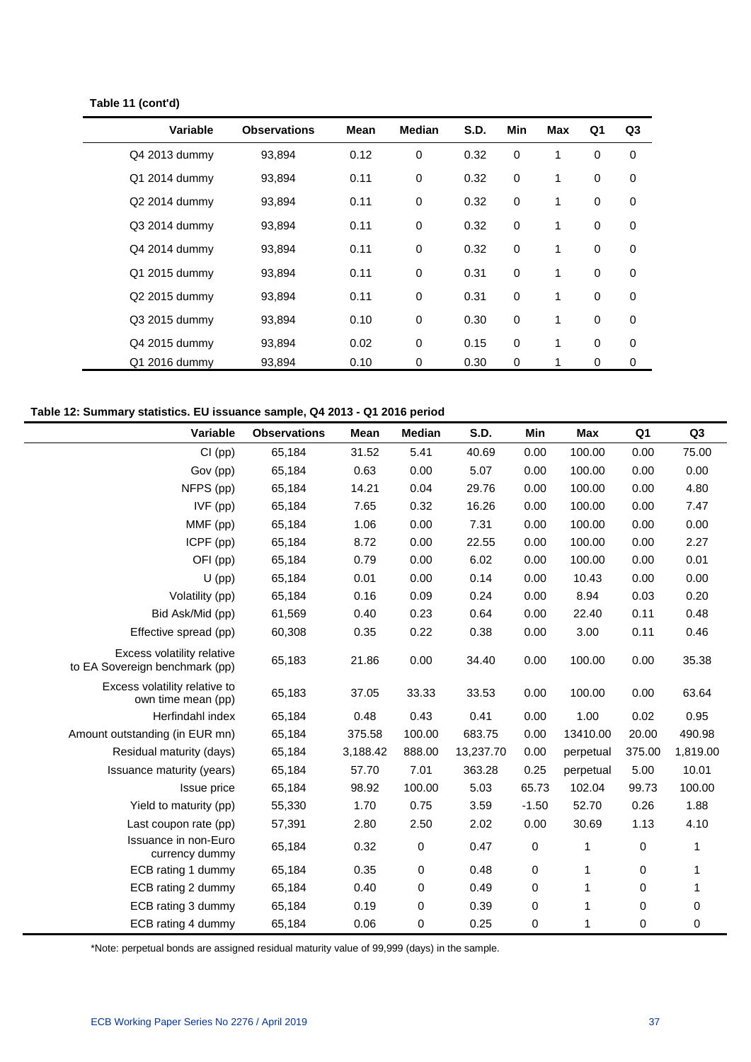**Table 11 (cont'd)**

| Variable | Observations | Mean | Median | S.D. | Min | Max | Q1 | Q3 |
|---|---|---|---|---|---|---|---|---|
| Q4 2013 dummy | 93,894 | 0.12 | 0 | 0.32 | 0 | 1 | 0 | 0 |
| Q1 2014 dummy | 93,894 | 0.11 | 0 | 0.32 | 0 | 1 | 0 | 0 |
| Q2 2014 dummy | 93,894 | 0.11 | 0 | 0.32 | 0 | 1 | 0 | 0 |
| Q3 2014 dummy | 93,894 | 0.11 | 0 | 0.32 | 0 | 1 | 0 | 0 |
| Q4 2014 dummy | 93,894 | 0.11 | 0 | 0.32 | 0 | 1 | 0 | 0 |
| Q1 2015 dummy | 93,894 | 0.11 | 0 | 0.31 | 0 | 1 | 0 | 0 |
| Q2 2015 dummy | 93,894 | 0.11 | 0 | 0.31 | 0 | 1 | 0 | 0 |
| Q3 2015 dummy | 93,894 | 0.10 | 0 | 0.30 | 0 | 1 | 0 | 0 |
| Q4 2015 dummy | 93,894 | 0.02 | 0 | 0.15 | 0 | 1 | 0 | 0 |
| Q1 2016 dummy | 93,894 | 0.10 | 0 | 0.30 | 0 | 1 | 0 | 0 |

**Table 12: Summary statistics. EU issuance sample, Q4 2013 - Q1 2016 period**

| Variable | Observations | Mean | Median | S.D. | Min | Max | Q1 | Q3 |
|---|---|---|---|---|---|---|---|---|
| CI (pp) | 65,184 | 31.52 | 5.41 | 40.69 | 0.00 | 100.00 | 0.00 | 75.00 |
| Gov (pp) | 65,184 | 0.63 | 0.00 | 5.07 | 0.00 | 100.00 | 0.00 | 0.00 |
| NFPS (pp) | 65,184 | 14.21 | 0.04 | 29.76 | 0.00 | 100.00 | 0.00 | 4.80 |
| IVF (pp) | 65,184 | 7.65 | 0.32 | 16.26 | 0.00 | 100.00 | 0.00 | 7.47 |
| MMF (pp) | 65,184 | 1.06 | 0.00 | 7.31 | 0.00 | 100.00 | 0.00 | 0.00 |
| ICPF (pp) | 65,184 | 8.72 | 0.00 | 22.55 | 0.00 | 100.00 | 0.00 | 2.27 |
| OFI (pp) | 65,184 | 0.79 | 0.00 | 6.02 | 0.00 | 100.00 | 0.00 | 0.01 |
| U (pp) | 65,184 | 0.01 | 0.00 | 0.14 | 0.00 | 10.43 | 0.00 | 0.00 |
| Volatility (pp) | 65,184 | 0.16 | 0.09 | 0.24 | 0.00 | 8.94 | 0.03 | 0.20 |
| Bid Ask/Mid (pp) | 61,569 | 0.40 | 0.23 | 0.64 | 0.00 | 22.40 | 0.11 | 0.48 |
| Effective spread (pp) | 60,308 | 0.35 | 0.22 | 0.38 | 0.00 | 3.00 | 0.11 | 0.46 |
| Excess volatility relative to EA Sovereign benchmark (pp) | 65,183 | 21.86 | 0.00 | 34.40 | 0.00 | 100.00 | 0.00 | 35.38 |
| Excess volatility relative to own time mean (pp) | 65,183 | 37.05 | 33.33 | 33.53 | 0.00 | 100.00 | 0.00 | 63.64 |
| Herfindahl index | 65,184 | 0.48 | 0.43 | 0.41 | 0.00 | 1.00 | 0.02 | 0.95 |
| Amount outstanding (in EUR mn) | 65,184 | 375.58 | 100.00 | 683.75 | 0.00 | 13410.00 | 20.00 | 490.98 |
| Residual maturity (days) | 65,184 | 3,188.42 | 888.00 | 13,237.70 | 0.00 | perpetual | 375.00 | 1,819.00 |
| Issuance maturity (years) | 65,184 | 57.70 | 7.01 | 363.28 | 0.25 | perpetual | 5.00 | 10.01 |
| Issue price | 65,184 | 98.92 | 100.00 | 5.03 | 65.73 | 102.04 | 99.73 | 100.00 |
| Yield to maturity (pp) | 55,330 | 1.70 | 0.75 | 3.59 | -1.50 | 52.70 | 0.26 | 1.88 |
| Last coupon rate (pp) | 57,391 | 2.80 | 2.50 | 2.02 | 0.00 | 30.69 | 1.13 | 4.10 |
| Issuance in non-Euro currency dummy | 65,184 | 0.32 | 0 | 0.47 | 0 | 1 | 0 | 1 |
| ECB rating 1 dummy | 65,184 | 0.35 | 0 | 0.48 | 0 | 1 | 0 | 1 |
| ECB rating 2 dummy | 65,184 | 0.40 | 0 | 0.49 | 0 | 1 | 0 | 1 |
| ECB rating 3 dummy | 65,184 | 0.19 | 0 | 0.39 | 0 | 1 | 0 | 0 |
| ECB rating 4 dummy | 65,184 | 0.06 | 0 | 0.25 | 0 | 1 | 0 | 0 |

*Note: perpetual bonds are assigned residual maturity value of 99,999 (days) in the sample.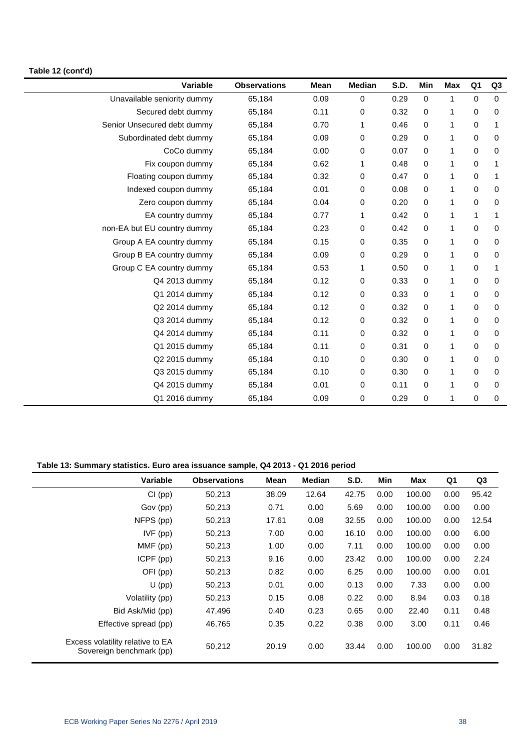**Table 12 (cont'd)**

| Variable | Observations | Mean | Median | S.D. | Min | Max | Q1 | Q3 |
|---|---|---|---|---|---|---|---|---|
| Unavailable seniority dummy | 65,184 | 0.09 | 0 | 0.29 | 0 | 1 | 0 | 0 |
| Secured debt dummy | 65,184 | 0.11 | 0 | 0.32 | 0 | 1 | 0 | 0 |
| Senior Unsecured debt dummy | 65,184 | 0.70 | 1 | 0.46 | 0 | 1 | 0 | 1 |
| Subordinated debt dummy | 65,184 | 0.09 | 0 | 0.29 | 0 | 1 | 0 | 0 |
| CoCo dummy | 65,184 | 0.00 | 0 | 0.07 | 0 | 1 | 0 | 0 |
| Fix coupon dummy | 65,184 | 0.62 | 1 | 0.48 | 0 | 1 | 0 | 1 |
| Floating coupon dummy | 65,184 | 0.32 | 0 | 0.47 | 0 | 1 | 0 | 1 |
| Indexed coupon dummy | 65,184 | 0.01 | 0 | 0.08 | 0 | 1 | 0 | 0 |
| Zero coupon dummy | 65,184 | 0.04 | 0 | 0.20 | 0 | 1 | 0 | 0 |
| EA country dummy | 65,184 | 0.77 | 1 | 0.42 | 0 | 1 | 1 | 1 |
| non-EA but EU country dummy | 65,184 | 0.23 | 0 | 0.42 | 0 | 1 | 0 | 0 |
| Group A EA country dummy | 65,184 | 0.15 | 0 | 0.35 | 0 | 1 | 0 | 0 |
| Group B EA country dummy | 65,184 | 0.09 | 0 | 0.29 | 0 | 1 | 0 | 0 |
| Group C EA country dummy | 65,184 | 0.53 | 1 | 0.50 | 0 | 1 | 0 | 1 |
| Q4 2013 dummy | 65,184 | 0.12 | 0 | 0.33 | 0 | 1 | 0 | 0 |
| Q1 2014 dummy | 65,184 | 0.12 | 0 | 0.33 | 0 | 1 | 0 | 0 |
| Q2 2014 dummy | 65,184 | 0.12 | 0 | 0.32 | 0 | 1 | 0 | 0 |
| Q3 2014 dummy | 65,184 | 0.12 | 0 | 0.32 | 0 | 1 | 0 | 0 |
| Q4 2014 dummy | 65,184 | 0.11 | 0 | 0.32 | 0 | 1 | 0 | 0 |
| Q1 2015 dummy | 65,184 | 0.11 | 0 | 0.31 | 0 | 1 | 0 | 0 |
| Q2 2015 dummy | 65,184 | 0.10 | 0 | 0.30 | 0 | 1 | 0 | 0 |
| Q3 2015 dummy | 65,184 | 0.10 | 0 | 0.30 | 0 | 1 | 0 | 0 |
| Q4 2015 dummy | 65,184 | 0.01 | 0 | 0.11 | 0 | 1 | 0 | 0 |
| Q1 2016 dummy | 65,184 | 0.09 | 0 | 0.29 | 0 | 1 | 0 | 0 |

**Table 13: Summary statistics. Euro area issuance sample, Q4 2013 - Q1 2016 period**

| Variable | Observations | Mean | Median | S.D. | Min | Max | Q1 | Q3 |
|---|---|---|---|---|---|---|---|---|
| CI (pp) | 50,213 | 38.09 | 12.64 | 42.75 | 0.00 | 100.00 | 0.00 | 95.42 |
| Gov (pp) | 50,213 | 0.71 | 0.00 | 5.69 | 0.00 | 100.00 | 0.00 | 0.00 |
| NFPS (pp) | 50,213 | 17.61 | 0.08 | 32.55 | 0.00 | 100.00 | 0.00 | 12.54 |
| IVF (pp) | 50,213 | 7.00 | 0.00 | 16.10 | 0.00 | 100.00 | 0.00 | 6.00 |
| MMF (pp) | 50,213 | 1.00 | 0.00 | 7.11 | 0.00 | 100.00 | 0.00 | 0.00 |
| ICPF (pp) | 50,213 | 9.16 | 0.00 | 23.42 | 0.00 | 100.00 | 0.00 | 2.24 |
| OFI (pp) | 50,213 | 0.82 | 0.00 | 6.25 | 0.00 | 100.00 | 0.00 | 0.01 |
| U (pp) | 50,213 | 0.01 | 0.00 | 0.13 | 0.00 | 7.33 | 0.00 | 0.00 |
| Volatility (pp) | 50,213 | 0.15 | 0.08 | 0.22 | 0.00 | 8.94 | 0.03 | 0.18 |
| Bid Ask/Mid (pp) | 47,496 | 0.40 | 0.23 | 0.65 | 0.00 | 22.40 | 0.11 | 0.48 |
| Effective spread (pp) | 46,765 | 0.35 | 0.22 | 0.38 | 0.00 | 3.00 | 0.11 | 0.46 |
| Excess volatility relative to EA Sovereign benchmark (pp) | 50,212 | 20.19 | 0.00 | 33.44 | 0.00 | 100.00 | 0.00 | 31.82 |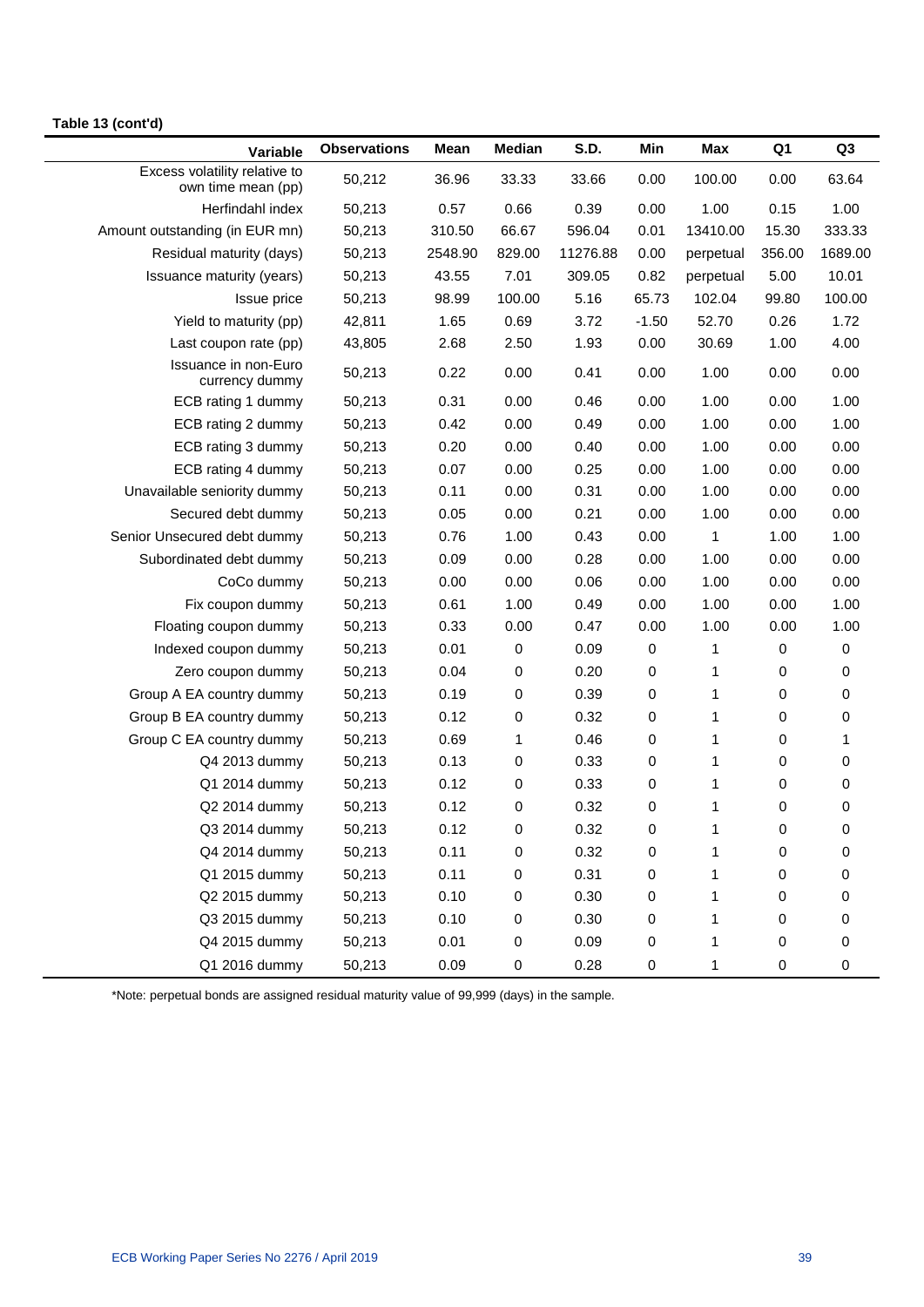**Table 13 (cont'd)**

| Variable | Observations | Mean | Median | S.D. | Min | Max | Q1 | Q3 |
|---|---|---|---|---|---|---|---|---|
| Excess volatility relative to own time mean (pp) | 50,212 | 36.96 | 33.33 | 33.66 | 0.00 | 100.00 | 0.00 | 63.64 |
| Herfindahl index | 50,213 | 0.57 | 0.66 | 0.39 | 0.00 | 1.00 | 0.15 | 1.00 |
| Amount outstanding (in EUR mn) | 50,213 | 310.50 | 66.67 | 596.04 | 0.01 | 13410.00 | 15.30 | 333.33 |
| Residual maturity (days) | 50,213 | 2548.90 | 829.00 | 11276.88 | 0.00 | perpetual | 356.00 | 1689.00 |
| Issuance maturity (years) | 50,213 | 43.55 | 7.01 | 309.05 | 0.82 | perpetual | 5.00 | 10.01 |
| Issue price | 50,213 | 98.99 | 100.00 | 5.16 | 65.73 | 102.04 | 99.80 | 100.00 |
| Yield to maturity (pp) | 42,811 | 1.65 | 0.69 | 3.72 | -1.50 | 52.70 | 0.26 | 1.72 |
| Last coupon rate (pp) | 43,805 | 2.68 | 2.50 | 1.93 | 0.00 | 30.69 | 1.00 | 4.00 |
| Issuance in non-Euro currency dummy | 50,213 | 0.22 | 0.00 | 0.41 | 0.00 | 1.00 | 0.00 | 0.00 |
| ECB rating 1 dummy | 50,213 | 0.31 | 0.00 | 0.46 | 0.00 | 1.00 | 0.00 | 1.00 |
| ECB rating 2 dummy | 50,213 | 0.42 | 0.00 | 0.49 | 0.00 | 1.00 | 0.00 | 1.00 |
| ECB rating 3 dummy | 50,213 | 0.20 | 0.00 | 0.40 | 0.00 | 1.00 | 0.00 | 0.00 |
| ECB rating 4 dummy | 50,213 | 0.07 | 0.00 | 0.25 | 0.00 | 1.00 | 0.00 | 0.00 |
| Unavailable seniority dummy | 50,213 | 0.11 | 0.00 | 0.31 | 0.00 | 1.00 | 0.00 | 0.00 |
| Secured debt dummy | 50,213 | 0.05 | 0.00 | 0.21 | 0.00 | 1.00 | 0.00 | 0.00 |
| Senior Unsecured debt dummy | 50,213 | 0.76 | 1.00 | 0.43 | 0.00 | 1 | 1.00 | 1.00 |
| Subordinated debt dummy | 50,213 | 0.09 | 0.00 | 0.28 | 0.00 | 1.00 | 0.00 | 0.00 |
| CoCo dummy | 50,213 | 0.00 | 0.00 | 0.06 | 0.00 | 1.00 | 0.00 | 0.00 |
| Fix coupon dummy | 50,213 | 0.61 | 1.00 | 0.49 | 0.00 | 1.00 | 0.00 | 1.00 |
| Floating coupon dummy | 50,213 | 0.33 | 0.00 | 0.47 | 0.00 | 1.00 | 0.00 | 1.00 |
| Indexed coupon dummy | 50,213 | 0.01 | 0 | 0.09 | 0 | 1 | 0 | 0 |
| Zero coupon dummy | 50,213 | 0.04 | 0 | 0.20 | 0 | 1 | 0 | 0 |
| Group A EA country dummy | 50,213 | 0.19 | 0 | 0.39 | 0 | 1 | 0 | 0 |
| Group B EA country dummy | 50,213 | 0.12 | 0 | 0.32 | 0 | 1 | 0 | 0 |
| Group C EA country dummy | 50,213 | 0.69 | 1 | 0.46 | 0 | 1 | 0 | 1 |
| Q4 2013 dummy | 50,213 | 0.13 | 0 | 0.33 | 0 | 1 | 0 | 0 |
| Q1 2014 dummy | 50,213 | 0.12 | 0 | 0.33 | 0 | 1 | 0 | 0 |
| Q2 2014 dummy | 50,213 | 0.12 | 0 | 0.32 | 0 | 1 | 0 | 0 |
| Q3 2014 dummy | 50,213 | 0.12 | 0 | 0.32 | 0 | 1 | 0 | 0 |
| Q4 2014 dummy | 50,213 | 0.11 | 0 | 0.32 | 0 | 1 | 0 | 0 |
| Q1 2015 dummy | 50,213 | 0.11 | 0 | 0.31 | 0 | 1 | 0 | 0 |
| Q2 2015 dummy | 50,213 | 0.10 | 0 | 0.30 | 0 | 1 | 0 | 0 |
| Q3 2015 dummy | 50,213 | 0.10 | 0 | 0.30 | 0 | 1 | 0 | 0 |
| Q4 2015 dummy | 50,213 | 0.01 | 0 | 0.09 | 0 | 1 | 0 | 0 |
| Q1 2016 dummy | 50,213 | 0.09 | 0 | 0.28 | 0 | 1 | 0 | 0 |

*Note: perpetual bonds are assigned residual maturity value of 99,999 (days) in the sample.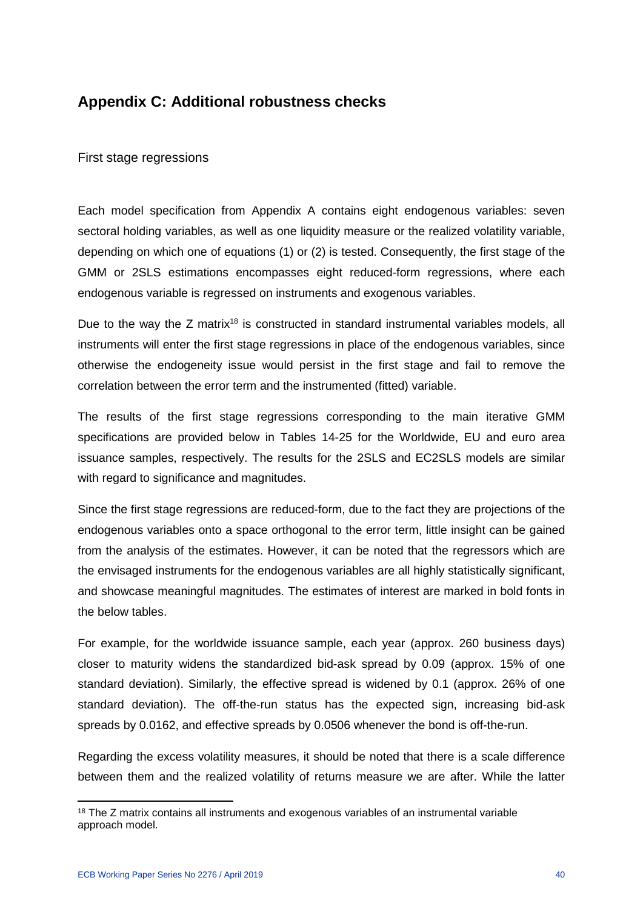## Appendix C: Additional robustness checks

### First stage regressions

Each model specification from Appendix A contains eight endogenous variables: seven sectoral holding variables, as well as one liquidity measure or the realized volatility variable, depending on which one of equations (1) or (2) is tested. Consequently, the first stage of the GMM or 2SLS estimations encompasses eight reduced-form regressions, where each endogenous variable is regressed on instruments and exogenous variables.

Due to the way the Z matrix[18] is constructed in standard instrumental variables models, all instruments will enter the first stage regressions in place of the endogenous variables, since otherwise the endogeneity issue would persist in the first stage and fail to remove the correlation between the error term and the instrumented (fitted) variable.

The results of the first stage regressions corresponding to the main iterative GMM specifications are provided below in Tables 14-25 for the Worldwide, EU and euro area issuance samples, respectively. The results for the 2SLS and EC2SLS models are similar with regard to significance and magnitudes.

Since the first stage regressions are reduced-form, due to the fact they are projections of the endogenous variables onto a space orthogonal to the error term, little insight can be gained from the analysis of the estimates. However, it can be noted that the regressors which are the envisaged instruments for the endogenous variables are all highly statistically significant, and showcase meaningful magnitudes. The estimates of interest are marked in bold fonts in the below tables.

For example, for the worldwide issuance sample, each year (approx. 260 business days) closer to maturity widens the standardized bid-ask spread by 0.09 (approx. 15% of one standard deviation). Similarly, the effective spread is widened by 0.1 (approx. 26% of one standard deviation). The off-the-run status has the expected sign, increasing bid-ask spreads by 0.0162, and effective spreads by 0.0506 whenever the bond is off-the-run.

Regarding the excess volatility measures, it should be noted that there is a scale difference between them and the realized volatility of returns measure we are after. While the latter

[18] The Z matrix contains all instruments and exogenous variables of an instrumental variable approach model.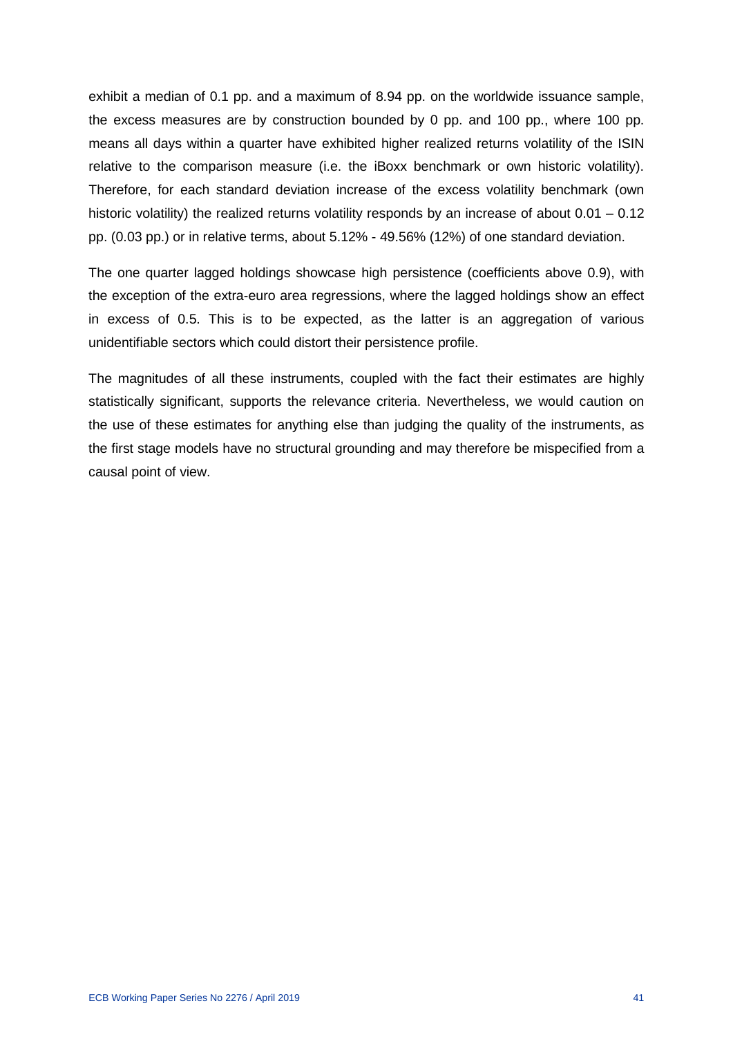exhibit a median of 0.1 pp. and a maximum of 8.94 pp. on the worldwide issuance sample, the excess measures are by construction bounded by 0 pp. and 100 pp., where 100 pp. means all days within a quarter have exhibited higher realized returns volatility of the ISIN relative to the comparison measure (i.e. the iBoxx benchmark or own historic volatility). Therefore, for each standard deviation increase of the excess volatility benchmark (own historic volatility) the realized returns volatility responds by an increase of about 0.01 – 0.12 pp. (0.03 pp.) or in relative terms, about 5.12% - 49.56% (12%) of one standard deviation.

The one quarter lagged holdings showcase high persistence (coefficients above 0.9), with the exception of the extra-euro area regressions, where the lagged holdings show an effect in excess of 0.5. This is to be expected, as the latter is an aggregation of various unidentifiable sectors which could distort their persistence profile.

The magnitudes of all these instruments, coupled with the fact their estimates are highly statistically significant, supports the relevance criteria. Nevertheless, we would caution on the use of these estimates for anything else than judging the quality of the instruments, as the first stage models have no structural grounding and may therefore be mispecified from a causal point of view.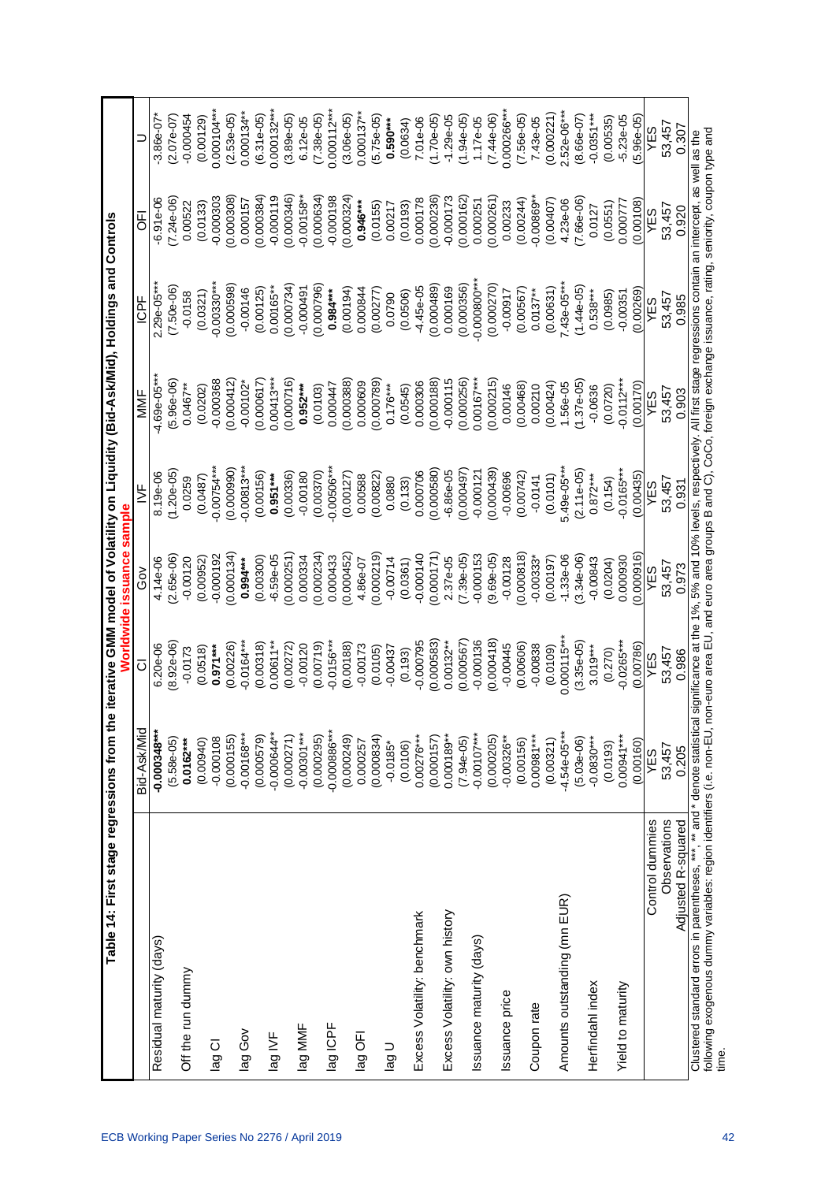**Table 14: First stage regressions from the iterative GMM model of Volatility on Liquidity (Bid-Ask/Mid), Holdings and Controls**

**Worldwide issuance sample**

| | Bid-Ask/Mid | CI | Gov | IVF | MMF | ICPF | OFI | U |
|---|---|---|---|---|---|---|---|---|
| Residual maturity (days) | **-0.000348\*\*\*** | 6.20e-06 | 4.14e-06 | 8.19e-06 | 4.69e-05\*\*\* | 2.29e-05\*\*\* | -6.91e-06 | -3.86e-07\* |
| | (5.58e-05) | (8.92e-06) | (2.65e-06) | (1.20e-05) | (5.96e-06) | (7.50e-06) | (7.24e-06) | (2.07e-07) |
| Off the run dummy | **0.0162\*\*\*** | -0.0173 | -0.00120 | 0.0259 | 0.0467\*\* | -0.0158 | 0.00522 | -0.000454 |
| | (0.00940) | (0.0518) | (0.00952) | (0.0487) | (0.0202) | (0.0321) | (0.0133) | (0.00129) |
| lag CI | -0.000108 | **0.971\*\*\*** | -0.000192 | -0.00754\*\*\* | -0.000368 | -0.00330\*\*\* | -0.000303 | 0.000104\*\*\* |
| | (0.000155) | (0.00226) | (0.000134) | (0.000990) | (0.000412) | (0.000598) | (0.000308) | (2.53e-05) |
| lag Gov | -0.00168\*\*\* | -0.0164\*\*\* | **0.994\*\*\*** | -0.00813\*\*\* | -0.00102\* | -0.00146 | 0.000157 | 0.000134\*\* |
| | (0.000579) | (0.00318) | (0.00300) | (0.00156) | (0.000617) | (0.00125) | (0.000384) | (6.31e-05) |
| lag IVF | -0.000644\*\* | 0.00611\*\* | -6.59e-05 | **0.951\*\*\*** | 0.00413\*\*\* | 0.00165\*\* | -0.000119 | 0.000132\*\*\* |
| | (0.000271) | (0.00272) | (0.000251) | (0.00336) | (0.000716) | (0.000734) | (0.000346) | (3.89e-05) |
| lag MMF | -0.00301\*\*\* | -0.00120 | 0.000334 | -0.00180 | **0.952\*\*\*** | -0.000491 | -0.00158\*\* | 6.12e-05 |
| | (0.000295) | (0.00719) | (0.000234) | (0.00370) | (0.0103) | (0.000796) | (0.000634) | (7.38e-05) |
| lag ICPF | -0.000886\*\*\* | -0.0156\*\*\* | 0.000433 | -0.00506\*\*\* | 0.000447 | **0.984\*\*\*** | -0.000198 | 0.000112\*\*\* |
| | (0.000249) | (0.00188) | (0.000452) | (0.00127) | (0.000388) | (0.00194) | (0.000324) | (3.06e-05) |
| lag OFI | 0.000257 | -0.00173 | 4.86e-07 | 0.00588 | 0.000609 | 0.000844 | **0.946\*\*\*** | 0.000137\*\* |
| | (0.000834) | (0.0105) | (0.000219) | (0.00822) | (0.000789) | (0.00277) | (0.0155) | (5.75e-05) |
| lag U | -0.185\* | -0.00437 | -0.00714 | 0.0880 | 0.176\*\*\* | 0.0790 | 0.0217 | **0.590\*\*\*** |
| | (0.0106) | (0.193) | (0.0361) | (0.133) | (0.0545) | (0.0506) | (0.0193) | (0.0634) |
| Excess Volatility: benchmark | 0.00276\*\*\* | -0.000795 | -0.000140 | 0.000706 | 0.000306 | -4.45e-05 | 0.000178 | 7.01e-06 |
| | (0.000157) | (0.000583) | (0.000171) | (0.000580) | (0.000188) | (0.000489) | (0.000236) | (1.70e-05) |
| Excess Volatility: own history | 0.000189\*\* | 0.00132\*\* | 2.37e-05 | -6.86e-05 | -0.000115 | 0.000169 | -0.000173 | -1.29e-05 |
| | (7.94e-05) | (0.000567) | (7.39e-05) | (0.000497) | (0.000256) | (0.000356) | (0.000162) | (1.94e-05) |
| Issuance maturity (days) | -0.00107\*\*\* | -0.000136 | -0.000153 | -0.000121 | 0.00167\*\*\* | -0.000800\*\*\* | 0.000251 | 1.17e-05 |
| | (0.000205) | (0.000418) | (9.69e-05) | (0.000439) | (0.000215) | (0.000270) | (0.000261) | (7.44e-06) |
| Issuance price | -0.00326\*\* | -0.00445 | -0.00128 | -0.00696 | 0.00146 | -0.00917 | 0.00233 | 0.000266\*\*\* |
| | (0.00156) | (0.00606) | (0.000818) | (0.00742) | (0.00468) | (0.00567) | (0.00244) | (7.56e-05) |
| Coupon rate | 0.00981\*\*\* | -0.00838 | -0.00333\* | -0.0141 | 0.00210 | 0.0137\*\* | -0.00869\*\* | 7.43e-05 |
| | (0.00321) | (0.0109) | (0.00197) | (0.0101) | (0.00424) | (0.00631) | (0.00407) | (0.000221) |
| Amounts outstanding (mn EUR) | -4.54e-05\*\*\* | 0.000115\*\*\* | -1.33e-06 | 5.49e-05\*\*\* | 1.56e-05 | 7.43e-05\*\*\* | 4.23e-06 | 2.52e-06\*\*\* |
| | (5.03e-06) | (3.35e-05) | (3.34e-06) | (2.11e-05) | (1.37e-05) | (1.44e-05) | (7.66e-06) | (8.66e-07) |
| Herfindahl index | -0.0830\*\*\* | 3.019\*\*\* | -0.00843 | 0.872\*\*\* | -0.0636 | 0.538\*\*\* | 0.0127 | -0.0351\*\*\* |
| | (0.0193) | (0.270) | (0.0204) | (0.154) | (0.0720) | (0.0985) | (0.0551) | (0.00535) |
| Yield to maturity | 0.00941\*\*\* | -0.0265\*\*\* | 0.000930 | -0.0165\*\*\* | -0.0112\*\*\* | -0.00351 | 0.000777 | -5.23e-05 |
| | (0.00160) | (0.00786) | (0.000916) | (0.00435) | (0.00170) | (0.00269) | (0.00108) | (5.96e-05) |
| Control dummies | YES | YES | YES | YES | YES | YES | YES | YES |
| Observations | 53,457 | 53,457 | 53,457 | 53,457 | 53,457 | 53,457 | 53,457 | 53,457 |
| Adjusted R-squared | 0.205 | 0.986 | 0.973 | 0.931 | 0.903 | 0.985 | 0.920 | 0.307 |

Clustered standard errors in parentheses, \*\*\*, \*\* and \* denote statistical significance at the 1%, 5% and 10% levels, respectively. All first stage regressions contain an intercept, as well as the following exogenous dummy variables: region identifiers (i.e. non-EU, non-euro area EU, and euro area groups B and C), CoCo, foreign exchange issuance, rating, seniority, coupon type and time.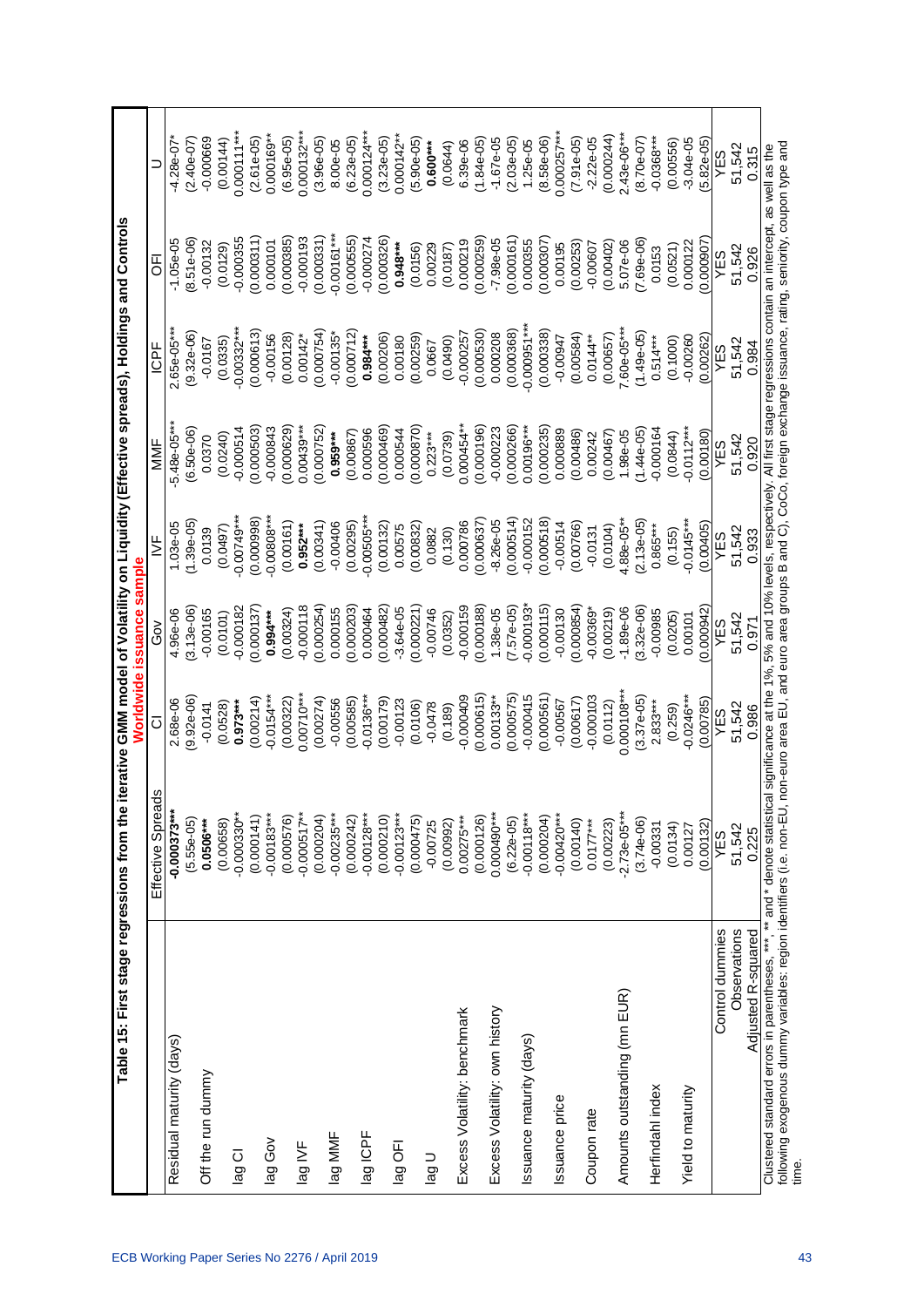**Table 15: First stage regressions from the iterative GMM model of Volatility on Liquidity (Effective spreads), Holdings and Controls**

**Worldwide issuance sample**

| | Effective Spreads | CI | Gov | IVF | MMF | ICPF | OFI | U |
|---|---|---|---|---|---|---|---|---|
| Residual maturity (days) | -0.000373*** | 2.68e-06 | 4.96e-06 | 1.03e-05 | -5.48e-05*** | 2.65e-05*** | -1.05e-05 | -4.28e-07* |
| | (5.55e-05) | (9.92e-06) | (3.13e-06) | (1.39e-05) | (6.50e-06) | (9.32e-06) | (8.51e-06) | (2.40e-07) |
| Off the run dummy | 0.0506*** | -0.0141 | -0.00165 | 0.0139 | 0.0370 | -0.0167 | -0.00132 | -0.000669 |
| | (0.00658) | (0.0528) | (0.0101) | (0.0497) | (0.0240) | (0.0335) | (0.0129) | (0.00144) |
| lag CI | -0.000330** | 0.973*** | -0.000182 | -0.00749*** | -0.000514 | -0.00332*** | -0.000355 | 0.000111*** |
| | (0.000141) | (0.00214) | (0.000137) | (0.000998) | (0.000503) | (0.000613) | (0.000311) | (2.61e-05) |
| lag Gov | -0.00183*** | -0.0154*** | 0.994*** | -0.00808*** | -0.000843 | -0.00156 | 0.000101 | 0.000169** |
| | (0.000576) | (0.00322) | (0.00324) | (0.00161) | (0.000629) | (0.00128) | (0.000385) | (6.95e-05) |
| lag IVF | -0.000517** | 0.00710*** | -0.000118 | 0.952*** | 0.00439*** | 0.00142* | -0.000193 | 0.000132*** |
| | (0.000204) | (0.00274) | (0.000254) | (0.00341) | (0.000752) | (0.000754) | (0.000331) | (3.96e-05) |
| lag MMF | -0.00235*** | -0.00556 | 0.000155 | -0.00406 | 0.959*** | -0.00135* | -0.00161*** | 8.00e-05 |
| | (0.000242) | (0.00585) | (0.000203) | (0.00295) | (0.00867) | (0.000712) | (0.000555) | (6.23e-05) |
| lag ICPF | -0.00128*** | -0.0136*** | 0.000464 | -0.00505*** | 0.000596 | 0.984*** | -0.000274 | 0.000124*** |
| | (0.000210) | (0.00179) | (0.000482) | (0.00132) | (0.000469) | (0.00206) | (0.000326) | (3.23e-05) |
| lag OFI | -0.00123*** | -0.00123 | -3.64e-05 | 0.00575 | 0.000544 | 0.00180 | 0.948*** | 0.000142** |
| | (0.000475) | (0.0106) | (0.000221) | (0.00832) | (0.000870) | (0.00259) | (0.0156) | (5.90e-05) |
| lag U | -0.00725 | -0.0478 | -0.00746 | 0.0882 | 0.223*** | 0.0667 | 0.00229 | 0.600*** |
| | (0.00992) | (0.189) | (0.0352) | (0.130) | (0.0739) | (0.0490) | (0.0187) | (0.0644) |
| Excess Volatility: benchmark | 0.00275*** | -0.000409 | -0.000159 | 0.000786 | 0.000454** | -0.000257 | 0.000219 | 6.39e-06 |
| | (0.000126) | (0.000615) | (0.000188) | (0.000637) | (0.000196) | (0.000530) | (0.000259) | (1.84e-05) |
| Excess Volatility: own history | 0.000490*** | 0.00133** | 1.38e-05 | -8.26e-05 | -0.000223 | 0.000208 | -7.98e-05 | -1.67e-05 |
| | (6.22e-05) | (0.000575) | (7.57e-05) | (0.000514) | (0.000266) | (0.000368) | (0.000161) | (2.03e-05) |
| Issuance maturity (days) | -0.00118*** | -0.000415 | -0.000193* | -0.000152 | 0.00196*** | -0.000951*** | 0.000355 | 1.25e-05 |
| | (0.000204) | (0.000561) | (0.000115) | (0.000518) | (0.000235) | (0.000338) | (0.000307) | (8.58e-06) |
| Issuance price | -0.00420*** | -0.00567 | -0.00130 | -0.00514 | 0.000889 | -0.00947 | 0.00195 | 0.000257*** |
| | (0.00140) | (0.00617) | (0.000854) | (0.00766) | (0.00486) | (0.00584) | (0.00253) | (7.91e-05) |
| Coupon rate | 0.0177*** | -0.000103 | -0.00369* | -0.0131 | 0.00242 | 0.0144** | -0.00607 | -2.22e-05 |
| | (0.00223) | (0.0112) | (0.00219) | (0.0104) | (0.00467) | (0.00657) | (0.00402) | (0.000244) |
| Amounts outstanding (mn EUR) | -2.73e-05*** | 0.000108*** | -1.89e-06 | 4.88e-05** | 1.98e-05 | 7.60e-05*** | 5.07e-06 | 2.43e-06*** |
| | (3.74e-06) | (3.37e-05) | (3.32e-06) | (2.13e-05) | (1.44e-05) | (1.49e-05) | (7.69e-06) | (8.70e-07) |
| Herfindahl index | -0.00331 | 2.833*** | -0.00985 | 0.865*** | -0.000164 | 0.514*** | 0.0153 | -0.0368*** |
| | (0.0134) | (0.259) | (0.0205) | (0.155) | (0.0844) | (0.1000) | (0.0521) | (0.00556) |
| Yield to maturity | 0.00127 | -0.0246*** | 0.00101 | -0.0145*** | -0.0112*** | -0.00260 | 0.000122 | -3.04e-05 |
| | (0.00132) | (0.00785) | (0.000942) | (0.00405) | (0.00180) | (0.00262) | (0.000907) | (5.82e-05) |
| Control dummies | YES | YES | YES | YES | YES | YES | YES | YES |
| Observations | 51,542 | 51,542 | 51,542 | 51,542 | 51,542 | 51,542 | 51,542 | 51,542 |
| Adjusted R-squared | 0.225 | 0.986 | 0.971 | 0.933 | 0.920 | 0.984 | 0.926 | 0.315 |

Clustered standard errors in parentheses, ***, ** and * denote statistical significance at the 1%, 5% and 10% levels, respectively. All first stage regressions contain an intercept, as well as the following exogenous dummy variables: region identifiers (i.e. non-EU, non-euro area EU, and euro area groups B and C), CoCo, foreign exchange issuance, rating, seniority, coupon type and time.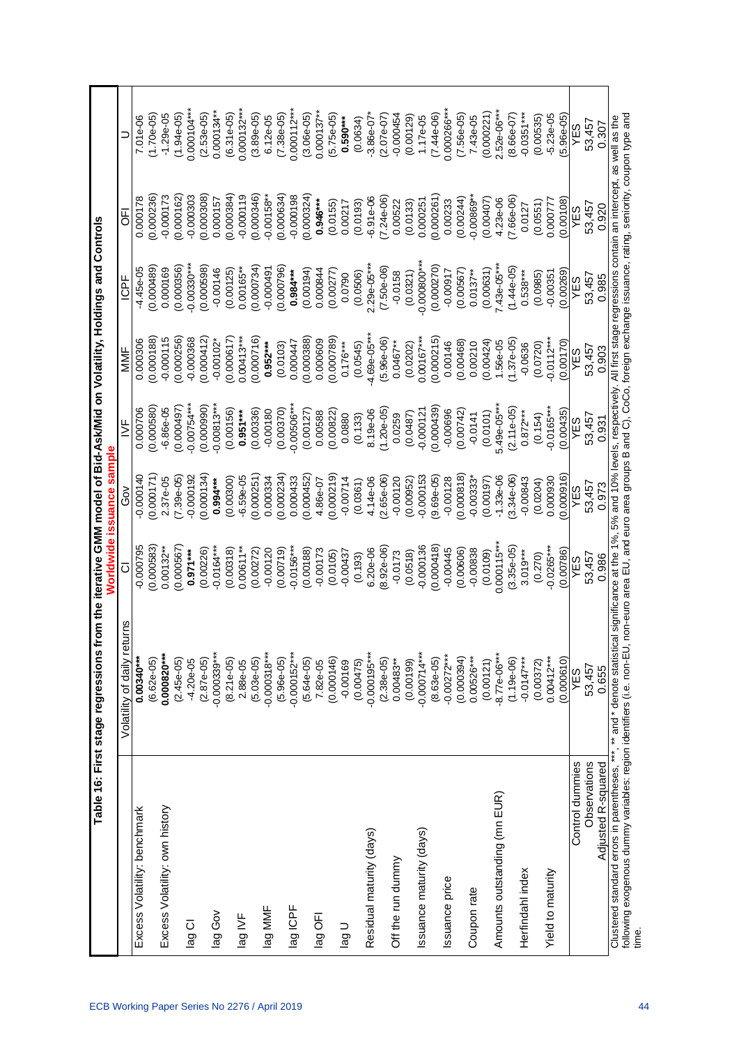**Table 16: First stage regressions from the iterative GMM model of Bid-Ask/Mid on Volatility, Holdings and Controls**

**Worldwide issuance sample**

| | Volatility of daily returns | CI | Gov | IVF | MMF | ICPF | OFI | U |
|---|---|---|---|---|---|---|---|---|
| Excess Volatility: benchmark | **0.00340*** ** | -0.000795 | -0.000140 | 0.000706 | 0.000306 | -4.45e-05 | 0.000178 | 7.01e-06 |
| | (6.62e-05) | (0.000583) | (0.000171) | (0.000580) | (0.000188) | (0.000489) | (0.000236) | (1.70e-05) |
| Excess Volatility: own history | **0.000820*** ** | 0.00132** | 2.37e-05 | -6.86e-05 | -0.000115 | 0.000169 | -0.000173 | -1.29e-05 |
| | (2.45e-05) | (0.000567) | (7.39e-05) | (0.000497) | (0.000256) | (0.000356) | (0.000162) | (1.94e-05) |
| lag CI | -4.20e-05 | **0.971*** ** | -0.000192 | -0.00754*** | -0.000368 | -0.00330*** | -0.000303 | 0.000104*** |
| | (2.87e-05) | (0.00226) | (0.000134) | (0.000990) | (0.000412) | (0.000598) | (0.000308) | (2.53e-05) |
| lag Gov | -0.000339*** | -0.0164*** | **0.994*** ** | -0.00813*** | -0.00102* | -0.00146 | 0.000157 | 0.000134** |
| | (8.21e-05) | (0.00318) | (0.00300) | (0.00156) | (0.000617) | (0.00125) | (0.000384) | (6.31e-05) |
| lag IVF | 2.88e-05 | 0.00611** | -6.59e-05 | **0.951*** ** | 0.00413*** | 0.00165** | -0.000119 | 0.000132*** |
| | (5.03e-05) | (0.00272) | (0.000251) | (0.00336) | (0.000716) | (0.000734) | (0.000346) | (3.89e-05) |
| lag MMF | -0.000318*** | -0.00120 | 0.000334 | -0.00180 | **0.952*** ** | -0.000491 | -0.00158** | 6.12e-05 |
| | (5.96e-05) | (0.00719) | (0.000234) | (0.00370) | (0.0103) | (0.000796) | (0.000634) | (7.38e-05) |
| lag ICPF | -0.000152*** | -0.0156*** | 0.000433 | -0.00506*** | 0.000447 | **0.984*** ** | -0.000198 | 0.000112*** |
| | (5.64e-05) | (0.00188) | (0.000452) | (0.00127) | (0.000388) | (0.00194) | (0.000324) | (3.06e-05) |
| lag OFI | 7.82e-05 | -0.00173 | 4.86e-07 | 0.00588 | 0.000609 | 0.000844 | **0.946*** ** | 0.000137** |
| | (0.000146) | (0.0105) | (0.000219) | (0.00822) | (0.000789) | (0.00277) | (0.0155) | (5.75e-05) |
| lag U | -0.00169 | -0.00437 | -0.00714 | 0.0880 | 0.176*** | 0.0790 | 0.00217 | **0.590*** ** |
| | (0.00475) | (0.193) | (0.0361) | (0.133) | (0.0545) | (0.0506) | (0.0193) | (0.0634) |
| Residual maturity (days) | -0.000195*** | 6.20e-06 | 4.14e-06 | 8.19e-06 | -4.69e-05*** | 2.29e-05*** | -6.91e-06 | -3.86e-07* |
| | (2.38e-05) | (8.92e-06) | (2.65e-06) | (1.20e-05) | (5.96e-06) | (7.50e-06) | (7.24e-06) | (2.07e-07) |
| Off the run dummy | 0.00483** | -0.0173 | -0.00120 | 0.0259 | 0.0467** | -0.0158 | 0.00522 | -0.000454 |
| | (0.00199) | (0.0518) | (0.00952) | (0.0487) | (0.0202) | (0.0321) | (0.0133) | (0.00129) |
| Issuance maturity (days) | -0.000714*** | -0.000136 | -0.000153 | -0.000121 | 0.00167*** | -0.000800*** | 0.000251 | 1.17e-05 |
| | (8.63e-05) | (0.000418) | (9.69e-05) | (0.000439) | (0.000215) | (0.000270) | (0.000261) | (7.44e-06) |
| Issuance price | -0.00272*** | -0.00445 | -0.00128 | -0.00696 | 0.00146 | -0.00917 | 0.00233 | 0.000266*** |
| | (0.000394) | (0.00606) | (0.000818) | (0.00742) | (0.00468) | (0.00567) | (0.00244) | (7.56e-05) |
| Coupon rate | 0.00526*** | -0.00838 | -0.00333* | -0.0141 | 0.00210 | 0.0137** | -0.00869** | 7.43e-05 |
| | (0.00121) | (0.0109) | (0.00197) | (0.0101) | (0.00424) | (0.00631) | (0.00407) | (0.000221) |
| Amounts outstanding (mn EUR) | -8.77e-06*** | 0.000115*** | -1.33e-06 | 5.49e-05*** | 1.56e-05 | 7.43e-05*** | 4.23e-06 | 2.52e-06*** |
| | (1.19e-06) | (3.35e-05) | (3.34e-06) | (2.11e-05) | (1.37e-05) | (1.44e-05) | (7.66e-06) | (8.66e-07) |
| Herfindahl index | -0.0147*** | 3.019*** | -0.00843 | 0.872*** | -0.0636 | 0.538*** | 0.0127 | -0.0351*** |
| | (0.00372) | (0.270) | (0.0204) | (0.154) | (0.0720) | (0.0985) | (0.0551) | (0.00535) |
| Yield to maturity | 0.00412*** | -0.0265*** | 0.000930 | -0.0165*** | -0.0112*** | -0.00351 | 0.000777 | -5.23e-05 |
| | (0.000610) | (0.00786) | (0.000916) | (0.00435) | (0.00170) | (0.00269) | (0.00108) | (5.96e-05) |
| Control dummies | YES | YES | YES | YES | YES | YES | YES | YES |
| Observations | 53,457 | 53,457 | 53,457 | 53,457 | 53,457 | 53,457 | 53,457 | 53,457 |
| Adjusted R-squared | 0.655 | 0.986 | 0.973 | 0.931 | 0.903 | 0.985 | 0.920 | 0.307 |

Clustered standard errors in parentheses, ***, ** and * denote statistical significance at the 1%, 5% and 10% levels, respectively. All first stage regressions contain an intercept, as well as the following exogenous dummy variables: region identifiers (i.e. non-EU, non-euro area EU, and euro area groups B and C), CoCo, foreign exchange issuance, rating, seniority, coupon type and time.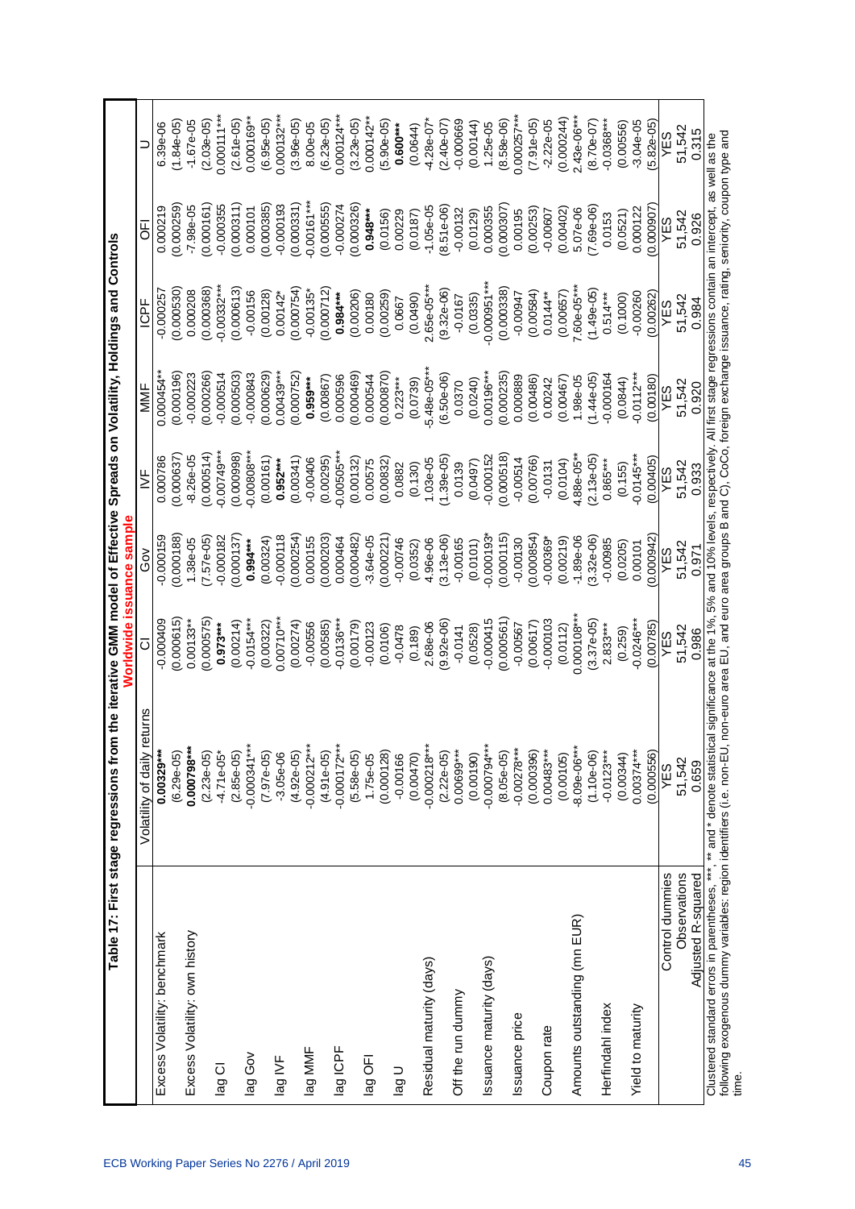**Table 17: First stage regressions from the iterative GMM model of Effective Spreads on Volatility, Holdings and Controls**

**Worldwide issuance sample**

| | Volatility of daily returns | CI | Gov | IVF | MMF | ICPF | OFI | U |
|---|---|---|---|---|---|---|---|---|
| Excess Volatility: benchmark | **0.00329***** | -0.000409 | -0.000159 | 0.000786 | 0.000454** | -0.000257 | 0.000219 | 6.39e-06 |
| | (6.29e-05) | (0.000615) | (0.000188) | (0.000637) | (0.000196) | (0.000530) | (0.000259) | (1.84e-05) |
| Excess Volatility: own history | **0.000798***** | 0.00133** | 1.38e-05 | -8.26e-05 | -0.000223 | 0.000208 | -7.98e-05 | -1.67e-05 |
| | (2.23e-05) | (0.000575) | (7.57e-05) | (0.000514) | (0.000266) | (0.000368) | (0.000161) | (2.03e-05) |
| lag CI | -4.71e-05* | **0.973***** | -0.000182 | -0.00749*** | -0.000514 | -0.00332*** | -0.000355 | 0.000111*** |
| | (2.85e-05) | (0.00214) | (0.000137) | (0.000998) | (0.000503) | (0.000613) | (0.000311) | (2.61e-05) |
| lag Gov | -0.000341*** | -0.0154*** | **0.994***** | -0.00808*** | -0.000843 | -0.00156 | 0.000101 | 0.000169** |
| | (7.97e-05) | (0.00322) | (0.00324) | (0.00161) | (0.000629) | (0.00128) | (0.000385) | (6.95e-05) |
| lag IVF | -3.05e-06 | 0.00710*** | -0.000118 | **0.952***** | 0.00439*** | 0.00142* | -0.000193 | 0.000132*** |
| | (4.92e-05) | (0.00274) | (0.000254) | (0.00341) | (0.000752) | (0.000754) | (0.000331) | (3.96e-05) |
| lag MMF | -0.000212*** | -0.00556 | 0.000155 | -0.00406 | **0.959***** | -0.00135* | -0.00161*** | 8.00e-05 |
| | (4.91e-05) | (0.00585) | (0.000203) | (0.00295) | (0.00867) | (0.000712) | (0.000555) | (6.23e-05) |
| lag ICPF | -0.000172*** | -0.0136*** | 0.000464 | -0.00505*** | 0.000596 | **0.984***** | -0.000274 | 0.000124*** |
| | (5.58e-05) | (0.00179) | (0.000482) | (0.00132) | (0.000469) | (0.00206) | (0.000326) | (3.23e-05) |
| lag OFI | 1.75e-05 | -0.00123 | -3.64e-05 | 0.00575 | 0.000544 | 0.00180 | **0.948***** | 0.000142** |
| | (0.000128) | (0.0106) | (0.000221) | (0.00832) | (0.000870) | (0.00259) | (0.0156) | (5.90e-05) |
| lag U | -0.00166 | -0.0478 | -0.00746 | 0.0882 | 0.223*** | 0.0667 | 0.00229 | **0.600***** |
| | (0.00470) | (0.189) | (0.0352) | (0.130) | (0.0739) | (0.0490) | (0.0187) | (0.0644) |
| Residual maturity (days) | -0.000218*** | 2.68e-06 | 4.96e-06 | 1.03e-05 | -5.48e-05*** | 2.65e-05*** | -1.05e-05 | -4.28e-07* |
| | (2.22e-05) | (9.92e-06) | (3.13e-06) | (1.39e-05) | (6.50e-06) | (9.32e-06) | (8.51e-06) | (2.40e-07) |
| Off the run dummy | 0.00699*** | -0.0141 | -0.00165 | 0.0139 | 0.0370 | -0.0167 | -0.00132 | -0.000669 |
| | (0.00190) | (0.0528) | (0.0101) | (0.0497) | (0.0240) | (0.0335) | (0.0129) | (0.00144) |
| Issuance maturity (days) | -0.000794*** | -0.000415 | -0.000193* | -0.000152 | 0.00196*** | -0.000951*** | 0.000355 | 1.25e-05 |
| | (8.05e-05) | (0.000561) | (0.000115) | (0.000518) | (0.000235) | (0.000338) | (0.000307) | (8.58e-06) |
| Issuance price | -0.00278*** | -0.00567 | -0.00130 | -0.00514 | 0.000889 | -0.00947 | 0.00195 | 0.000257*** |
| | (0.000396) | (0.00617) | (0.000854) | (0.00766) | (0.00486) | (0.00584) | (0.00253) | (7.91e-05) |
| Coupon rate | 0.00483*** | -0.000103 | -0.00369* | -0.0131 | 0.00242 | 0.0144** | -0.00607 | -2.22e-05 |
| | (0.00105) | (0.0112) | (0.00219) | (0.0104) | (0.00467) | (0.00657) | (0.00402) | (0.000244) |
| Amounts outstanding (mn EUR) | -8.09e-06*** | 0.000108*** | -1.89e-06 | 4.88e-05** | 1.98e-05 | 7.60e-05*** | 5.07e-06 | 2.43e-06*** |
| | (1.10e-06) | (3.37e-05) | (3.32e-06) | (2.13e-05) | (1.44e-05) | (1.49e-05) | (7.69e-06) | (8.70e-07) |
| Herfindahl index | -0.0123*** | 2.833*** | -0.00985 | 0.865*** | -0.000164 | 0.514*** | 0.0153 | -0.0368*** |
| | (0.00344) | (0.259) | (0.0205) | (0.155) | (0.0844) | (0.1000) | (0.0521) | (0.00556) |
| Yield to maturity | 0.00374*** | -0.0246*** | 0.00101 | -0.0145*** | -0.0112*** | -0.00260 | 0.000122 | -3.04e-05 |
| | (0.000556) | (0.00785) | (0.000942) | (0.00405) | (0.00180) | (0.00262) | (0.000907) | (5.82e-05) |
| Control dummies | YES | YES | YES | YES | YES | YES | YES | YES |
| Observations | 51,542 | 51,542 | 51,542 | 51,542 | 51,542 | 51,542 | 51,542 | 51,542 |
| Adjusted R-squared | 0.659 | 0.986 | 0.971 | 0.933 | 0.920 | 0.984 | 0.926 | 0.315 |

Clustered standard errors in parentheses, ***, ** and * denote statistical significance at the 1%, 5% and 10% levels, respectively. All first stage regressions contain an intercept, as well as the following exogenous dummy variables: region identifiers (i.e. non-EU, non-euro area EU, and euro area groups B and C), CoCo, foreign exchange issuance, rating, seniority, coupon type and time.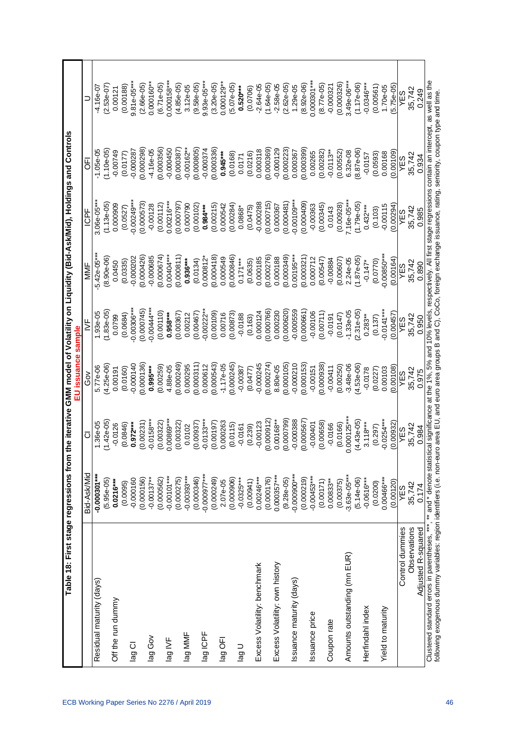**Table 18: First stage regressions from the iterative GMM model of Volatility on Liquidity (Bid-Ask/Mid), Holdings and Controls**

**EU issuance sample**

| | Bid-Ask/Mid | CI | Gov | IVF | MMF | ICPF | OFI | U |
|---|---|---|---|---|---|---|---|---|
| Residual maturity (days) | **-0.000301*** ** | 1.36e-05 | 5.77e-06 | 1.93e-05 | -5.42e-05*** | 3.06e-05*** | -1.05e-05 | -4.16e-07 |
| | (5.95e-05) | (1.42e-05) | (4.25e-06) | (1.83e-05) | (8.90e-06) | (1.13e-05) | (1.10e-05) | (2.53e-07) |
| Off the run dummy | **0.0216*** ** | -0.0126 | 0.00191 | 0.0799 | 0.0450 | 0.000909 | -0.00749 | 0.00121 |
| | (0.0095) | (0.0846) | (0.0160) | (0.0684) | (0.0335) | (0.0527) | (0.0177) | (0.00188) |
| lag CI | -0.000160 | **0.972*** ** | -0.000140 | -0.00306*** | -0.000202 | -0.00249*** | -0.000287 | 9.81e-05*** |
| | (0.000156) | (0.00231) | (0.000136) | (0.000745) | (0.000426) | (0.000573) | (0.000298) | (2.66e-05) |
| lag Gov | -0.00137** | -0.0158*** | **0.995*** ** | -0.00444*** | -0.000685 | -0.00128 | -4.16e-05 | 0.000160** |
| | (0.000562) | (0.00322) | (0.00259) | (0.00110) | (0.000674) | (0.00112) | (0.000356) | (6.71e-05) |
| lag IVF | -0.00101*** | 0.00869*** | 4.88e-05 | **0.958*** ** | 0.00404*** | 0.00216*** | -0.000450 | 0.000158*** |
| | (0.000275) | (0.00322) | (0.000249) | (0.00367) | (0.000811) | (0.000797) | (0.000387) | (4.85e-05) |
| lag MMF | -0.00393*** | 0.0102 | 0.000295 | 0.00212 | **0.936*** ** | 0.000790 | -0.00162** | 3.12e-05 |
| | (0.000346) | (0.00937) | (0.000311) | (0.00467) | (0.0134) | (0.00102) | (0.000805) | (9.58e-05) |
| lag ICPF | -0.000977*** | -0.0133*** | 0.000612 | -0.00222** | 0.000812* | **0.984*** ** | -0.000374 | 9.93e-05*** |
| | (0.000249) | (0.00197) | (0.000543) | (0.00109) | (0.000418) | (0.00215) | (0.000336) | (3.20e-05) |
| lag OFI | 2.07e-05 | 0.000263 | -1.17e-05 | 0.00716 | 0.000549 | 0.000542 | **0.945*** ** | 0.000129** |
| | (0.000906) | (0.0115) | (0.000245) | (0.00873) | (0.000846) | (0.00284) | (0.0168) | (5.07e-05) |
| lag U | -0.0325*** | -0.0161 | -0.00387 | -0.0188 | 0.171*** | 0.0868* | 0.0171 | **0.520*** ** |
| | (0.00941) | (0.239) | (0.0477) | (0.163) | (0.0635) | (0.0475) | (0.0216) | (0.0706) |
| Excess Volatility: benchmark | 0.00246*** | -0.00123 | -0.000245 | 0.000124 | 0.000185 | -0.000288 | 0.000318 | -2.64e-05 |
| | (0.000176) | (0.000912) | (0.000274) | (0.000766) | (0.000276) | (0.000715) | (0.000369) | (1.64e-05) |
| Excess Volatility: own history | 0.000357*** | 0.00168** | 8.80e-05 | 0.000230 | 0.000188 | 0.000367 | -0.000129 | -2.58e-05 |
| | (9.28e-05) | (0.000799) | (0.000105) | (0.000620) | (0.000349) | (0.000481) | (0.000223) | (2.62e-05) |
| Issuance maturity (days) | -0.000900*** | -0.000388 | -0.000210 | -0.000559 | 0.00195*** | -0.00109*** | 0.000367 | 1.29e-05 |
| | (0.000219) | (0.000567) | (0.000153) | (0.000661) | (0.000321) | (0.000409) | (0.000399) | (8.92e-06) |
| Issuance price | -0.00453*** | -0.00401 | -0.00151 | -0.00106 | 0.000712 | -0.00363 | 0.00265 | 0.000301*** |
| | (0.00171) | (0.00658) | (0.000938) | (0.00711) | (0.00547) | (0.00345) | (0.00282) | (8.77e-05) |
| Coupon rate | 0.00833** | -0.0166 | -0.00411 | -0.0191 | -0.00884 | 0.0143 | -0.0113** | -0.000321 |
| | (0.00375) | (0.0166) | (0.00250) | (0.0147) | (0.00607) | (0.00928) | (0.00552) | (0.000326) |
| Amounts outstanding (mn EUR) | -3.63e-05*** | 0.000125*** | -3.48e-06 | -1.33e-05 | 2.24e-05 | 7.16e-05*** | 6.32e-08 | 3.49e-06*** |
| | (5.14e-06) | (4.43e-05) | (4.53e-06) | (2.31e-05) | (1.87e-05) | (1.79e-05) | (8.87e-06) | (1.17e-06) |
| Herfindahl index | -0.0616*** | 3.118*** | -0.0178 | 0.283** | -0.147* | 0.432*** | -0.0157 | -0.0346*** |
| | (0.0200) | (0.297) | (0.0227) | (0.137) | (0.0770) | (0.103) | (0.0593) | (0.00561) |
| Yield to maturity | 0.00466*** | -0.0254*** | 0.00103 | -0.0141*** | -0.00850*** | -0.00115 | 0.00168 | 1.70e-05 |
| | (0.00120) | (0.00932) | (0.00108) | (0.00457) | (0.00164) | (0.00294) | (0.00109) | (5.75e-05) |
| Control dummies | YES | YES | YES | YES | YES | YES | YES | YES |
| Observations | 35,742 | 35,742 | 35,742 | 35,742 | 35,742 | 35,742 | 35,742 | 35,742 |
| Adjusted R-squared | 0.174 | 0.984 | 0.975 | 0.950 | 0.890 | 0.985 | 0.934 | 0.249 |

Clustered standard errors in parentheses, ***, ** and * denote statistical significance at the 1%, 5% and 10% levels, respectively. All first stage regressions contain an intercept, as well as the following exogenous dummy variables: region identifiers (i.e. non-euro area EU, and euro area groups B and C), CoCo, foreign exchange issuance, rating, seniority, coupon type and time.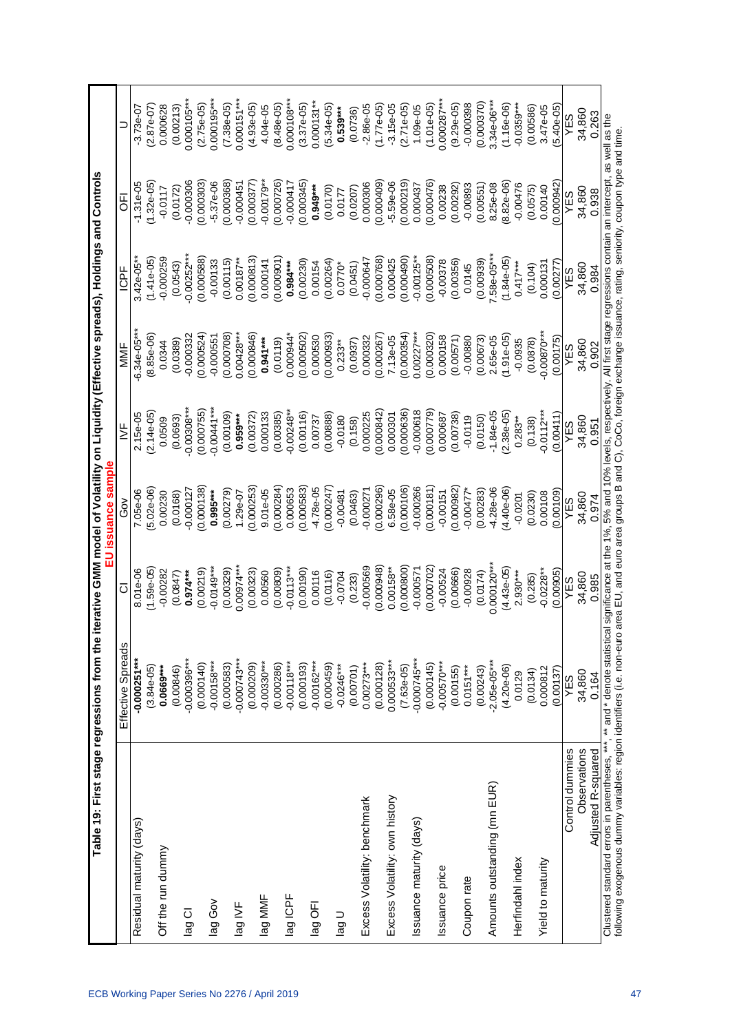**Table 19: First stage regressions from the iterative GMM model of Volatility on Liquidity (Effective spreads), Holdings and Controls**

**EU issuance sample**

| | Effective Spreads | CI | Gov | IVF | MMF | ICPF | OFI | U |
|---|---|---|---|---|---|---|---|---|
| Residual maturity (days) | -0.000251*** | 8.01e-06 | 7.05e-06 | 2.15e-05 | -6.34e-05*** | 3.42e-05** | -1.31e-05 | -3.73e-07 |
| | (3.84e-05) | (1.59e-05) | (5.02e-06) | (2.14e-05) | (8.85e-06) | (1.41e-05) | (1.32e-05) | (2.87e-07) |
| Off the run dummy | 0.0669*** | -0.00282 | 0.00230 | 0.0509 | 0.0344 | -0.000259 | -0.0117 | 0.000628 |
| | (0.00846) | (0.0847) | (0.0168) | (0.0693) | (0.0389) | (0.0543) | (0.0172) | (0.00213) |
| lag CI | -0.000396*** | 0.974*** | -0.000127 | -0.00308*** | -0.000332 | -0.00252*** | -0.000306 | 0.000105*** |
| | (0.000140) | (0.00219) | (0.000138) | (0.000755) | (0.000524) | (0.000588) | (0.000303) | (2.75e-05) |
| lag Gov | -0.00158*** | -0.0149*** | 0.995*** | -0.00441*** | -0.000551 | -0.00133 | -5.37e-06 | 0.000195*** |
| | (0.000583) | (0.00329) | (0.00279) | (0.00109) | (0.000708) | (0.00115) | (0.000368) | (7.38e-05) |
| lag IVF | -0.000743*** | 0.00974*** | 1.29e-07 | 0.959*** | 0.00428*** | 0.00187** | -0.000451 | 0.000151*** |
| | (0.000209) | (0.00323) | (0.000253) | (0.00372) | (0.000846) | (0.000813) | (0.000377) | (4.93e-05) |
| lag MMF | -0.00330*** | 0.00560 | 9.01e-05 | 0.000133 | 0.941*** | 0.000141 | -0.00179** | 4.04e-05 |
| | (0.000286) | (0.00809) | (0.000284) | (0.00385) | (0.0119) | (0.000901) | (0.000726) | (8.48e-05) |
| lag ICPF | -0.00118*** | -0.0113*** | 0.000653 | -0.00248** | 0.000944* | 0.984*** | -0.000417 | 0.000108*** |
| | (0.000193) | (0.00190) | (0.000583) | (0.00116) | (0.000502) | (0.00230) | (0.000345) | (3.37e-05) |
| lag OFI | -0.00162*** | 0.00116 | -4.78e-05 | 0.00737 | 0.000530 | 0.00154 | 0.949*** | 0.000131** |
| | (0.000459) | (0.0116) | (0.000247) | (0.00888) | (0.000933) | (0.00264) | (0.0170) | (5.34e-05) |
| lag U | -0.0246*** | -0.0704 | -0.00481 | -0.0180 | 0.233** | 0.0770* | 0.0177 | 0.539*** |
| | (0.00701) | (0.233) | (0.0463) | (0.158) | (0.0937) | (0.0451) | (0.0207) | (0.0736) |
| Excess Volatility: benchmark | 0.00273*** | -0.000569 | -0.000271 | 0.000225 | 0.000332 | -0.000647 | 0.000306 | -2.86e-05 |
| | (0.000128) | (0.000948) | (0.000296) | (0.000842) | (0.000267) | (0.000768) | (0.000409) | (1.77e-05) |
| Excess Volatility: own history | 0.000533*** | 0.00158** | 6.58e-05 | 0.000301 | 7.13e-05 | 0.000425 | -5.59e-06 | -3.15e-05 |
| | (7.63e-05) | (0.000800) | (0.000106) | (0.000636) | (0.000354) | (0.000490) | (0.000219) | (2.71e-05) |
| Issuance maturity (days) | -0.000745*** | -0.000571 | -0.000266 | -0.000618 | 0.00227*** | -0.00125** | 0.000437 | 1.09e-05 |
| | (0.000145) | (0.000702) | (0.000181) | (0.000779) | (0.000320) | (0.000508) | (0.000476) | (1.01e-05) |
| Issuance price | -0.00570*** | -0.00524 | -0.00151 | 0.000687 | 0.000158 | -0.00378 | 0.00238 | 0.000287*** |
| | (0.00155) | (0.00666) | (0.000982) | (0.00738) | (0.00571) | (0.00356) | (0.00292) | (9.29e-05) |
| Coupon rate | 0.0151*** | -0.00928 | -0.00477* | -0.0119 | -0.00880 | 0.0145 | -0.00893 | -0.000398 |
| | (0.00243) | (0.0174) | (0.00283) | (0.0150) | (0.00673) | (0.00939) | (0.00551) | (0.000370) |
| Amounts outstanding (mn EUR) | -2.05e-05*** | 0.000120*** | -4.28e-06 | -1.84e-05 | 2.65e-05 | 7.58e-05*** | 8.25e-08 | 3.34e-06*** |
| | (4.20e-06) | (4.43e-05) | (4.40e-06) | (2.38e-05) | (1.91e-05) | (1.84e-05) | (8.82e-06) | (1.16e-06) |
| Herfindahl index | 0.0129 | 2.930*** | -0.0201 | 0.283** | -0.0935 | 0.417*** | -0.00476 | -0.0359*** |
| | (0.0134) | (0.285) | (0.0230) | (0.138) | (0.0878) | (0.104) | (0.0575) | (0.00586) |
| Yield to maturity | 0.000812 | -0.0228** | 0.00108 | -0.0112*** | -0.00870*** | 0.000131 | 0.00140 | 3.47e-05 |
| | (0.00137) | (0.00905) | (0.00109) | (0.00411) | (0.00175) | (0.00277) | (0.000942) | (5.40e-05) |
| Control dummies | YES | YES | YES | YES | YES | YES | YES | YES |
| Observations | 34,860 | 34,860 | 34,860 | 34,860 | 34,860 | 34,860 | 34,860 | 34,860 |
| Adjusted R-squared | 0.164 | 0.985 | 0.974 | 0.951 | 0.902 | 0.984 | 0.938 | 0.263 |

Clustered standard errors in parentheses, ***, ** and * denote statistical significance at the 1%, 5% and 10% levels, respectively. All first stage regressions contain an intercept, as well as the following exogenous dummy variables: region identifiers (i.e. non-euro area EU, and euro area groups B and C), CoCo, foreign exchange issuance, rating, seniority, coupon type and time.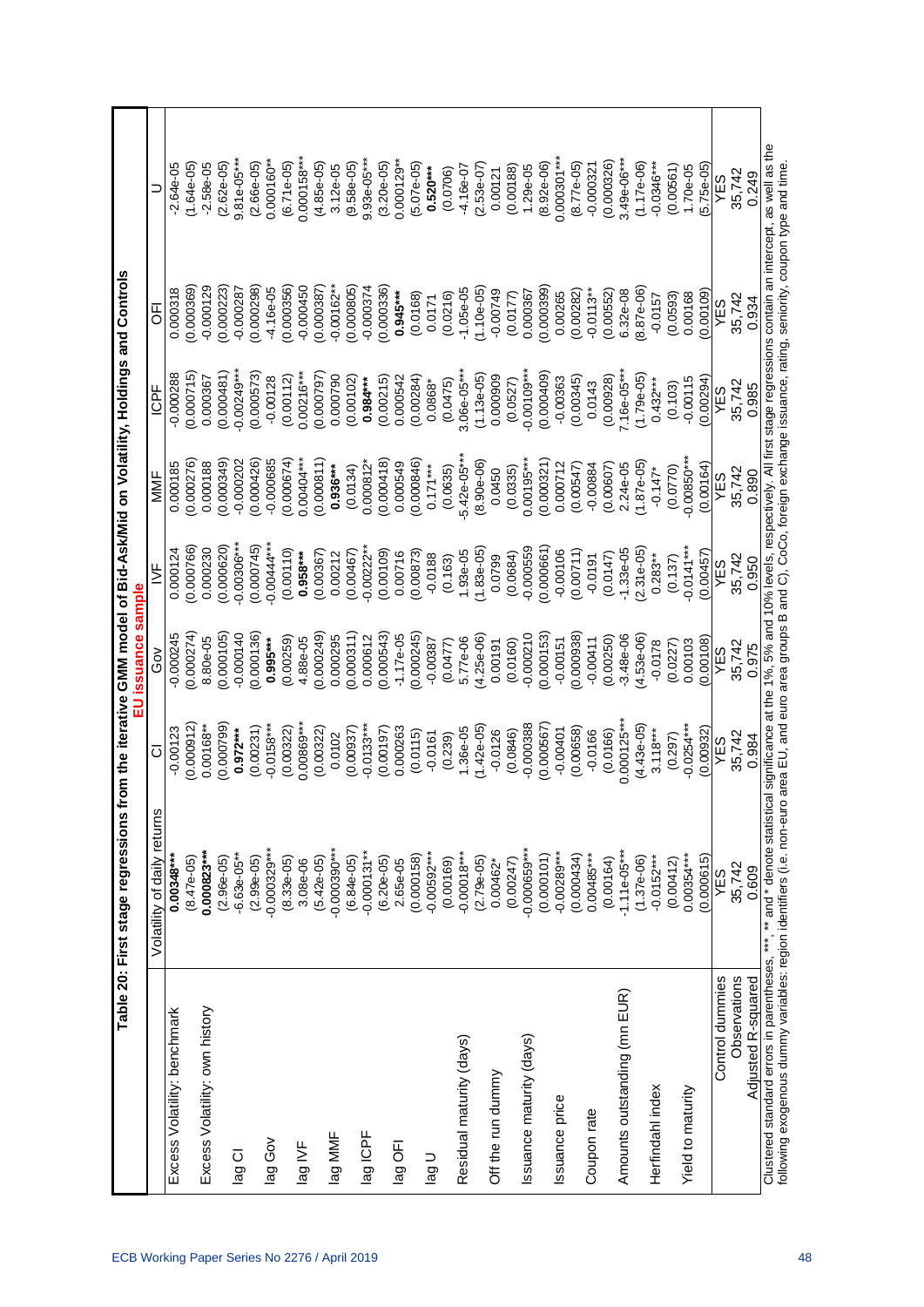**Table 20: First stage regressions from the iterative GMM model of Bid-Ask/Mid on Volatility, Holdings and Controls**

**EU issuance sample**

| | Volatility of daily returns | CI | Gov | IVF | MMF | ICPF | OFI | U |
|---|---|---|---|---|---|---|---|---|
| Excess Volatility: benchmark | **0.00348***** | -0.00123 | -0.000245 | 0.000124 | 0.000185 | -0.000288 | 0.000318 | -2.64e-05 |
| | (8.47e-05) | (0.000912) | (0.000274) | (0.000766) | (0.000276) | (0.000715) | (0.000369) | (1.64e-05) |
| Excess Volatility: own history | **0.000823***** | 0.00168** | 8.80e-05 | 0.000230 | 0.000188 | 0.000367 | -0.000129 | -2.58e-05 |
| | (2.96e-05) | (0.000799) | (0.000105) | (0.000620) | (0.000349) | (0.000481) | (0.000223) | (2.62e-05) |
| lag CI | -6.63e-05** | **0.972***** | -0.000140 | -0.00306*** | -0.000202 | -0.00249*** | -0.000287 | 9.81e-05*** |
| | (2.99e-05) | (0.00231) | (0.000136) | (0.000745) | (0.000426) | (0.000573) | (0.000298) | (2.66e-05) |
| lag Gov | -0.000329*** | -0.0158*** | **0.995***** | -0.00444*** | -0.000685 | -0.00128 | -4.16e-05 | 0.000160** |
| | (8.33e-05) | (0.00322) | (0.00259) | (0.00110) | (0.000674) | (0.00112) | (0.000356) | (6.71e-05) |
| lag IVF | 3.08e-06 | 0.00869*** | 4.88e-05 | **0.958***** | 0.00404*** | 0.00216*** | -0.000450 | 0.000158*** |
| | (5.42e-05) | (0.00322) | (0.000249) | (0.00367) | (0.000811) | (0.000797) | (0.000387) | (4.85e-05) |
| lag MMF | -0.000390*** | 0.0102 | 0.000295 | 0.00212 | **0.936***** | 0.000790 | -0.00162** | 3.12e-05 |
| | (6.84e-05) | (0.00937) | (0.000311) | (0.00467) | (0.0134) | (0.00102) | (0.000805) | (9.58e-05) |
| lag ICPF | -0.000131** | -0.0133*** | 0.000612 | -0.00222** | 0.000812* | **0.984***** | -0.000374 | 9.93e-05*** |
| | (6.20e-05) | (0.00197) | (0.000543) | (0.00109) | (0.000418) | (0.00215) | (0.000336) | (3.20e-05) |
| lag OFI | 2.65e-05 | 0.000263 | -1.17e-05 | 0.00716 | 0.000549 | 0.000542 | **0.945***** | 0.000129** |
| | (0.000158) | (0.0115) | (0.000245) | (0.00873) | (0.000846) | (0.00284) | (0.0168) | (5.07e-05) |
| lag U | -0.00592*** | -0.0161 | -0.00387 | -0.0188 | 0.171*** | 0.0868* | 0.171 | **0.520***** |
| | (0.00169) | (0.239) | (0.0477) | (0.163) | (0.0635) | (0.0475) | (0.0216) | (0.0706) |
| Residual maturity (days) | -0.00018*** | 1.36e-05 | 5.77e-06 | 1.93e-05 | -5.42e-05*** | 3.06e-05*** | -1.05e-05 | -4.16e-07 |
| | (2.79e-05) | (1.42e-05) | (4.25e-06) | (1.83e-05) | (8.90e-06) | (1.13e-05) | (1.10e-05) | (2.53e-07) |
| Off the run dummy | 0.00462* | -0.0126 | 0.00191 | 0.0799 | 0.0450 | 0.000909 | -0.00749 | 0.00121 |
| | (0.00247) | (0.0846) | (0.0160) | (0.0684) | (0.0335) | (0.0527) | (0.0177) | (0.00188) |
| Issuance maturity (days) | -0.000659*** | -0.000388 | -0.000210 | -0.000559 | 0.00195*** | -0.00109*** | 0.000367 | 1.29e-05 |
| | (0.000101) | (0.000567) | (0.000153) | (0.000661) | (0.000321) | (0.000409) | (0.000399) | (8.92e-06) |
| Issuance price | -0.00289*** | -0.00401 | -0.00151 | -0.00106 | 0.000712 | -0.00363 | 0.00265 | 0.000301*** |
| | (0.000434) | (0.00658) | (0.000938) | (0.00711) | (0.00547) | (0.00345) | (0.00282) | (8.77e-05) |
| Coupon rate | 0.00485*** | -0.0166 | -0.00411 | -0.0191 | -0.00884 | 0.0143 | -0.0113** | -0.000321 |
| | (0.00164) | (0.0166) | (0.00250) | (0.0147) | (0.00607) | (0.00928) | (0.00552) | (0.000326) |
| Amounts outstanding (mn EUR) | -1.11e-05*** | 0.000125*** | -3.48e-06 | -1.33e-05 | 2.24e-05 | 7.16e-05*** | 6.32e-08 | 3.49e-06*** |
| | (1.37e-06) | (4.43e-05) | (4.53e-06) | (2.31e-05) | (1.87e-05) | (1.79e-05) | (8.87e-06) | (1.17e-06) |
| Herfindahl index | -0.0152*** | 3.118*** | -0.0178 | 0.283** | -0.147* | 0.432*** | -0.0157 | -0.0346*** |
| | (0.00412) | (0.297) | (0.0227) | (0.137) | (0.0770) | (0.103) | (0.0593) | (0.00561) |
| Yield to maturity | 0.00354*** | -0.0254*** | 0.00103 | -0.0141*** | -0.00850*** | -0.00115 | 0.00168 | 1.70e-05 |
| | (0.000615) | (0.00932) | (0.00108) | (0.00457) | (0.00164) | (0.00294) | (0.00109) | (5.75e-05) |
| Control dummies | YES | YES | YES | YES | YES | YES | YES | YES |
| Observations | 35,742 | 35,742 | 35,742 | 35,742 | 35,742 | 35,742 | 35,742 | 35,742 |
| Adjusted R-squared | 0.609 | 0.984 | 0.975 | 0.950 | 0.890 | 0.985 | 0.934 | 0.249 |

Clustered standard errors in parentheses, ***, ** and * denote statistical significance at the 1%, 5% and 10% levels, respectively. All first stage regressions contain an intercept, as well as the following exogenous dummy variables: region identifiers (i.e. non-euro area EU, and euro area groups B and C), CoCo, foreign exchange issuance, rating, seniority, coupon type and time.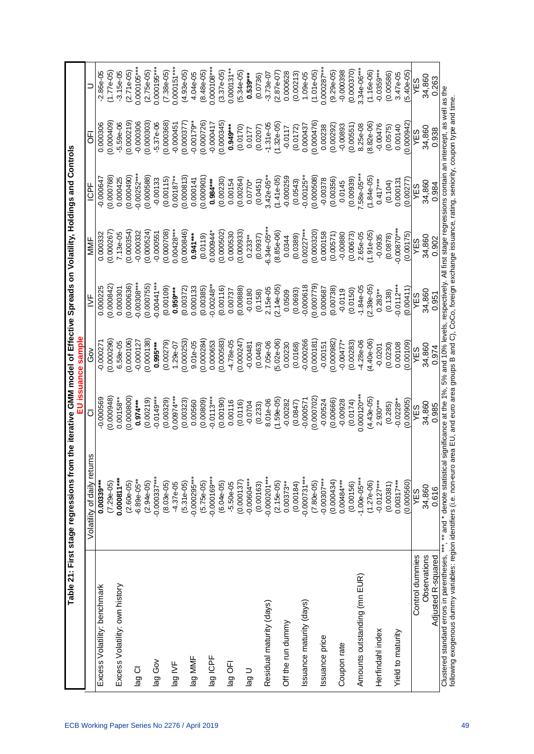**Table 21: First stage regressions from the iterative GMM model of Effective Spreads on Volatility, Holdings and Controls**

**EU issuance sample**

| | Volatility of daily returns | CI | Gov | IVF | MMF | ICPF | OFI | U |
|---|---|---|---|---|---|---|---|---|
| Excess Volatility: benchmark | **0.00339***** | -0.000569 | -0.000271 | 0.000225 | 0.000332 | -0.000647 | 0.000306 | -2.86e-05 |
| | (7.29e-05) | (0.000948) | (0.000296) | (0.000842) | (0.000267) | (0.000768) | (0.000409) | (1.77e-05) |
| Excess Volatility: own history | **0.000811***** | 0.00158** | 6.58e-05 | 0.000301 | 7.13e-05 | 0.000425 | -5.59e-06 | -3.15e-05 |
| | (2.60e-05) | (0.000800) | (0.000106) | (0.000636) | (0.000354) | (0.000490) | (0.000219) | (2.71e-05) |
| lag CI | -6.89e-05** | **0.974***** | -0.000127 | -0.00308*** | -0.000332 | -0.00252*** | -0.000306 | 0.000105*** |
| | (2.94e-05) | (0.00219) | (0.000138) | (0.000755) | (0.000524) | (0.000588) | (0.000303) | (2.75e-05) |
| lag Gov | -0.000337*** | -0.0149*** | **0.995***** | -0.00441*** | -0.000551 | -0.00133 | -5.37e-06 | 0.000195*** |
| | (8.03e-05) | (0.00329) | (0.00279) | (0.00109) | (0.000708) | (0.00115) | (0.000368) | (7.38e-05) |
| lag IVF | -4.37e-05 | 0.00974*** | 1.29e-07 | **0.959***** | 0.00428*** | 0.00187** | -0.000451 | 0.000151*** |
| | (5.31e-05) | (0.00323) | (0.000253) | (0.00372) | (0.000846) | (0.000813) | (0.000377) | (4.93e-05) |
| lag MMF | -0.000295*** | 0.00560 | 9.01e-05 | 0.000133 | **0.941***** | 0.000141 | -0.00179** | 4.04e-05 |
| | (5.75e-05) | (0.00809) | (0.000284) | (0.00385) | (0.0119) | (0.000901) | (0.000726) | (8.48e-05) |
| lag ICPF | -0.000169*** | -0.0113*** | 0.000653 | -0.00248** | 0.000944* | **0.984***** | -0.000417 | 0.000108*** |
| | (6.04e-05) | (0.00190) | (0.000583) | (0.00116) | (0.000502) | (0.00230) | (0.000345) | (3.37e-05) |
| lag OFI | -5.50e-05 | 0.00116 | -4.78e-05 | 0.00737 | 0.000530 | 0.00154 | **0.949***** | 0.000131** |
| | (0.000137) | (0.0116) | (0.000247) | (0.00888) | (0.000933) | (0.00264) | (0.0170) | (5.34e-05) |
| lag U | -0.00604*** | -0.0704 | -0.00481 | -0.0180 | 0.233** | 0.0770* | 0.0177 | **0.539***** |
| | (0.00163) | (0.233) | (0.0463) | (0.158) | (0.0937) | (0.0451) | (0.0207) | (0.0736) |
| Residual maturity (days) | -0.000201*** | 8.01e-06 | 7.05e-06 | 2.15e-05 | -6.34e-05*** | 3.42e-05** | -1.31e-05 | -3.73e-07 |
| | (2.15e-05) | (1.59e-05) | (5.02e-06) | (2.14e-05) | (8.85e-06) | (1.41e-05) | (1.32e-05) | (2.87e-07) |
| Off the run dummy | 0.00373** | -0.00282 | 0.00230 | 0.0509 | 0.0344 | -0.000259 | -0.0117 | 0.000628 |
| | (0.00184) | (0.0847) | (0.0168) | (0.0693) | (0.0389) | (0.0543) | (0.0172) | (0.00213) |
| Issuance maturity (days) | -0.000731*** | -0.000571 | -0.000266 | -0.000618 | 0.00227*** | -0.00125** | 0.000437 | 1.09e-05 |
| | (7.80e-05) | (0.000702) | (0.000181) | (0.000779) | (0.000320) | (0.000508) | (0.000476) | (1.01e-05) |
| Issuance price | -0.00307*** | -0.00524 | -0.00151 | 0.000687 | 0.000158 | -0.00378 | 0.00238 | 0.000287*** |
| | (0.000434) | (0.00666) | (0.000982) | (0.00738) | (0.00571) | (0.00356) | (0.00292) | (9.29e-05) |
| Coupon rate | 0.00484*** | -0.00928 | -0.00477* | -0.0119 | -0.00880 | 0.0145 | -0.00893 | -0.000398 |
| | (0.00156) | (0.0174) | (0.00283) | (0.0150) | (0.00673) | (0.00939) | (0.00551) | (0.000370) |
| Amounts outstanding (mn EUR) | -1.00e-05*** | 0.000120*** | -4.28e-06 | -1.84e-05 | 2.65e-05 | 7.58e-05*** | 8.25e-08 | 3.34e-06*** |
| | (1.27e-06) | (4.43e-05) | (4.40e-06) | (2.38e-05) | (1.91e-05) | (1.84e-05) | (8.82e-06) | (1.16e-06) |
| Herfindahl index | -0.0127*** | 2.930*** | -0.0201 | 0.283** | -0.0935 | 0.417*** | -0.00476 | -0.0359*** |
| | (0.00381) | (0.285) | (0.0230) | (0.138) | (0.0878) | (0.104) | (0.0575) | (0.00586) |
| Yield to maturity | 0.00317*** | -0.0228** | 0.00108 | -0.0112*** | -0.00870*** | 0.000131 | 0.00140 | 3.47e-05 |
| | (0.000560) | (0.00905) | (0.00109) | (0.00411) | (0.00175) | (0.00277) | (0.000942) | (5.40e-05) |
| Control dummies | YES | YES | YES | YES | YES | YES | YES | YES |
| Observations | 34,860 | 34,860 | 34,860 | 34,860 | 34,860 | 34,860 | 34,860 | 34,860 |
| Adjusted R-squared | 0.616 | 0.985 | 0.974 | 0.951 | 0.902 | 0.984 | 0.938 | 0.263 |

Clustered standard errors in parentheses, ***, ** and * denote statistical significance at the 1%, 5% and 10% levels, respectively. All first stage regressions contain an intercept, as well as the following exogenous dummy variables: region identifiers (i.e. non-euro area EU, and euro area groups B and C), CoCo, foreign exchange issuance, rating, seniority, coupon type and time.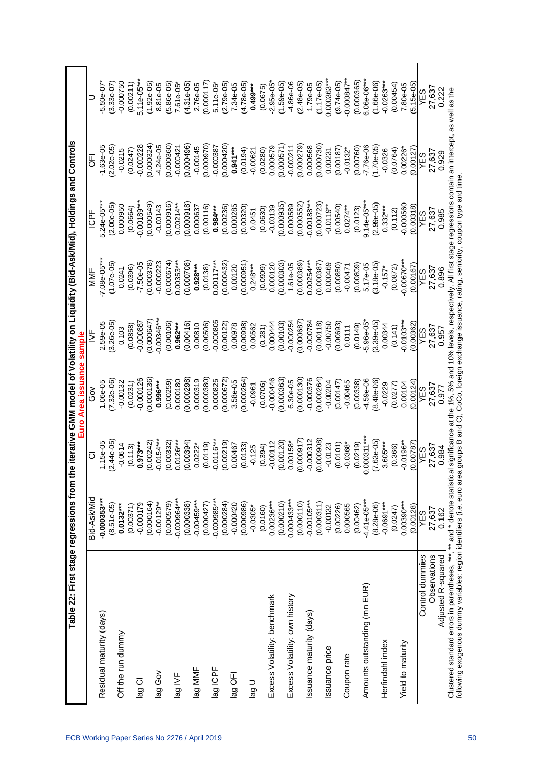**Table 22: First stage regressions from the iterative GMM model of Volatility on Liquidity (Bid-Ask/Mid), Holdings and Controls**

**Euro Area issuance sample**

| | Bid-Ask/Mid | CI | Gov | IVF | MMF | ICPF | OFI | U |
|---|---|---|---|---|---|---|---|---|
| Residual maturity (days) | -0.000353*** | 1.15e-05 | 1.06e-05 | 2.59e-05 | -7.08e-05*** | 5.24e-05*** | -1.63e-05 | -5.50e-07* |
| | (8.51e-05) | (2.44e-05) | (7.32e-06) | (3.26e-05) | (1.07e-05) | (2.00e-05) | (2.02e-05) | (3.33e-07) |
| Off the run dummy | 0.0132*** | -0.0614 | -0.00132 | 0.103 | 0.0241 | 0.000950 | -0.0215 | -0.000750 |
| | (0.00371) | (0.113) | (0.0231) | (0.0858) | (0.0396) | (0.0664) | (0.0247) | (0.00211) |
| lag CI | -0.000179 | 0.973*** | -0.000126 | -0.000887 | -7.50e-05 | -0.00189*** | -0.000228 | 5.11e-05*** |
| | (0.000164) | (0.00242) | (0.000136) | (0.000647) | (0.000378) | (0.000549) | (0.000324) | (1.92e-05) |
| lag Gov | -0.00129** | -0.0154*** | 0.996*** | -0.00346*** | -0.000223 | -0.00143 | -4.24e-05 | 8.81e-05 |
| | (0.000579) | (0.00332) | (0.00259) | (0.00106) | (0.000674) | (0.000916) | (0.000360) | (5.86e-05) |
| lag IVF | -0.000964*** | 0.0126*** | 0.000180 | 0.962*** | 0.00353*** | 0.00214** | -0.000421 | 7.61e-05* |
| | (0.000338) | (0.00394) | (0.000298) | (0.00416) | (0.000708) | (0.000918) | (0.000496) | (4.31e-05) |
| lag MMF | -0.00459*** | 0.0222* | 0.000319 | 0.00810 | 0.928*** | 0.000637 | -0.00145 | 2.76e-05 |
| | (0.000427) | (0.0119) | (0.000380) | (0.00506) | (0.0138) | (0.00116) | (0.000970) | (0.000117) |
| lag ICPF | -0.000985*** | -0.0116*** | 0.000825 | -0.000805 | 0.00117*** | 0.984*** | -0.000387 | 5.11e-05* |
| | (0.000284) | (0.00219) | (0.000672) | (0.00122) | (0.000432) | (0.00236) | (0.000420) | (2.79e-05) |
| lag OFI | -0.000420 | 0.00467 | 3.58e-05 | 0.00978 | 0.00120 | 0.000285 | 0.941*** | 7.34e-05 |
| | (0.000986) | (0.0133) | (0.000264) | (0.00998) | (0.000951) | (0.00320) | (0.0194) | (4.78e-05) |
| lag U | -0.0305* | -0.125 | -0.0961 | 0.00562 | 0.248*** | 0.0451 | -0.00621 | 0.499*** |
| | (0.0160) | (0.394) | (0.0706) | (0.281) | (0.0909) | (0.0630) | (0.0280) | (0.0675) |
| Excess Volatility: benchmark | 0.00236*** | -0.00112 | -0.000446 | 0.000444 | 0.000120 | -0.00139 | 0.000579 | -2.95e-05* |
| | (0.000210) | (0.00120) | (0.000363) | (0.00103) | (0.000303) | (0.000935) | (0.000571) | (1.59e-05) |
| Excess Volatility: own history | 0.000433*** | 0.00158* | 6.30e-05 | -0.000254 | 1.61e-05 | 0.000589 | -0.000211 | -4.86e-06 |
| | (0.000110) | (0.000917) | (0.000130) | (0.000687) | (0.000389) | (0.000552) | (0.000279) | (2.48e-05) |
| Issuance maturity (days) | -0.00105*** | -0.000312 | -0.000376 | -0.000784 | 0.00254*** | -0.00188*** | 0.000568 | 1.79e-05 |
| | (0.000311) | (0.000908) | (0.000264) | (0.00118) | (0.000387) | (0.000723) | (0.000730) | (1.17e-05) |
| Issuance price | -0.00132 | -0.0123 | -0.00204 | -0.00750 | 0.000469 | -0.0119** | 0.00231 | 0.000363*** |
| | (0.00226) | (0.0101) | (0.00147) | (0.00693) | (0.00880) | (0.00540) | (0.00187) | (9.74e-05) |
| Coupon rate | 0.000565 | -0.0368* | -0.00465 | 0.0111 | -0.00471 | 0.0274** | -0.0132* | -0.000847** |
| | (0.00462) | (0.0219) | (0.00338) | (0.0149) | (0.00809) | (0.0123) | (0.00760) | (0.000365) |
| Amounts outstanding (mn EUR) | -4.41e-05*** | 0.000311*** | -4.59e-06 | -5.96e-05* | 5.17e-05 | 9.14e-05*** | -7.76e-06 | 6.06e-06*** |
| | (8.28e-06) | (7.63e-05) | (8.48e-06) | (3.39e-05) | (3.18e-05) | (2.99e-05) | (1.70e-05) | (1.66e-06) |
| Herfindahl index | -0.0691*** | 3.605*** | -0.0229 | 0.00344 | -0.157* | 0.332*** | -0.0326 | -0.0263*** |
| | (0.0247) | (0.366) | (0.0277) | (0.141) | (0.0872) | (0.112) | (0.0764) | (0.00454) |
| Yield to maturity | 0.00390*** | -0.0196** | 0.00104 | -0.0103*** | -0.00670*** | -0.000560 | 0.00226* | 7.80e-05 |
| | (0.00128) | (0.00787) | (0.00124) | (0.00362) | (0.00167) | (0.00318) | (0.00127) | (5.15e-05) |
| Control dummies | YES | YES | YES | YES | YES | YES | YES | YES |
| Observations | 27,637 | 27,637 | 27,637 | 27,637 | 27,637 | 27,637 | 27,637 | 27,637 |
| Adjusted R-squared | 0.162 | 0.984 | 0.977 | 0.957 | 0.896 | 0.985 | 0.929 | 0.222 |

Clustered standard errors in parentheses, ***, ** and * denote statistical significance at the 1%, 5% and 10% levels, respectively. All first stage regressions contain an intercept, as well as the following exogenous dummy variables: region identifiers (i.e. euro area groups B and C), CoCo, foreign exchange issuance, rating, seniority, coupon type and time.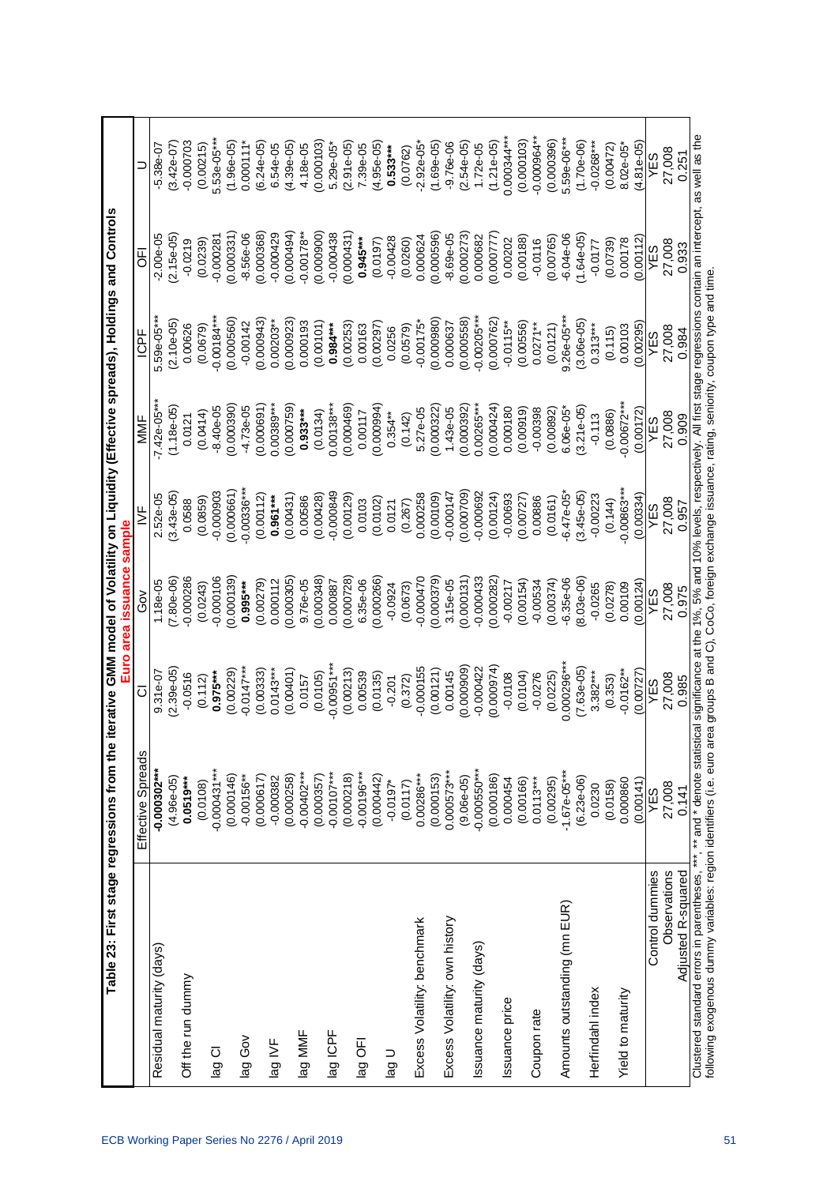**Table 23: First stage regressions from the iterative GMM model of Volatility on Liquidity (Effective spreads), Holdings and Controls**

**Euro area issuance sample**

| | Effective Spreads | CI | Gov | IVF | MMF | ICPF | OFI | U |
|---|---|---|---|---|---|---|---|---|
| Residual maturity (days) | **-0.000302*** ** | 9.31e-07 | 1.18e-05 | 2.52e-05 | -7.42e-05*** | 5.59e-05*** | -2.00e-05 | -5.38e-07 |
| | (4.96e-05) | (2.39e-05) | (7.80e-06) | (3.43e-05) | (1.18e-05) | (2.10e-05) | (2.15e-05) | (3.42e-07) |
| Off the run dummy | **0.0519*** ** | -0.0516 | -0.000286 | 0.0588 | 0.0121 | 0.00626 | -0.0219 | -0.000703 |
| | (0.0108) | (0.112) | (0.0243) | (0.0859) | (0.0414) | (0.0679) | (0.0239) | (0.00215) |
| lag CI | -0.000431*** | **0.975*** ** | -0.000106 | -0.000903 | -8.40e-05 | -0.00184*** | -0.000281 | 5.53e-05*** |
| | (0.000146) | (0.00229) | (0.000139) | (0.000661) | (0.000390) | (0.000560) | (0.000331) | (1.96e-05) |
| lag Gov | -0.00156** | -0.0147*** | **0.995*** ** | -0.00336*** | -4.73e-05 | -0.00142 | -8.56e-06 | 0.000111* |
| | (0.000617) | (0.00333) | (0.00279) | (0.00112) | (0.000691) | (0.000943) | (0.000368) | (6.24e-05) |
| lag IVF | -0.000382 | 0.0143*** | 0.000112 | **0.961*** ** | 0.00389*** | 0.00203** | -0.000429 | 6.54e-05 |
| | (0.000258) | (0.00401) | (0.000305) | (0.00431) | (0.000759) | (0.000923) | (0.000494) | (4.39e-05) |
| lag MMF | -0.00402*** | 0.0157 | 9.76e-05 | 0.0586 | **0.933*** ** | 0.000193 | -0.00178** | 4.18e-05 |
| | (0.000357) | (0.0105) | (0.000348) | (0.00428) | (0.0134) | (0.00101) | (0.000900) | (0.000103) |
| lag ICPF | -0.00107*** | -0.00951*** | 0.000887 | -0.000849 | 0.00138*** | **0.984*** ** | -0.000438 | 5.29e-05* |
| | (0.000218) | (0.00213) | (0.000728) | (0.00129) | (0.000469) | (0.00253) | (0.000431) | (2.91e-05) |
| lag OFI | -0.00196*** | 0.00539 | 6.35e-06 | 0.0103 | 0.00117 | 0.00163 | **0.945*** ** | 7.39e-05 |
| | (0.000442) | (0.0135) | (0.000266) | (0.0102) | (0.000994) | (0.00297) | (0.0197) | (4.95e-05) |
| lag U | -0.0197* | -0.201 | -0.0924 | 0.0121 | 0.354** | 0.0256 | -0.00428 | **0.533*** ** |
| | (0.0117) | (0.372) | (0.0673) | (0.267) | (0.142) | (0.0579) | (0.0260) | (0.0762) |
| Excess Volatility: benchmark | 0.00286*** | -0.000155 | -0.000470 | 0.000258 | 5.27e-05 | -0.00175* | 0.000624 | -2.92e-05* |
| | (0.000153) | (0.00121) | (0.000379) | (0.00109) | (0.000322) | (0.000980) | (0.000596) | (1.69e-05) |
| Excess Volatility: own history | 0.000573*** | 0.00145 | 3.15e-05 | -0.000147 | 1.43e-05 | 0.000637 | -8.69e-05 | -9.76e-06 |
| | (9.06e-05) | (0.000909) | (0.000131) | (0.000709) | (0.000392) | (0.000558) | (0.000273) | (2.54e-05) |
| Issuance maturity (days) | -0.000550*** | -0.000422 | -0.000433 | -0.000692 | 0.00265*** | -0.00205*** | 0.000682 | 1.72e-05 |
| | (0.000186) | (0.000974) | (0.000282) | (0.00124) | (0.000424) | (0.000762) | (0.000777) | (1.21e-05) |
| Issuance price | 0.000454 | -0.0108 | -0.00217 | -0.00693 | 0.000180 | -0.0115** | 0.00202 | 0.000344*** |
| | (0.00166) | (0.0104) | (0.00154) | (0.00727) | (0.00919) | (0.00556) | (0.00188) | (0.000103) |
| Coupon rate | 0.0113*** | -0.0276 | -0.00534 | 0.00886 | -0.00398 | 0.0271** | -0.0116 | -0.000964*** |
| | (0.00295) | (0.0225) | (0.00374) | (0.0161) | (0.00892) | (0.0121) | (0.00765) | (0.000396) |
| Amounts outstanding (mn EUR) | -1.67e-05*** | 0.000296*** | -6.35e-06 | -6.47e-05* | 6.06e-05* | 9.26e-05*** | -6.04e-06 | 5.59e-06*** |
| | (6.23e-06) | (7.63e-05) | (8.03e-06) | (3.45e-05) | (3.21e-05) | (3.06e-05) | (1.64e-05) | (1.70e-06) |
| Herfindahl index | 0.0230 | 3.382*** | -0.0265 | -0.00223 | -0.113 | 0.313*** | -0.0177 | -0.0268*** |
| | (0.0158) | (0.353) | (0.0278) | (0.144) | (0.0886) | (0.115) | (0.0739) | (0.00472) |
| Yield to maturity | 0.000860 | -0.0162** | 0.00109 | -0.00863*** | -0.00672*** | 0.00103 | 0.00178 | 8.02e-05* |
| | (0.00141) | (0.00727) | (0.00124) | (0.00334) | (0.00172) | (0.00295) | (0.00112) | (4.81e-05) |
| Control dummies | YES | YES | YES | YES | YES | YES | YES | YES |
| Observations | 27,008 | 27,008 | 27,008 | 27,008 | 27,008 | 27,008 | 27,008 | 27,008 |
| Adjusted R-squared | 0.141 | 0.985 | 0.975 | 0.957 | 0.909 | 0.984 | 0.933 | 0.251 |

Clustered standard errors in parentheses, ***, ** and * denote statistical significance at the 1%, 5% and 10% levels, respectively. All first stage regressions contain an intercept, as well as the following exogenous dummy variables: region identifiers (i.e. euro area groups B and C), CoCo, foreign exchange issuance, rating, seniority, coupon type and time.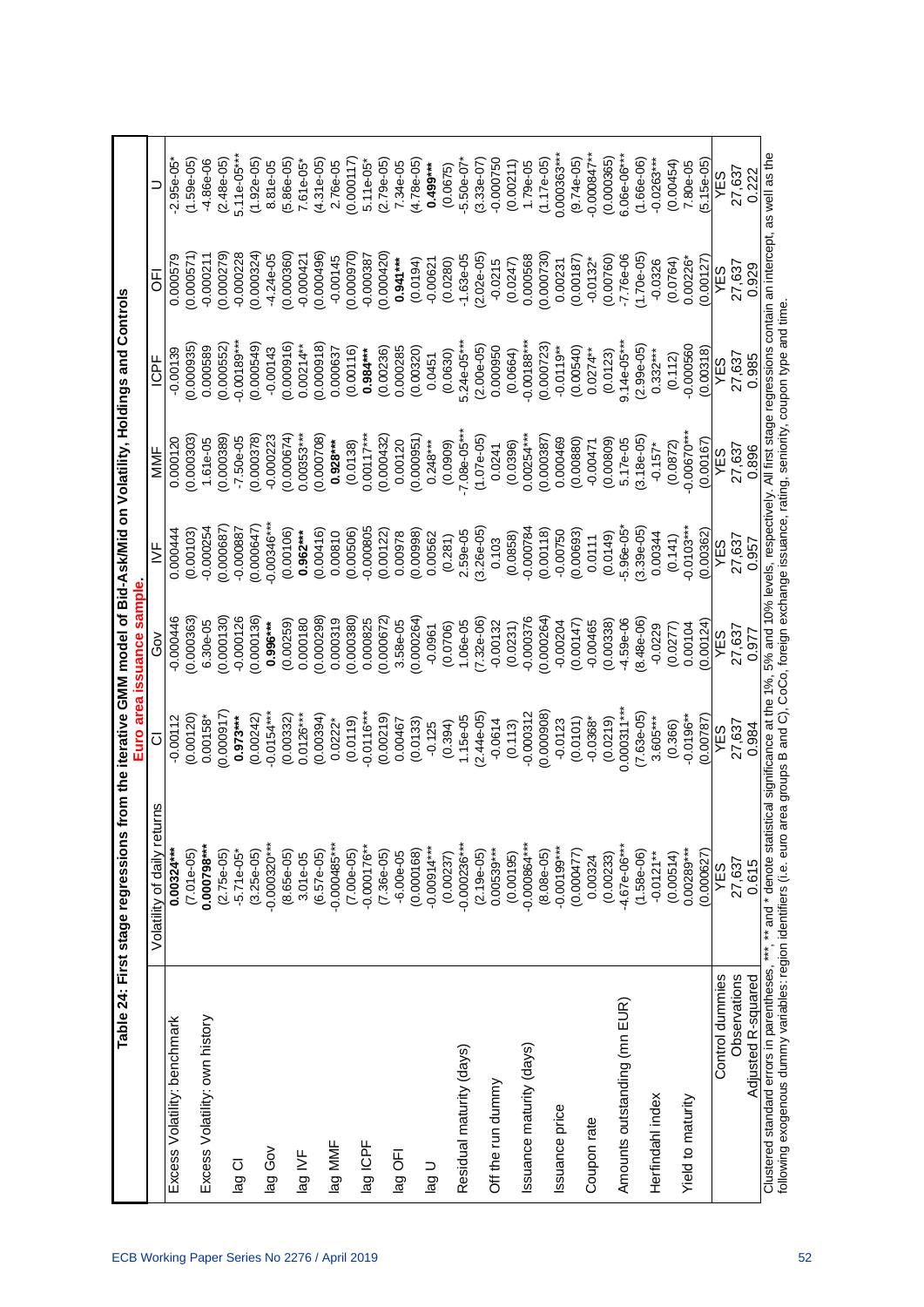**Table 24: First stage regressions from the iterative GMM model of Bid-Ask/Mid on Volatility, Holdings and Controls**

**Euro area issuance sample.**

| | Volatility of daily returns | CI | Gov | IVF | MMF | ICPF | OFI | U |
|---|---|---|---|---|---|---|---|---|
| Excess Volatility: benchmark | **0.00324*** | -0.00112 | -0.000446 | 0.000444 | 0.000120 | -0.00139 | 0.000579 | -2.95e-05* |
| | (7.01e-05) | (0.00120) | (0.000363) | (0.00103) | (0.000303) | (0.000935) | (0.000571) | (1.59e-05) |
| Excess Volatility: own history | **0.000798*** | 0.00158* | 6.30e-05 | -0.000254 | 1.61e-05 | 0.000589 | -0.000211 | -4.86e-06 |
| | (2.75e-05) | (0.000917) | (0.000130) | (0.000687) | (0.000389) | (0.000552) | (0.000279) | (2.48e-05) |
| lag CI | -5.71e-05* | **0.973*** | -0.000126 | -0.000887 | -7.50e-05 | -0.00189*** | -0.000228 | 5.11e-05*** |
| | (3.25e-05) | (0.00242) | (0.000136) | (0.000647) | (0.000378) | (0.000549) | (0.000324) | (1.92e-05) |
| lag Gov | -0.000320*** | -0.0154*** | **0.996*** | -0.00346*** | -0.000223 | -0.00143 | -4.24e-05 | 8.81e-05 |
| | (8.65e-05) | (0.00332) | (0.00259) | (0.00106) | (0.000674) | (0.000916) | (0.000360) | (5.86e-05) |
| lag IVF | 3.01e-05 | 0.0126*** | 0.000180 | **0.962*** | 0.00353*** | 0.00214** | -0.000421 | 7.61e-05* |
| | (6.57e-05) | (0.00394) | (0.000298) | (0.00416) | (0.000708) | (0.000918) | (0.000496) | (4.31e-05) |
| lag MMF | -0.000485*** | 0.0222* | 0.000319 | 0.00810 | **0.928*** | 0.00637 | -0.00145 | 2.76e-05 |
| | (7.00e-05) | (0.0119) | (0.000380) | (0.00506) | (0.0138) | (0.00116) | (0.000970) | (0.000117) |
| lag ICPF | -0.000176** | -0.0116*** | 0.000825 | -0.000805 | 0.00117*** | **0.984*** | -0.000387 | 5.11e-05* |
| | (7.36e-05) | (0.00219) | (0.000672) | (0.00122) | (0.000432) | (0.00236) | (0.000420) | (2.79e-05) |
| lag OFI | -6.00e-05 | 0.00467 | 3.58e-05 | 0.00978 | 0.00120 | 0.000285 | **0.941*** | 7.34e-05 |
| | (0.000168) | (0.0133) | (0.000264) | (0.00998) | (0.000951) | (0.00320) | (0.0194) | (4.78e-05) |
| lag U | -0.00914*** | -0.125 | -0.0961 | 0.00562 | 0.248*** | 0.0451 | -0.0621 | **0.499*** |
| | (0.00237) | (0.394) | (0.0706) | (0.281) | (0.0909) | (0.0630) | (0.0280) | (0.0675) |
| Residual maturity (days) | -0.000236*** | 1.15e-05 | 1.06e-05 | 2.59e-05 | -7.08e-05*** | 5.24e-05*** | -1.63e-05 | -5.50e-07* |
| | (2.19e-05) | (2.44e-05) | (7.32e-06) | (3.26e-05) | (1.07e-05) | (2.00e-05) | (2.02e-05) | (3.33e-07) |
| Off the run dummy | 0.00539*** | -0.0614 | -0.00132 | 0.103 | 0.0241 | 0.000950 | -0.0215 | -0.000750 |
| | (0.00195) | (0.113) | (0.0231) | (0.0858) | (0.0396) | (0.0664) | (0.0247) | (0.00211) |
| Issuance maturity (days) | -0.000864*** | -0.000312 | -0.000376 | -0.000784 | 0.00254*** | -0.00188*** | 0.000568 | 1.79e-05 |
| | (8.08e-05) | (0.000908) | (0.000264) | (0.00118) | (0.000387) | (0.000723) | (0.000730) | (1.17e-05) |
| Issuance price | -0.00199*** | -0.0123 | -0.00204 | -0.00750 | 0.000469 | -0.0119** | 0.00231 | 0.000363*** |
| | (0.000477) | (0.0101) | (0.00147) | (0.00693) | (0.00880) | (0.00540) | (0.00187) | (9.74e-05) |
| Coupon rate | 0.00324 | -0.0368* | -0.00465 | 0.0111 | -0.00471 | 0.0274** | -0.0132* | -0.000847** |
| | (0.00233) | (0.0219) | (0.00338) | (0.0149) | (0.00809) | (0.0123) | (0.00760) | (0.000365) |
| Amounts outstanding (mn EUR) | -4.67e-06*** | 0.000311*** | -4.59e-06 | -5.96e-05* | 5.17e-05 | 9.14e-05*** | -7.76e-06 | 6.06e-06*** |
| | (1.58e-06) | (7.63e-05) | (8.48e-06) | (3.39e-05) | (3.18e-05) | (2.99e-05) | (1.70e-05) | (1.66e-06) |
| Herfindahl index | -0.0121** | 3.605*** | -0.0229 | 0.00344 | -0.157* | 0.332*** | -0.0326 | -0.0263*** |
| | (0.00514) | (0.366) | (0.0277) | (0.141) | (0.0872) | (0.112) | (0.0764) | (0.00454) |
| Yield to maturity | 0.00289*** | -0.0196** | 0.00104 | -0.0103*** | -0.00670*** | -0.000560 | 0.00226* | 7.80e-05 |
| | (0.000627) | (0.00787) | (0.00124) | (0.00362) | (0.00167) | (0.00318) | (0.00127) | (5.15e-05) |
| Control dummies | YES | YES | YES | YES | YES | YES | YES | YES |
| Observations | 27,637 | 27,637 | 27,637 | 27,637 | 27,637 | 27,637 | 27,637 | 27,637 |
| Adjusted R-squared | 0.615 | 0.984 | 0.977 | 0.957 | 0.896 | 0.985 | 0.929 | 0.222 |

Clustered standard errors in parentheses, ***, ** and * denote statistical significance at the 1%, 5% and 10% levels, respectively. All first stage regressions contain an intercept, as well as the following exogenous dummy variables: region identifiers (i.e. euro area groups B and C), CoCo, foreign exchange issuance, rating, seniority, coupon type and time.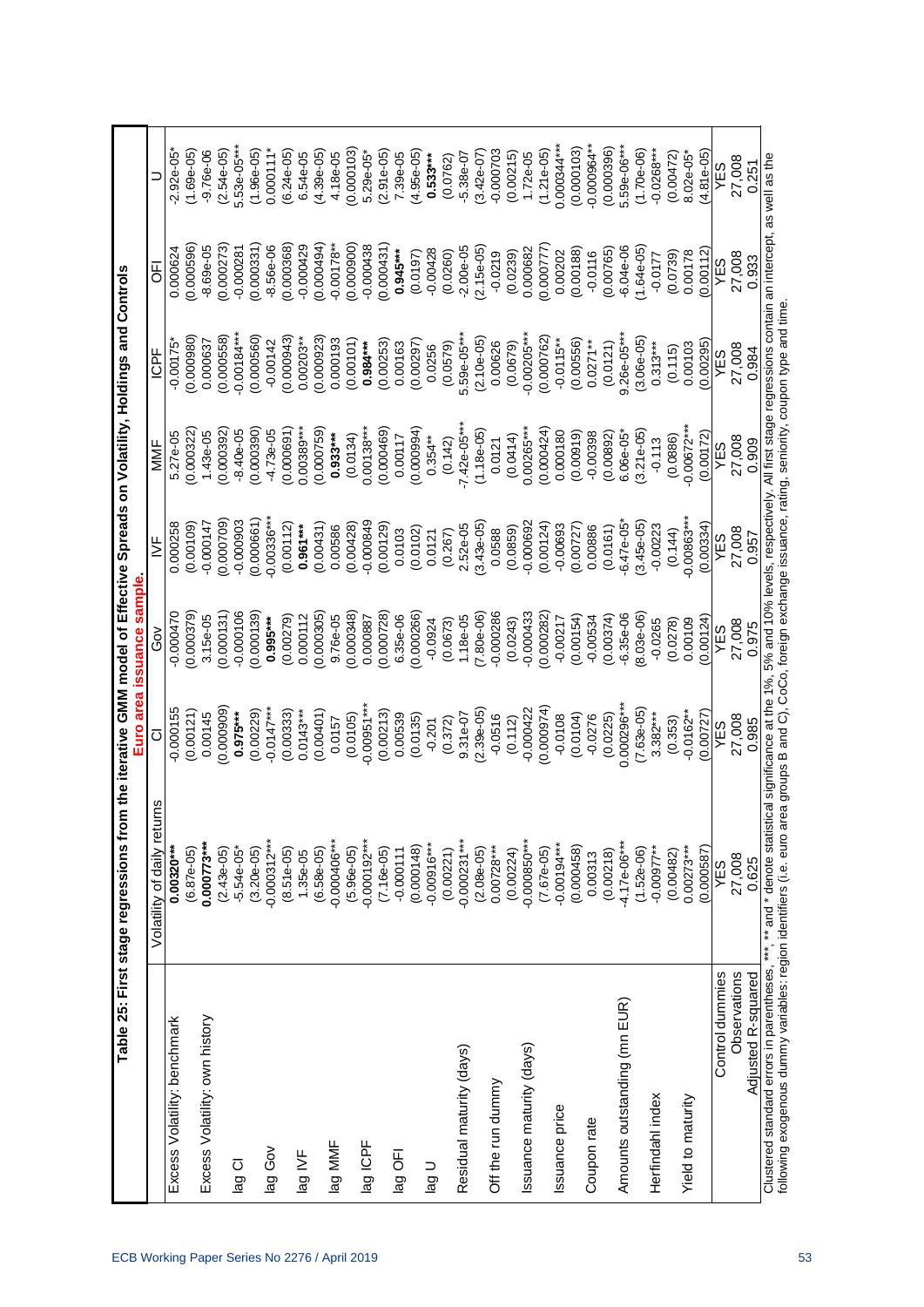**Table 25: First stage regressions from the iterative GMM model of Effective Spreads on Volatility, Holdings and Controls**

**Euro area issuance sample.**

| | Volatility of daily returns | CI | Gov | IVF | MMF | ICPF | OFI | U |
|---|---|---|---|---|---|---|---|---|
| Excess Volatility: benchmark | **0.00320\*\*\*** | -0.000155 | -0.000470 | 0.000258 | 5.27e-05 | -0.00175\* | 0.000624 | -2.92e-05\* |
| | (6.87e-05) | (0.00121) | (0.000379) | (0.00109) | (0.000322) | (0.000980) | (0.000596) | (1.69e-05) |
| Excess Volatility: own history | **0.000773\*\*\*** | 0.00145 | 3.15e-05 | -0.000147 | 1.43e-05 | 0.000637 | -8.69e-05 | -9.76e-06 |
| | (2.43e-05) | (0.000909) | (0.000131) | (0.000709) | (0.000392) | (0.000558) | (0.000273) | (2.54e-05) |
| lag CI | -5.54e-05\* | **0.975\*\*\*** | -0.000106 | -0.000903 | -8.40e-05 | -0.00184\*\*\* | -0.000281 | 5.53e-05\*\*\* |
| | (3.20e-05) | (0.00229) | (0.000139) | (0.000661) | (0.000390) | (0.000560) | (0.000331) | (1.96e-05) |
| lag Gov | -0.000312\*\*\* | -0.0147\*\*\* | **0.995\*\*\*** | -0.00336\*\*\* | -4.73e-05 | -0.00142 | -8.56e-06 | 0.000111\* |
| | (8.51e-05) | (0.00333) | (0.00279) | (0.00112) | (0.000691) | (0.000943) | (0.000368) | (6.24e-05) |
| lag IVF | 1.35e-05 | 0.0143\*\*\* | 0.000112 | **0.961\*\*\*** | 0.00389\*\*\* | 0.00203\*\* | -0.000429 | 6.54e-05 |
| | (6.58e-05) | (0.00401) | (0.000305) | (0.00431) | (0.000759) | (0.000923) | (0.000494) | (4.39e-05) |
| lag MMF | -0.000406\*\*\* | 0.0157 | 9.76e-05 | 0.00586 | **0.933\*\*\*** | 0.000193 | -0.00178\*\* | 4.18e-05 |
| | (5.96e-05) | (0.0105) | (0.000348) | (0.00428) | (0.0134) | (0.00101) | (0.000900) | (0.000103) |
| lag ICPF | -0.000192\*\*\* | -0.00951\*\*\* | 0.000887 | -0.000849 | 0.00138\*\*\* | **0.984\*\*\*** | -0.000438 | 5.29e-05\* |
| | (7.16e-05) | (0.00213) | (0.000728) | (0.00129) | (0.000469) | (0.00253) | (0.000431) | (2.91e-05) |
| lag OFI | -0.000111 | 0.00539 | 6.35e-06 | 0.0103 | 0.00117 | 0.00163 | **0.945\*\*\*** | 7.39e-05 |
| | (0.000148) | (0.0135) | (0.000266) | (0.0102) | (0.000994) | (0.00297) | (0.0197) | (4.95e-05) |
| lag U | -0.00916\*\*\* | -0.201 | -0.0924 | 0.0121 | 0.354\*\* | 0.0256 | -0.00428 | **0.533\*\*\*** |
| | (0.00221) | (0.372) | (0.0673) | (0.267) | (0.142) | (0.0579) | (0.0260) | (0.0762) |
| Residual maturity (days) | -0.000231\*\*\* | 9.31e-07 | 1.18e-05 | 2.52e-05 | -7.42e-05\*\*\* | 5.59e-05\*\*\* | -2.00e-05 | -5.38e-07 |
| | (2.08e-05) | (2.39e-05) | (7.80e-06) | (3.43e-05) | (1.18e-05) | (2.10e-05) | (2.15e-05) | (3.42e-07) |
| Off the run dummy | 0.00728\*\*\* | -0.0516 | -0.000286 | 0.0588 | 0.0121 | 0.00626 | -0.0219 | -0.000703 |
| | (0.00224) | (0.112) | (0.0243) | (0.0859) | (0.0414) | (0.0679) | (0.0239) | (0.00215) |
| Issuance maturity (days) | -0.000850\*\*\* | -0.000422 | -0.000433 | -0.000692 | 0.00265\*\*\* | -0.00205\*\*\* | 0.000682 | 1.72e-05 |
| | (7.67e-05) | (0.000974) | (0.000282) | (0.00124) | (0.000424) | (0.000762) | (0.000777) | (1.21e-05) |
| Issuance price | -0.00194\*\*\* | -0.0108 | -0.00217 | -0.00693 | 0.000180 | -0.0115\*\* | 0.00202 | 0.000344\*\*\* |
| | (0.000458) | (0.0104) | (0.00154) | (0.00727) | (0.00919) | (0.00556) | (0.00188) | (0.000103) |
| Coupon rate | 0.00313 | -0.0276 | -0.00534 | 0.00886 | -0.00398 | 0.0271\*\* | -0.0116 | -0.000964\*\* |
| | (0.00218) | (0.0225) | (0.00374) | (0.0161) | (0.00892) | (0.0121) | (0.00765) | (0.000396) |
| Amounts outstanding (mn EUR) | -4.17e-06\*\*\* | 0.000296\*\*\* | -6.35e-06 | -6.47e-05\* | 6.06e-05\* | 9.26e-05\*\*\* | -6.04e-06 | 5.59e-06\*\*\* |
| | (1.52e-06) | (7.63e-05) | (8.03e-06) | (3.45e-05) | (3.21e-05) | (3.06e-05) | (1.64e-05) | (1.70e-06) |
| Herfindahl index | -0.00977\*\* | 3.382\*\*\* | -0.0265 | -0.00223 | -0.113 | 0.313\*\*\* | -0.0177 | -0.0268\*\*\* |
| | (0.00482) | (0.353) | (0.0278) | (0.144) | (0.0886) | (0.115) | (0.0739) | (0.00472) |
| Yield to maturity | 0.00273\*\*\* | -0.0162\*\* | 0.00109 | -0.00863\*\*\* | -0.00672\*\*\* | 0.00103 | 0.00178 | 8.02e-05\* |
| | (0.000587) | (0.00727) | (0.00124) | (0.00334) | (0.00172) | (0.00295) | (0.00112) | (4.81e-05) |
| Control dummies | YES | YES | YES | YES | YES | YES | YES | YES |
| Observations | 27,008 | 27,008 | 27,008 | 27,008 | 27,008 | 27,008 | 27,008 | 27,008 |
| Adjusted R-squared | 0.625 | 0.985 | 0.975 | 0.957 | 0.909 | 0.984 | 0.933 | 0.251 |

Clustered standard errors in parentheses, \*\*\*, \*\* and \* denote statistical significance at the 1%, 5% and 10% levels, respectively. All first stage regressions contain an intercept, as well as the following exogenous dummy variables: region identifiers (i.e. euro area groups B and C), CoCo, foreign exchange issuance, rating, seniority, coupon type and time.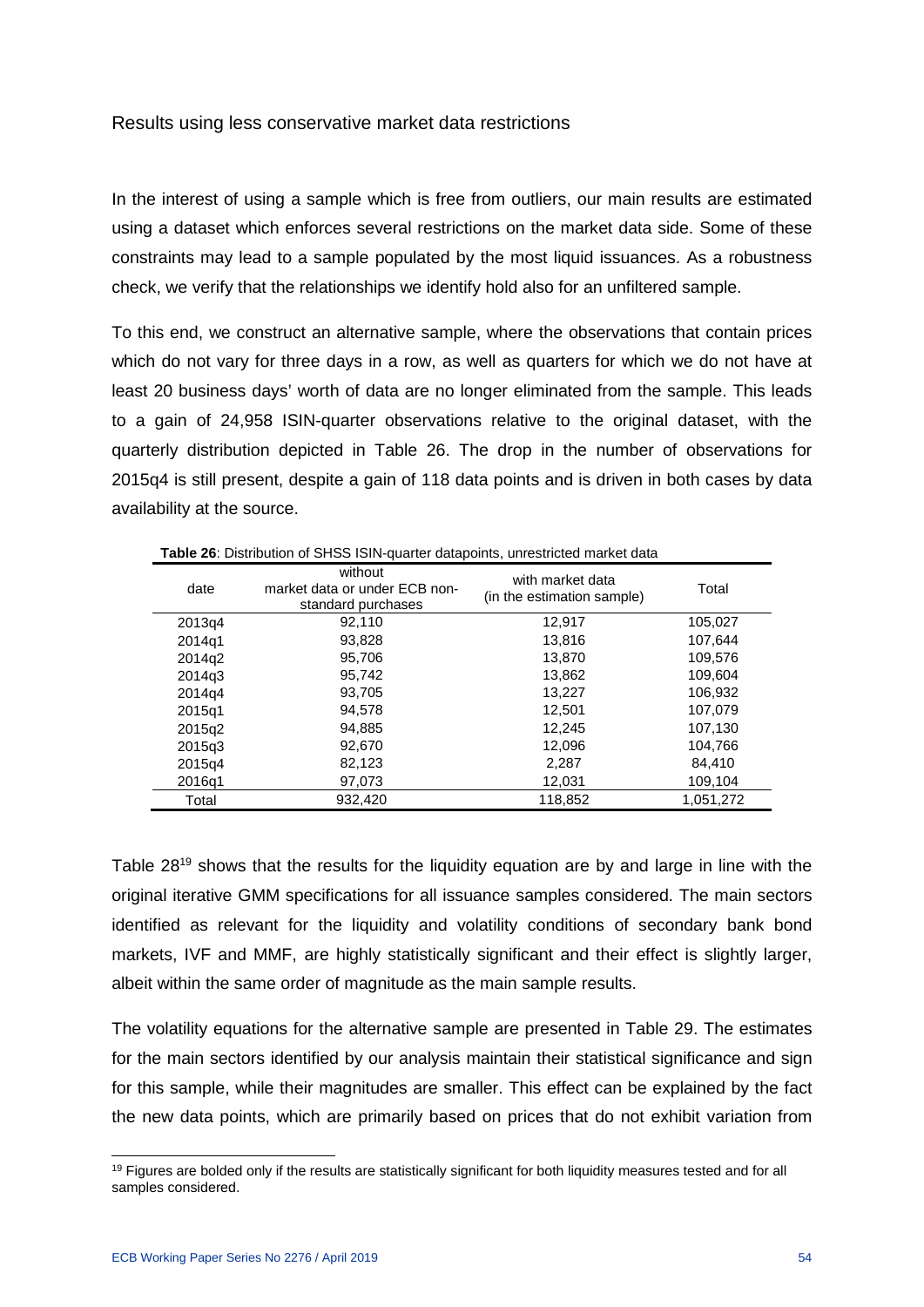### Results using less conservative market data restrictions

In the interest of using a sample which is free from outliers, our main results are estimated using a dataset which enforces several restrictions on the market data side. Some of these constraints may lead to a sample populated by the most liquid issuances. As a robustness check, we verify that the relationships we identify hold also for an unfiltered sample.

To this end, we construct an alternative sample, where the observations that contain prices which do not vary for three days in a row, as well as quarters for which we do not have at least 20 business days' worth of data are no longer eliminated from the sample. This leads to a gain of 24,958 ISIN-quarter observations relative to the original dataset, with the quarterly distribution depicted in Table 26. The drop in the number of observations for 2015q4 is still present, despite a gain of 118 data points and is driven in both cases by data availability at the source.

**Table 26**: Distribution of SHSS ISIN-quarter datapoints, unrestricted market data

| date | without market data or under ECB non-standard purchases | with market data (in the estimation sample) | Total |
|---|---|---|---|
| 2013q4 | 92,110 | 12,917 | 105,027 |
| 2014q1 | 93,828 | 13,816 | 107,644 |
| 2014q2 | 95,706 | 13,870 | 109,576 |
| 2014q3 | 95,742 | 13,862 | 109,604 |
| 2014q4 | 93,705 | 13,227 | 106,932 |
| 2015q1 | 94,578 | 12,501 | 107,079 |
| 2015q2 | 94,885 | 12,245 | 107,130 |
| 2015q3 | 92,670 | 12,096 | 104,766 |
| 2015q4 | 82,123 | 2,287 | 84,410 |
| 2016q1 | 97,073 | 12,031 | 109,104 |
| Total | 932,420 | 118,852 | 1,051,272 |

Table 28[19] shows that the results for the liquidity equation are by and large in line with the original iterative GMM specifications for all issuance samples considered. The main sectors identified as relevant for the liquidity and volatility conditions of secondary bank bond markets, IVF and MMF, are highly statistically significant and their effect is slightly larger, albeit within the same order of magnitude as the main sample results.

The volatility equations for the alternative sample are presented in Table 29. The estimates for the main sectors identified by our analysis maintain their statistical significance and sign for this sample, while their magnitudes are smaller. This effect can be explained by the fact the new data points, which are primarily based on prices that do not exhibit variation from

[19] Figures are bolded only if the results are statistically significant for both liquidity measures tested and for all samples considered.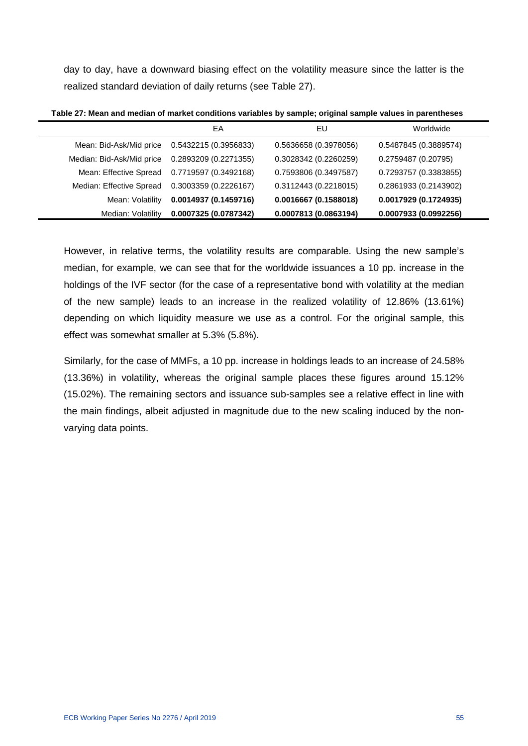day to day, have a downward biasing effect on the volatility measure since the latter is the realized standard deviation of daily returns (see Table 27).

**Table 27: Mean and median of market conditions variables by sample; original sample values in parentheses**

| | EA | EU | Worldwide |
|---|---|---|---|
| Mean: Bid-Ask/Mid price | 0.5432215 (0.3956833) | 0.5636658 (0.3978056) | 0.5487845 (0.3889574) |
| Median: Bid-Ask/Mid price | 0.2893209 (0.2271355) | 0.3028342 (0.2260259) | 0.2759487 (0.20795) |
| Mean: Effective Spread | 0.7719597 (0.3492168) | 0.7593806 (0.3497587) | 0.7293757 (0.3383855) |
| Median: Effective Spread | 0.3003359 (0.2226167) | 0.3112443 (0.2218015) | 0.2861933 (0.2143902) |
| Mean: Volatility | **0.0014937 (0.1459716)** | **0.0016667 (0.1588018)** | **0.0017929 (0.1724935)** |
| Median: Volatility | **0.0007325 (0.0787342)** | **0.0007813 (0.0863194)** | **0.0007933 (0.0992256)** |

However, in relative terms, the volatility results are comparable. Using the new sample's median, for example, we can see that for the worldwide issuances a 10 pp. increase in the holdings of the IVF sector (for the case of a representative bond with volatility at the median of the new sample) leads to an increase in the realized volatility of 12.86% (13.61%) depending on which liquidity measure we use as a control. For the original sample, this effect was somewhat smaller at 5.3% (5.8%).

Similarly, for the case of MMFs, a 10 pp. increase in holdings leads to an increase of 24.58% (13.36%) in volatility, whereas the original sample places these figures around 15.12% (15.02%). The remaining sectors and issuance sub-samples see a relative effect in line with the main findings, albeit adjusted in magnitude due to the new scaling induced by the non-varying data points.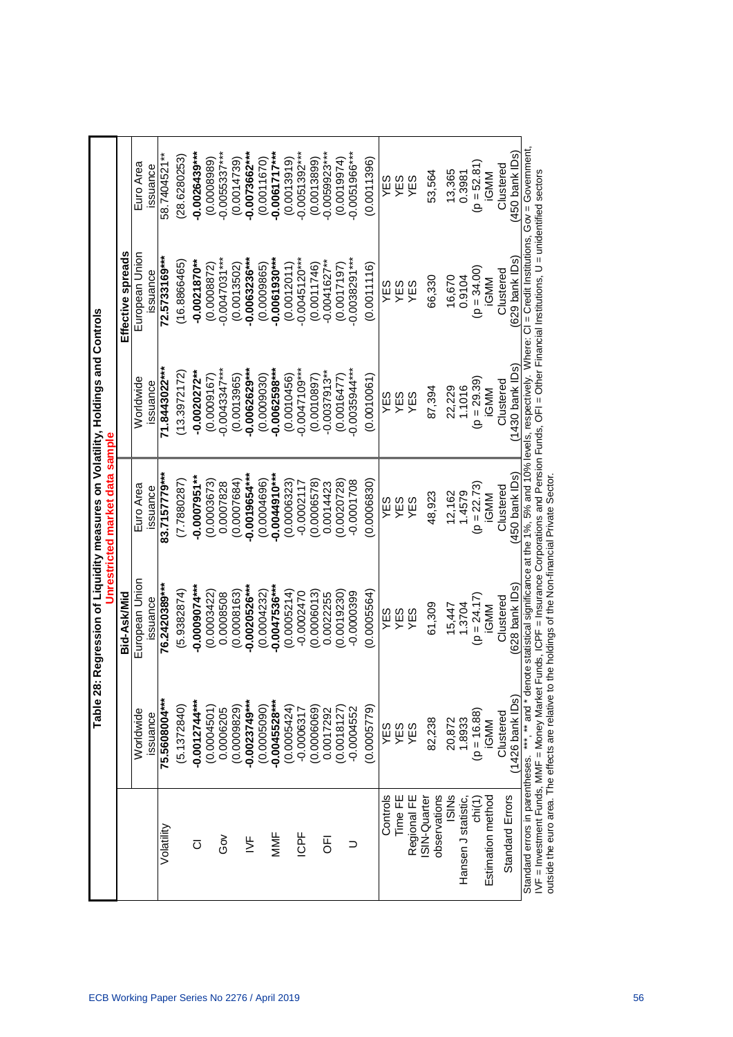**Table 28: Regression of Liquidity measures on Volatility, Holdings and Controls**

**Unrestricted market data sample**

| | Bid-Ask/Mid | | | Effective spreads | | |
|---|---|---|---|---|---|---|
| | Worldwide issuance | European Union issuance | Euro Area issuance | Worldwide issuance | European Union issuance | Euro Area issuance |
| Volatility | **75.5608004*** ** | **76.2420389*** ** | **83.7157779*** ** | **71.8443022*** ** | **72.5733169*** ** | 58.7404521** |
| | (5.1372840) | (5.9382874) | (7.7880287) | (13.3972172) | (16.8866465) | (28.6280253) |
| CI | **-0.0012744*** ** | **-0.0009074*** ** | **-0.0007951** ** | **-0.0020272** ** | **-0.0021870** ** | **-0.0026439*** ** |
| | (0.0004501) | (0.0003422) | (0.0003673) | (0.0009167) | (0.0008872) | (0.0008989) |
| Gov | 0.0006205 | 0.0008508 | 0.0007828 | -0.0043347*** | -0.0047031*** | -0.0055337*** |
| | (0.0009829) | (0.0008163) | (0.0007684) | (0.0013965) | (0.0013502) | (0.0014739) |
| IVF | **-0.0023749*** ** | **-0.0020526*** ** | **-0.0019654*** ** | **-0.0062629*** ** | **-0.0063236*** ** | **-0.0073662*** ** |
| | (0.0005090) | (0.0004232) | (0.0004696) | (0.0009030) | (0.0009865) | (0.0011670) |
| MMF | **-0.0045528*** ** | **-0.0047536*** ** | **-0.0044910*** ** | **-0.0062598*** ** | **-0.0061930*** ** | **-0.0061717*** ** |
| | (0.0005424) | (0.0005214) | (0.0006323) | (0.0010456) | (0.0012011) | (0.0013919) |
| ICPF | -0.0006317 | -0.0002470 | -0.0002117 | -0.0047109*** | -0.0045120*** | -0.0051392*** |
| | (0.0006069) | (0.0006013) | (0.0006578) | (0.0010897) | (0.0011746) | (0.0013899) |
| OFI | 0.0017292 | 0.0022255 | 0.0014423 | -0.0037913** | -0.0041627** | -0.0059923*** |
| | (0.0018127) | (0.0019230) | (0.0020728) | (0.0016477) | (0.0017197) | (0.0019974) |
| U | -0.0004552 | -0.0000399 | -0.0001708 | -0.0035944*** | -0.0038291*** | -0.0051966*** |
| | (0.0005779) | (0.0005564) | (0.0006830) | (0.0010061) | (0.0011116) | (0.0011396) |
| Controls | YES | YES | YES | YES | YES | YES |
| Time FE | YES | YES | YES | YES | YES | YES |
| Regional FE | YES | YES | YES | YES | YES | YES |
| ISIN-Quarter observations | 82,238 | 61,309 | 48,923 | 87,394 | 66,330 | 53,564 |
| ISINs | 20,872 | 15,447 | 12,162 | 22,229 | 16,670 | 13,365 |
| Hansen J statistic, chi(1) | 1.8933 (p = 16.88) | 1.3704 (p = 24.17) | 1.4579 (p = 22.73) | 1.1016 (p = 29.39) | 0.9104 (p = 34.00) | 0.3981 (p = 52.81) |
| Estimation method | iGMM | iGMM | iGMM | iGMM | iGMM | iGMM |
| Standard Errors | Clustered (1426 bank IDs) | Clustered (628 bank IDs) | Clustered (450 bank IDs) | Clustered (1430 bank IDs) | Clustered (629 bank IDs) | Clustered (450 bank IDs) |

Standard errors in parentheses. ***, ** and * denote statistical significance at the 1%, 5% and 10% levels, respectively. Where: CI = Credit Institutions, Gov = Government, IVF = Investment Funds, MMF = Money Market Funds, ICPF = Insurance Corporations and Pension Funds, OFI = Other Financial Institutions, U = unidentified sectors outside the euro area. The effects are relative to the holdings of the Non-financial Private Sector.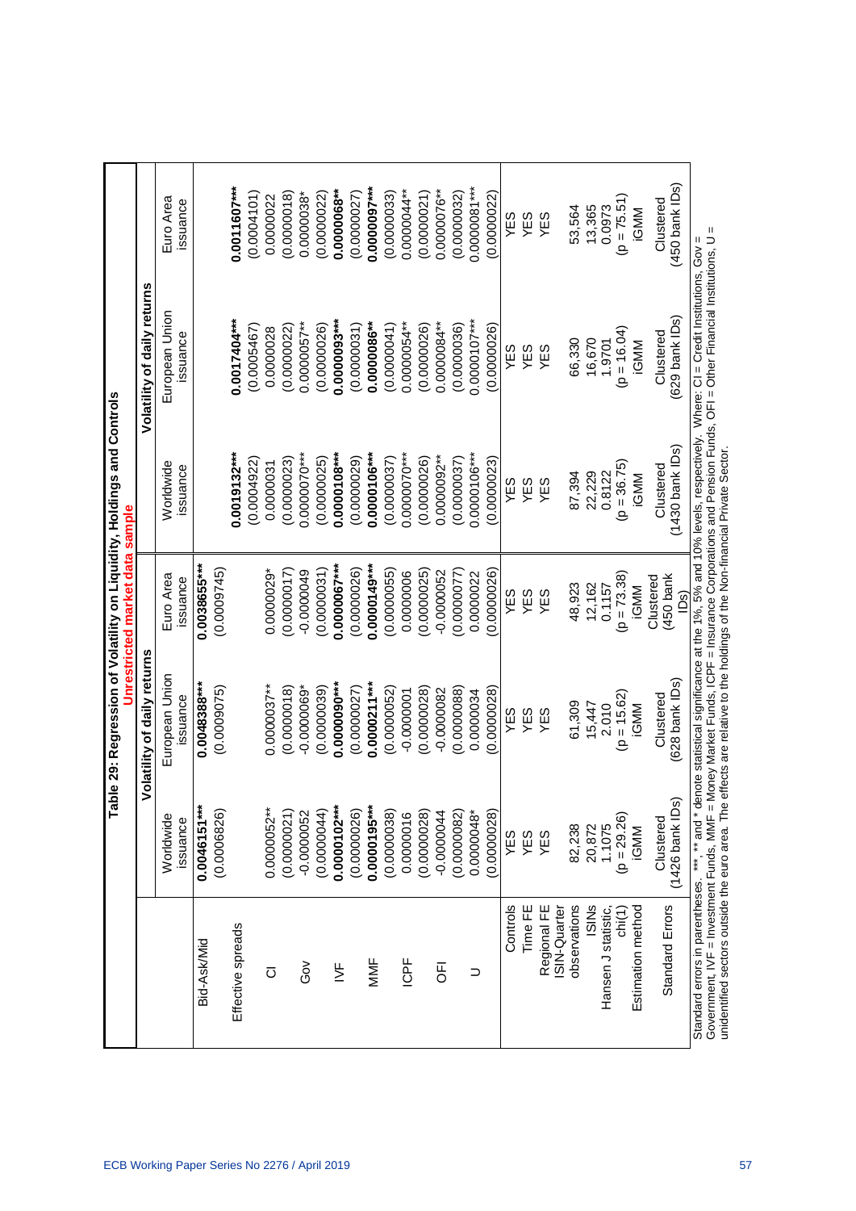**Table 29: Regression of Volatility on Liquidity, Holdings and Controls**

**Unrestricted market data sample**

| | Volatility of daily returns | | | Volatility of daily returns | | |
|---|---|---|---|---|---|---|
| | Worldwide issuance | European Union issuance | Euro Area issuance | Worldwide issuance | European Union issuance | Euro Area issuance |
| Bid-Ask/Mid | **0.0046151\*\*\*** | **0.0048388\*\*\*** | **0.0038655\*\*\*** | | | |
| | (0.0006826) | (0.0009075) | (0.0009745) | | | |
| Effective spreads | | | | **0.0019132\*\*\*** | **0.0017404\*\*\*** | **0.0011607\*\*\*** |
| | | | | (0.0004922) | (0.0005467) | (0.0004101) |
| CI | 0.0000052\*\* | 0.0000037\*\* | 0.0000029\* | 0.0000031 | 0.0000028 | 0.0000022 |
| | (0.0000021) | (0.0000018) | (0.0000017) | (0.0000023) | (0.0000022) | (0.0000018) |
| Gov | -0.0000052 | -0.0000069\* | -0.0000049 | 0.0000070\*\*\* | 0.0000057\*\* | 0.0000038\* |
| | (0.0000044) | (0.0000039) | (0.0000031) | (0.0000025) | (0.0000026) | (0.0000022) |
| IVF | **0.0000102\*\*\*** | **0.0000090\*\*\*** | **0.0000067\*\*\*** | **0.0000108\*\*\*** | **0.0000093\*\*\*** | **0.0000068\*\*** |
| | (0.0000026) | (0.0000027) | (0.0000026) | (0.0000029) | (0.0000031) | (0.0000027) |
| MMF | **0.0000195\*\*\*** | **0.0000211\*\*\*** | **0.0000149\*\*\*** | **0.0000106\*\*\*** | **0.0000086\*\*** | **0.0000097\*\*\*** |
| | (0.0000038) | (0.0000052) | (0.0000055) | (0.0000037) | (0.0000041) | (0.0000033) |
| ICPF | 0.0000016 | -0.0000001 | 0.0000006 | 0.0000070\*\*\* | 0.0000054\*\* | 0.0000044\*\* |
| | (0.0000028) | (0.0000028) | (0.0000025) | (0.0000026) | (0.0000026) | (0.0000021) |
| OFI | -0.0000044 | -0.0000082 | -0.0000052 | 0.0000092\*\* | 0.0000084\*\* | 0.0000076\*\* |
| | (0.0000082) | (0.0000088) | (0.0000077) | (0.0000037) | (0.0000036) | (0.0000032) |
| U | 0.0000048\* | 0.0000034 | 0.0000022 | 0.0000106\*\*\* | 0.0000107\*\*\* | 0.0000081\*\*\* |
| | (0.0000028) | (0.0000028) | (0.0000026) | (0.0000023) | (0.0000026) | (0.0000022) |
| Controls | YES | YES | YES | YES | YES | YES |
| Time FE | YES | YES | YES | YES | YES | YES |
| Regional FE | YES | YES | YES | YES | YES | YES |
| ISIN-Quarter observations | 82,238 | 61,309 | 48,923 | 87,394 | 66,330 | 53,564 |
| ISINs | 20,872 | 15,447 | 12,162 | 22,229 | 16,670 | 13,365 |
| Hansen J statistic, chi(1) | 1.1075<br>(p = 29.26) | 2.010<br>(p = 15.62) | 0.1157<br>(p = 73.38) | 0.8122<br>(p = 36.75) | 1.9701<br>(p = 16.04) | 0.0973<br>(p = 75.51) |
| Estimation method | iGMM | iGMM | iGMM | iGMM | iGMM | iGMM |
| Standard Errors | Clustered (1426 bank IDs) | Clustered (628 bank IDs) | Clustered (450 bank IDs) | Clustered (1430 bank IDs) | Clustered (629 bank IDs) | Clustered (450 bank IDs) |

Standard errors in parentheses. \*\*\*, \*\* and \* denote statistical significance at the 1%, 5% and 10% levels, respectively. Where: CI = Credit Institutions, Gov = Government, IVF = Investment Funds, MMF = Money Market Funds, ICPF = Insurance Corporations and Pension Funds, OFI = Other Financial Institutions, U = unidentified sectors outside the euro area. The effects are relative to the holdings of the Non-financial Private Sector.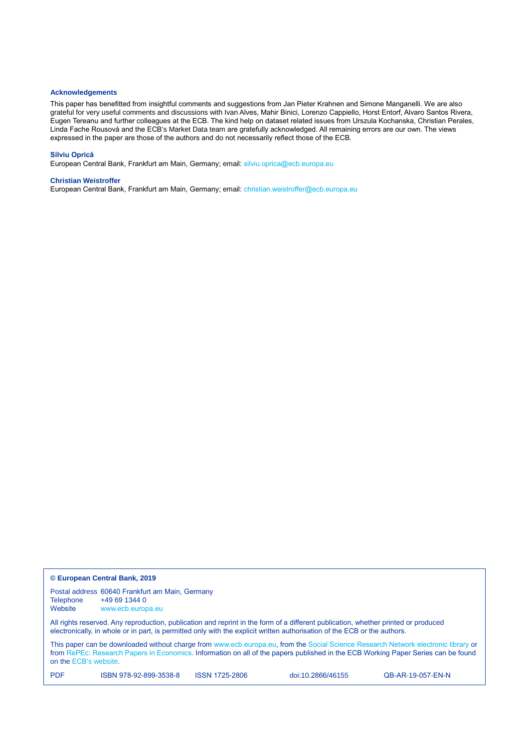**Acknowledgements**

This paper has benefitted from insightful comments and suggestions from Jan Pieter Krahnen and Simone Manganelli. We are also grateful for very useful comments and discussions with Ivan Alves, Mahir Binici, Lorenzo Cappiello, Horst Entorf, Alvaro Santos Rivera, Eugen Tereanu and further colleagues at the ECB. The kind help on dataset related issues from Urszula Kochanska, Christian Perales, Linda Fache Rousová and the ECB's Market Data team are gratefully acknowledged. All remaining errors are our own. The views expressed in the paper are those of the authors and do not necessarily reflect those of the ECB.

**Silviu Oprică**
European Central Bank, Frankfurt am Main, Germany; email: silviu.oprica@ecb.europa.eu

**Christian Weistroffer**
European Central Bank, Frankfurt am Main, Germany; email: christian.weistroffer@ecb.europa.eu

**© European Central Bank, 2019**

Postal address 60640 Frankfurt am Main, Germany
Telephone +49 69 1344 0
Website www.ecb.europa.eu

All rights reserved. Any reproduction, publication and reprint in the form of a different publication, whether printed or produced electronically, in whole or in part, is permitted only with the explicit written authorisation of the ECB or the authors.

This paper can be downloaded without charge from www.ecb.europa.eu, from the Social Science Research Network electronic library or from RePEc: Research Papers in Economics. Information on all of the papers published in the ECB Working Paper Series can be found on the ECB's website.

PDF ISBN 978-92-899-3538-8 ISSN 1725-2806 doi:10.2866/46155 QB-AR-19-057-EN-N